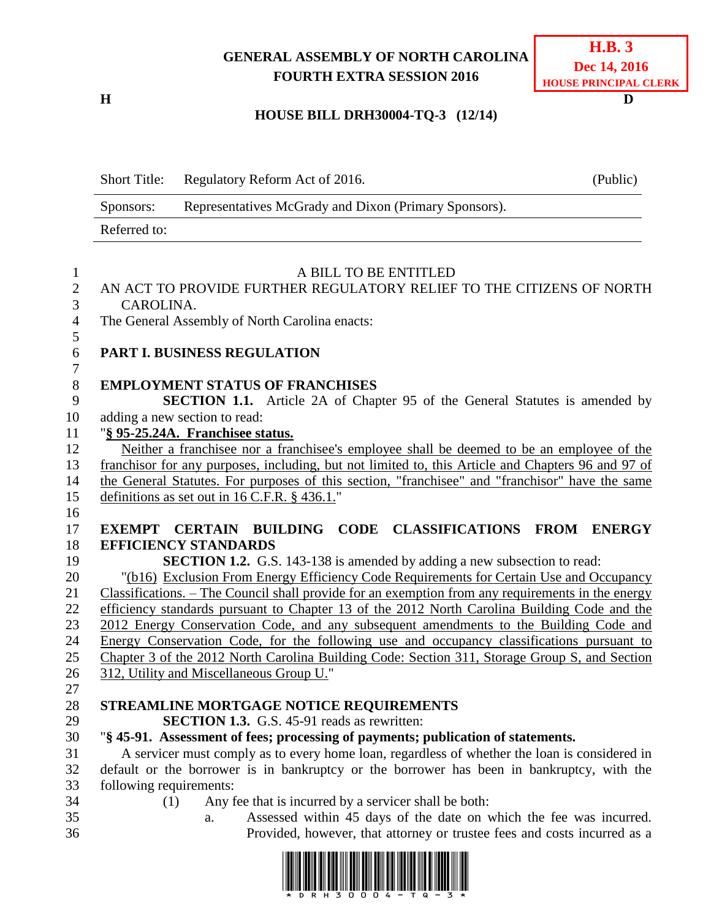GENERAL ASSEMBLY OF NORTH CAROLINA
FOURTH EXTRA SESSION 2016

**H.B. 3**
**Dec 14, 2016**
**HOUSE PRINCIPAL CLERK**

**H** **D**

**HOUSE BILL DRH30004-TQ-3 (12/14)**

| Short Title: | Regulatory Reform Act of 2016. | (Public) |
|---|---|---|
| Sponsors: | Representatives McGrady and Dixon (Primary Sponsors). | |
| Referred to: | | |

A BILL TO BE ENTITLED

AN ACT TO PROVIDE FURTHER REGULATORY RELIEF TO THE CITIZENS OF NORTH CAROLINA.

The General Assembly of North Carolina enacts:

**PART I. BUSINESS REGULATION**

**EMPLOYMENT STATUS OF FRANCHISES**

**SECTION 1.1.** Article 2A of Chapter 95 of the General Statutes is amended by adding a new section to read:

"**§ 95-25.24A. Franchisee status.**

Neither a franchisee nor a franchisee's employee shall be deemed to be an employee of the franchisor for any purposes, including, but not limited to, this Article and Chapters 96 and 97 of the General Statutes. For purposes of this section, "franchisee" and "franchisor" have the same definitions as set out in 16 C.F.R. § 436.1."

**EXEMPT CERTAIN BUILDING CODE CLASSIFICATIONS FROM ENERGY EFFICIENCY STANDARDS**

**SECTION 1.2.** G.S. 143-138 is amended by adding a new subsection to read:

"(b16) Exclusion From Energy Efficiency Code Requirements for Certain Use and Occupancy Classifications. – The Council shall provide for an exemption from any requirements in the energy efficiency standards pursuant to Chapter 13 of the 2012 North Carolina Building Code and the 2012 Energy Conservation Code, and any subsequent amendments to the Building Code and Energy Conservation Code, for the following use and occupancy classifications pursuant to Chapter 3 of the 2012 North Carolina Building Code: Section 311, Storage Group S, and Section 312, Utility and Miscellaneous Group U."

**STREAMLINE MORTGAGE NOTICE REQUIREMENTS**

**SECTION 1.3.** G.S. 45-91 reads as rewritten:

"**§ 45-91. Assessment of fees; processing of payments; publication of statements.**

A servicer must comply as to every home loan, regardless of whether the loan is considered in default or the borrower is in bankruptcy or the borrower has been in bankruptcy, with the following requirements:

(1) Any fee that is incurred by a servicer shall be both:

a. Assessed within 45 days of the date on which the fee was incurred. Provided, however, that attorney or trustee fees and costs incurred as a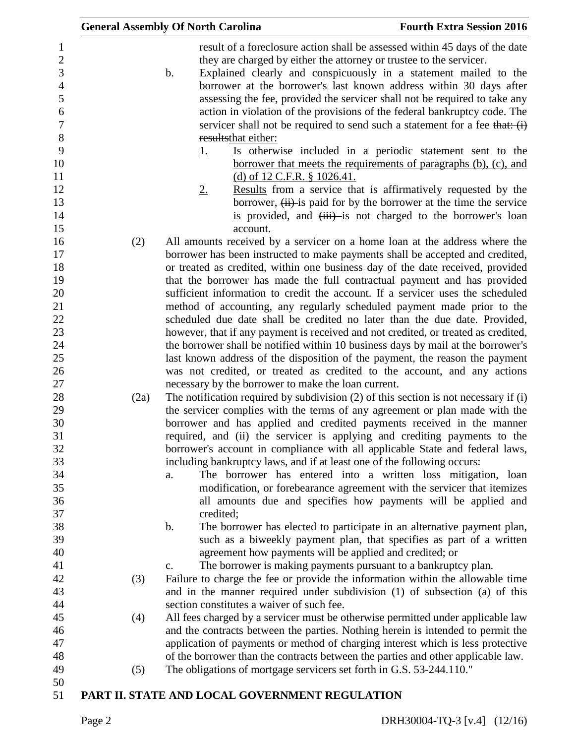result of a foreclosure action shall be assessed within 45 days of the date they are charged by either the attorney or trustee to the servicer.

b. Explained clearly and conspicuously in a statement mailed to the borrower at the borrower's last known address within 30 days after assessing the fee, provided the servicer shall not be required to take any action in violation of the provisions of the federal bankruptcy code. The servicer shall not be required to send such a statement for a fee ~~that: (i) results~~that either:

1. Is otherwise included in a periodic statement sent to the borrower that meets the requirements of paragraphs (b), (c), and (d) of 12 C.F.R. § 1026.41.

2. Results from a service that is affirmatively requested by the borrower, ~~(ii)~~ is paid for by the borrower at the time the service is provided, and ~~(iii)~~ is not charged to the borrower's loan account.

(2) All amounts received by a servicer on a home loan at the address where the borrower has been instructed to make payments shall be accepted and credited, or treated as credited, within one business day of the date received, provided that the borrower has made the full contractual payment and has provided sufficient information to credit the account. If a servicer uses the scheduled method of accounting, any regularly scheduled payment made prior to the scheduled due date shall be credited no later than the due date. Provided, however, that if any payment is received and not credited, or treated as credited, the borrower shall be notified within 10 business days by mail at the borrower's last known address of the disposition of the payment, the reason the payment was not credited, or treated as credited to the account, and any actions necessary by the borrower to make the loan current.

(2a) The notification required by subdivision (2) of this section is not necessary if (i) the servicer complies with the terms of any agreement or plan made with the borrower and has applied and credited payments received in the manner required, and (ii) the servicer is applying and crediting payments to the borrower's account in compliance with all applicable State and federal laws, including bankruptcy laws, and if at least one of the following occurs:

a. The borrower has entered into a written loss mitigation, loan modification, or forebearance agreement with the servicer that itemizes all amounts due and specifies how payments will be applied and credited;

b. The borrower has elected to participate in an alternative payment plan, such as a biweekly payment plan, that specifies as part of a written agreement how payments will be applied and credited; or

c. The borrower is making payments pursuant to a bankruptcy plan.

(3) Failure to charge the fee or provide the information within the allowable time and in the manner required under subdivision (1) of subsection (a) of this section constitutes a waiver of such fee.

(4) All fees charged by a servicer must be otherwise permitted under applicable law and the contracts between the parties. Nothing herein is intended to permit the application of payments or method of charging interest which is less protective of the borrower than the contracts between the parties and other applicable law.

(5) The obligations of mortgage servicers set forth in G.S. 53-244.110."

## PART II. STATE AND LOCAL GOVERNMENT REGULATION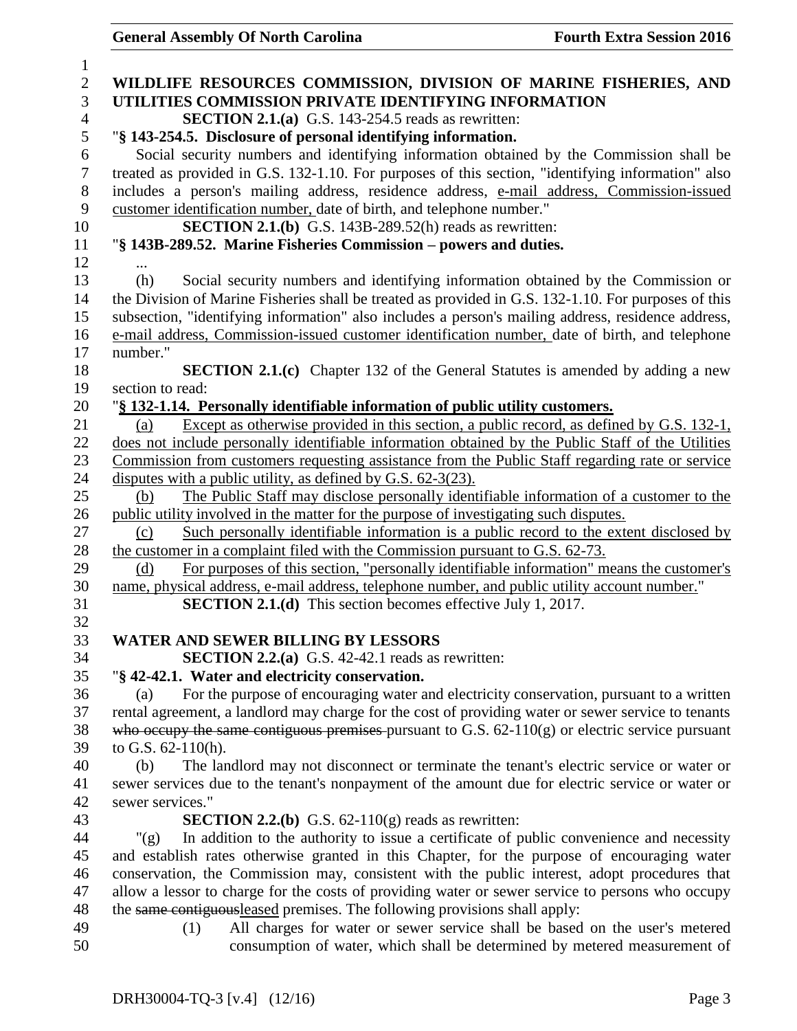**WILDLIFE RESOURCES COMMISSION, DIVISION OF MARINE FISHERIES, AND UTILITIES COMMISSION PRIVATE IDENTIFYING INFORMATION**

**SECTION 2.1.(a)** G.S. 143-254.5 reads as rewritten:

"**§ 143-254.5. Disclosure of personal identifying information.**

Social security numbers and identifying information obtained by the Commission shall be treated as provided in G.S. 132-1.10. For purposes of this section, "identifying information" also includes a person's mailing address, residence address, <u>e-mail address, Commission-issued customer identification number,</u> date of birth, and telephone number."

**SECTION 2.1.(b)** G.S. 143B-289.52(h) reads as rewritten:

"**§ 143B-289.52. Marine Fisheries Commission – powers and duties.**

...

(h) Social security numbers and identifying information obtained by the Commission or the Division of Marine Fisheries shall be treated as provided in G.S. 132-1.10. For purposes of this subsection, "identifying information" also includes a person's mailing address, residence address, <u>e-mail address, Commission-issued customer identification number,</u> date of birth, and telephone number."

**SECTION 2.1.(c)** Chapter 132 of the General Statutes is amended by adding a new section to read:

"**<u>§ 132-1.14. Personally identifiable information of public utility customers.</u>**

<u>(a) Except as otherwise provided in this section, a public record, as defined by G.S. 132-1, does not include personally identifiable information obtained by the Public Staff of the Utilities Commission from customers requesting assistance from the Public Staff regarding rate or service disputes with a public utility, as defined by G.S. 62-3(23).</u>

<u>(b) The Public Staff may disclose personally identifiable information of a customer to the public utility involved in the matter for the purpose of investigating such disputes.</u>

<u>(c) Such personally identifiable information is a public record to the extent disclosed by the customer in a complaint filed with the Commission pursuant to G.S. 62-73.</u>

<u>(d) For purposes of this section, "personally identifiable information" means the customer's name, physical address, e-mail address, telephone number, and public utility account number.</u>"

**SECTION 2.1.(d)** This section becomes effective July 1, 2017.

**WATER AND SEWER BILLING BY LESSORS**

**SECTION 2.2.(a)** G.S. 42-42.1 reads as rewritten:

"**§ 42-42.1. Water and electricity conservation.**

(a) For the purpose of encouraging water and electricity conservation, pursuant to a written rental agreement, a landlord may charge for the cost of providing water or sewer service to tenants ~~who occupy the same contiguous premises~~ pursuant to G.S. 62-110(g) or electric service pursuant to G.S. 62-110(h).

(b) The landlord may not disconnect or terminate the tenant's electric service or water or sewer services due to the tenant's nonpayment of the amount due for electric service or water or sewer services."

**SECTION 2.2.(b)** G.S. 62-110(g) reads as rewritten:

"(g) In addition to the authority to issue a certificate of public convenience and necessity and establish rates otherwise granted in this Chapter, for the purpose of encouraging water conservation, the Commission may, consistent with the public interest, adopt procedures that allow a lessor to charge for the costs of providing water or sewer service to persons who occupy the ~~same contiguous~~<u>leased</u> premises. The following provisions shall apply:

(1) All charges for water or sewer service shall be based on the user's metered consumption of water, which shall be determined by metered measurement of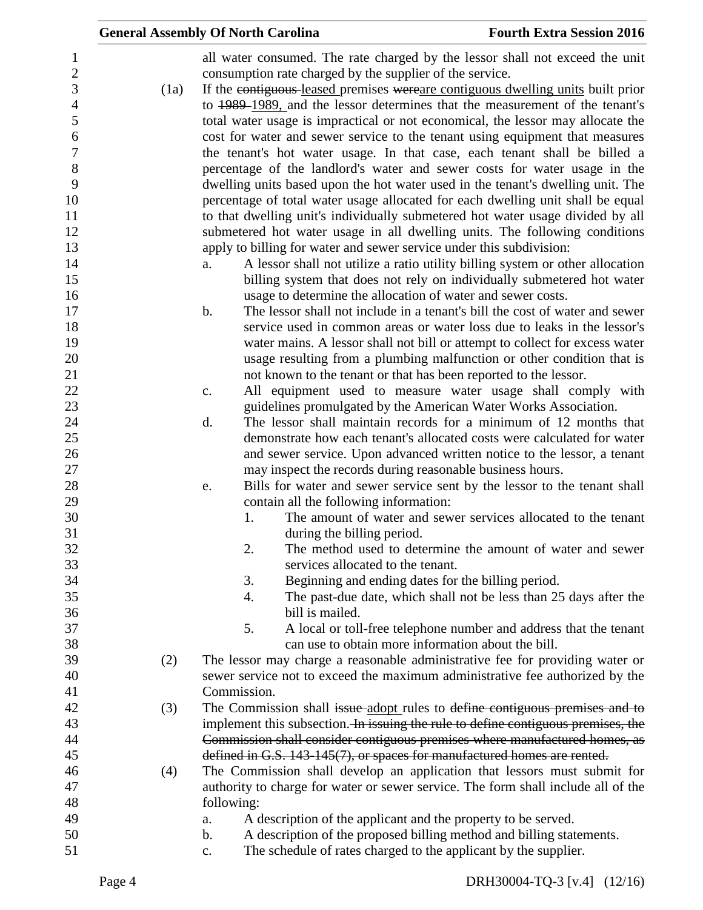all water consumed. The rate charged by the lessor shall not exceed the unit consumption rate charged by the supplier of the service.

(1a) If the ~~contiguous~~ leased premises ~~were~~are contiguous dwelling units built prior to ~~1989~~ 1989, and the lessor determines that the measurement of the tenant's total water usage is impractical or not economical, the lessor may allocate the cost for water and sewer service to the tenant using equipment that measures the tenant's hot water usage. In that case, each tenant shall be billed a percentage of the landlord's water and sewer costs for water usage in the dwelling units based upon the hot water used in the tenant's dwelling unit. The percentage of total water usage allocated for each dwelling unit shall be equal to that dwelling unit's individually submetered hot water usage divided by all submetered hot water usage in all dwelling units. The following conditions apply to billing for water and sewer service under this subdivision:

a. A lessor shall not utilize a ratio utility billing system or other allocation billing system that does not rely on individually submetered hot water usage to determine the allocation of water and sewer costs.

b. The lessor shall not include in a tenant's bill the cost of water and sewer service used in common areas or water loss due to leaks in the lessor's water mains. A lessor shall not bill or attempt to collect for excess water usage resulting from a plumbing malfunction or other condition that is not known to the tenant or that has been reported to the lessor.

c. All equipment used to measure water usage shall comply with guidelines promulgated by the American Water Works Association.

d. The lessor shall maintain records for a minimum of 12 months that demonstrate how each tenant's allocated costs were calculated for water and sewer service. Upon advanced written notice to the lessor, a tenant may inspect the records during reasonable business hours.

e. Bills for water and sewer service sent by the lessor to the tenant shall contain all the following information:

1. The amount of water and sewer services allocated to the tenant during the billing period.
2. The method used to determine the amount of water and sewer services allocated to the tenant.
3. Beginning and ending dates for the billing period.
4. The past-due date, which shall not be less than 25 days after the bill is mailed.
5. A local or toll-free telephone number and address that the tenant can use to obtain more information about the bill.

(2) The lessor may charge a reasonable administrative fee for providing water or sewer service not to exceed the maximum administrative fee authorized by the Commission.

(3) The Commission shall ~~issue~~ adopt rules to ~~define contiguous premises and to~~ implement this subsection. ~~In issuing the rule to define contiguous premises, the Commission shall consider contiguous premises where manufactured homes, as defined in G.S. 143-145(7), or spaces for manufactured homes are rented.~~

(4) The Commission shall develop an application that lessors must submit for authority to charge for water or sewer service. The form shall include all of the following:

a. A description of the applicant and the property to be served.
b. A description of the proposed billing method and billing statements.
c. The schedule of rates charged to the applicant by the supplier.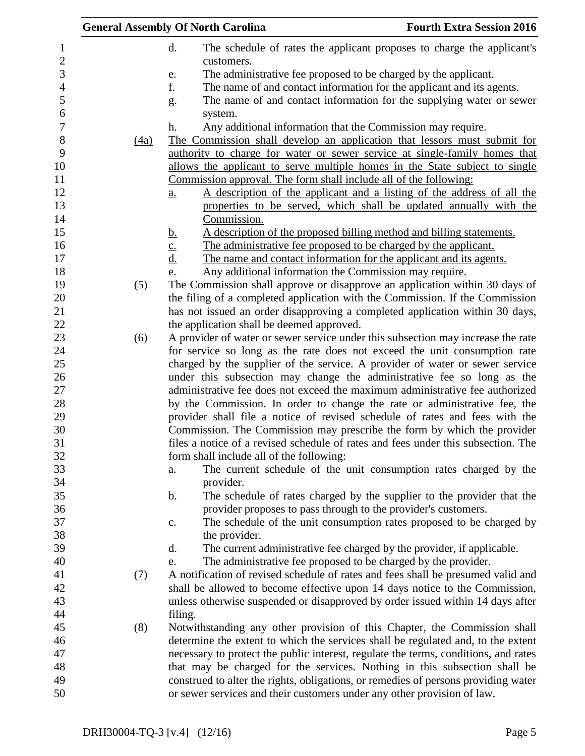d. The schedule of rates the applicant proposes to charge the applicant's customers.

e. The administrative fee proposed to be charged by the applicant.

f. The name of and contact information for the applicant and its agents.

g. The name of and contact information for the supplying water or sewer system.

h. Any additional information that the Commission may require.

(4a) The Commission shall develop an application that lessors must submit for authority to charge for water or sewer service at single-family homes that allows the applicant to serve multiple homes in the State subject to single Commission approval. The form shall include all of the following:

a. A description of the applicant and a listing of the address of all the properties to be served, which shall be updated annually with the Commission.

b. A description of the proposed billing method and billing statements.

c. The administrative fee proposed to be charged by the applicant.

d. The name and contact information for the applicant and its agents.

e. Any additional information the Commission may require.

(5) The Commission shall approve or disapprove an application within 30 days of the filing of a completed application with the Commission. If the Commission has not issued an order disapproving a completed application within 30 days, the application shall be deemed approved.

(6) A provider of water or sewer service under this subsection may increase the rate for service so long as the rate does not exceed the unit consumption rate charged by the supplier of the service. A provider of water or sewer service under this subsection may change the administrative fee so long as the administrative fee does not exceed the maximum administrative fee authorized by the Commission. In order to change the rate or administrative fee, the provider shall file a notice of revised schedule of rates and fees with the Commission. The Commission may prescribe the form by which the provider files a notice of a revised schedule of rates and fees under this subsection. The form shall include all of the following:

a. The current schedule of the unit consumption rates charged by the provider.

b. The schedule of rates charged by the supplier to the provider that the provider proposes to pass through to the provider's customers.

c. The schedule of the unit consumption rates proposed to be charged by the provider.

d. The current administrative fee charged by the provider, if applicable.

e. The administrative fee proposed to be charged by the provider.

(7) A notification of revised schedule of rates and fees shall be presumed valid and shall be allowed to become effective upon 14 days notice to the Commission, unless otherwise suspended or disapproved by order issued within 14 days after filing.

(8) Notwithstanding any other provision of this Chapter, the Commission shall determine the extent to which the services shall be regulated and, to the extent necessary to protect the public interest, regulate the terms, conditions, and rates that may be charged for the services. Nothing in this subsection shall be construed to alter the rights, obligations, or remedies of persons providing water or sewer services and their customers under any other provision of law.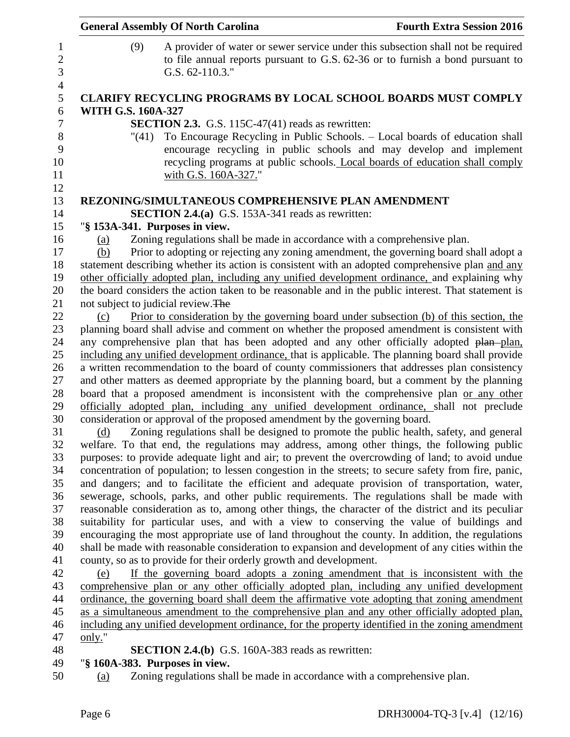(9) A provider of water or sewer service under this subsection shall not be required to file annual reports pursuant to G.S. 62-36 or to furnish a bond pursuant to G.S. 62-110.3."

**CLARIFY RECYCLING PROGRAMS BY LOCAL SCHOOL BOARDS MUST COMPLY WITH G.S. 160A-327**

**SECTION 2.3.** G.S. 115C-47(41) reads as rewritten:

"(41) To Encourage Recycling in Public Schools. – Local boards of education shall encourage recycling in public schools and may develop and implement recycling programs at public schools. Local boards of education shall comply with G.S. 160A-327."

**REZONING/SIMULTANEOUS COMPREHENSIVE PLAN AMENDMENT**

**SECTION 2.4.(a)** G.S. 153A-341 reads as rewritten:

"**§ 153A-341. Purposes in view.**

(a) Zoning regulations shall be made in accordance with a comprehensive plan.

(b) Prior to adopting or rejecting any zoning amendment, the governing board shall adopt a statement describing whether its action is consistent with an adopted comprehensive plan and any other officially adopted plan, including any unified development ordinance, and explaining why the board considers the action taken to be reasonable and in the public interest. That statement is not subject to judicial review.~~The~~

(c) Prior to consideration by the governing board under subsection (b) of this section, the planning board shall advise and comment on whether the proposed amendment is consistent with any comprehensive plan that has been adopted and any other officially adopted ~~plan~~ plan, including any unified development ordinance, that is applicable. The planning board shall provide a written recommendation to the board of county commissioners that addresses plan consistency and other matters as deemed appropriate by the planning board, but a comment by the planning board that a proposed amendment is inconsistent with the comprehensive plan or any other officially adopted plan, including any unified development ordinance, shall not preclude consideration or approval of the proposed amendment by the governing board.

(d) Zoning regulations shall be designed to promote the public health, safety, and general welfare. To that end, the regulations may address, among other things, the following public purposes: to provide adequate light and air; to prevent the overcrowding of land; to avoid undue concentration of population; to lessen congestion in the streets; to secure safety from fire, panic, and dangers; and to facilitate the efficient and adequate provision of transportation, water, sewerage, schools, parks, and other public requirements. The regulations shall be made with reasonable consideration as to, among other things, the character of the district and its peculiar suitability for particular uses, and with a view to conserving the value of buildings and encouraging the most appropriate use of land throughout the county. In addition, the regulations shall be made with reasonable consideration to expansion and development of any cities within the county, so as to provide for their orderly growth and development.

(e) If the governing board adopts a zoning amendment that is inconsistent with the comprehensive plan or any other officially adopted plan, including any unified development ordinance, the governing board shall deem the affirmative vote adopting that zoning amendment as a simultaneous amendment to the comprehensive plan and any other officially adopted plan, including any unified development ordinance, for the property identified in the zoning amendment only."

**SECTION 2.4.(b)** G.S. 160A-383 reads as rewritten:

"**§ 160A-383. Purposes in view.**

(a) Zoning regulations shall be made in accordance with a comprehensive plan.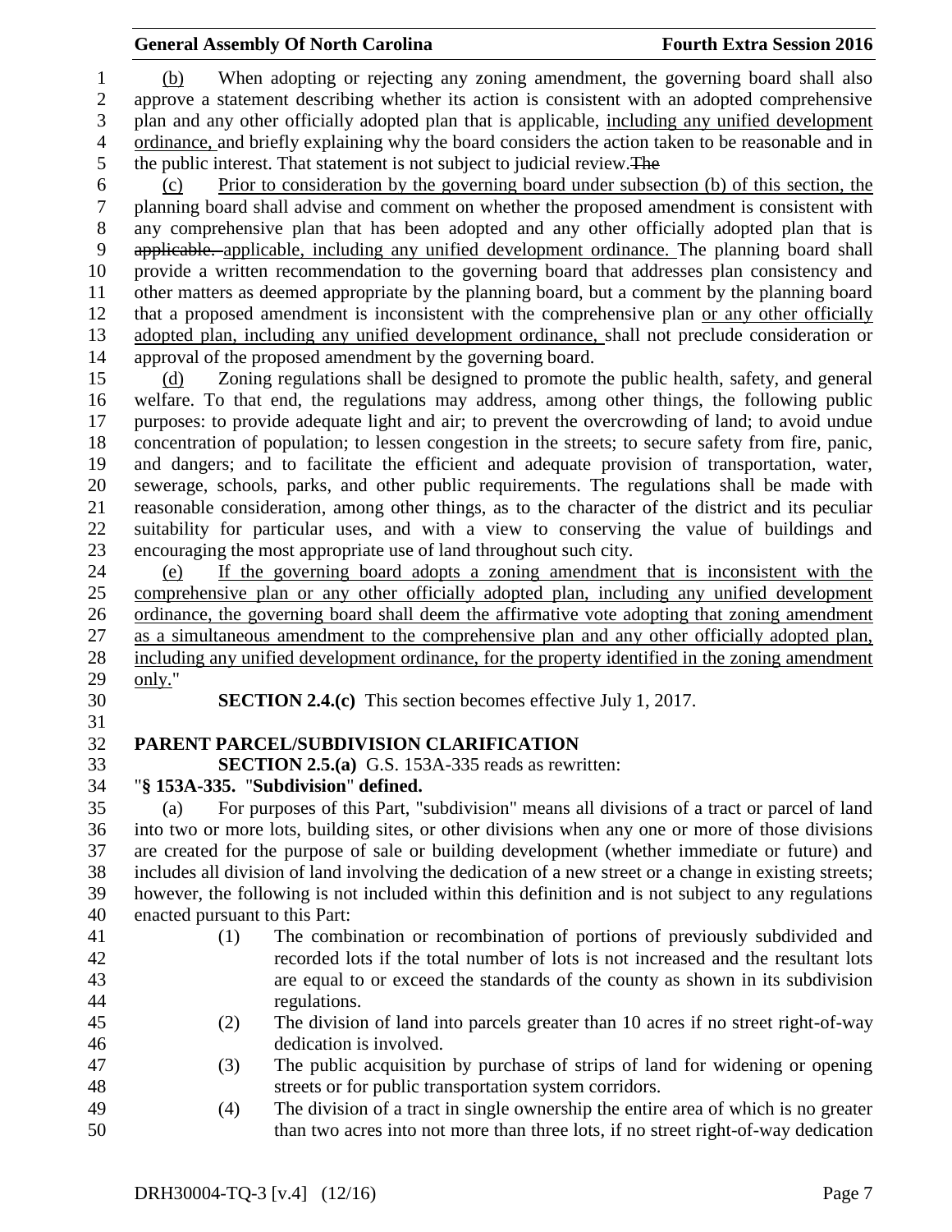(b) When adopting or rejecting any zoning amendment, the governing board shall also approve a statement describing whether its action is consistent with an adopted comprehensive plan and any other officially adopted plan that is applicable, including any unified development ordinance, and briefly explaining why the board considers the action taken to be reasonable and in the public interest. That statement is not subject to judicial review.~~The~~

(c) Prior to consideration by the governing board under subsection (b) of this section, the planning board shall advise and comment on whether the proposed amendment is consistent with any comprehensive plan that has been adopted and any other officially adopted plan that is ~~applicable.~~ applicable, including any unified development ordinance. The planning board shall provide a written recommendation to the governing board that addresses plan consistency and other matters as deemed appropriate by the planning board, but a comment by the planning board that a proposed amendment is inconsistent with the comprehensive plan or any other officially adopted plan, including any unified development ordinance, shall not preclude consideration or approval of the proposed amendment by the governing board.

(d) Zoning regulations shall be designed to promote the public health, safety, and general welfare. To that end, the regulations may address, among other things, the following public purposes: to provide adequate light and air; to prevent the overcrowding of land; to avoid undue concentration of population; to lessen congestion in the streets; to secure safety from fire, panic, and dangers; and to facilitate the efficient and adequate provision of transportation, water, sewerage, schools, parks, and other public requirements. The regulations shall be made with reasonable consideration, among other things, as to the character of the district and its peculiar suitability for particular uses, and with a view to conserving the value of buildings and encouraging the most appropriate use of land throughout such city.

(e) If the governing board adopts a zoning amendment that is inconsistent with the comprehensive plan or any other officially adopted plan, including any unified development ordinance, the governing board shall deem the affirmative vote adopting that zoning amendment as a simultaneous amendment to the comprehensive plan and any other officially adopted plan, including any unified development ordinance, for the property identified in the zoning amendment only."

**SECTION 2.4.(c)** This section becomes effective July 1, 2017.

**PARENT PARCEL/SUBDIVISION CLARIFICATION**

**SECTION 2.5.(a)** G.S. 153A-335 reads as rewritten:

"**§ 153A-335. "Subdivision" defined.**

(a) For purposes of this Part, "subdivision" means all divisions of a tract or parcel of land into two or more lots, building sites, or other divisions when any one or more of those divisions are created for the purpose of sale or building development (whether immediate or future) and includes all division of land involving the dedication of a new street or a change in existing streets; however, the following is not included within this definition and is not subject to any regulations enacted pursuant to this Part:

(1) The combination or recombination of portions of previously subdivided and recorded lots if the total number of lots is not increased and the resultant lots are equal to or exceed the standards of the county as shown in its subdivision regulations.

(2) The division of land into parcels greater than 10 acres if no street right-of-way dedication is involved.

(3) The public acquisition by purchase of strips of land for widening or opening streets or for public transportation system corridors.

(4) The division of a tract in single ownership the entire area of which is no greater than two acres into not more than three lots, if no street right-of-way dedication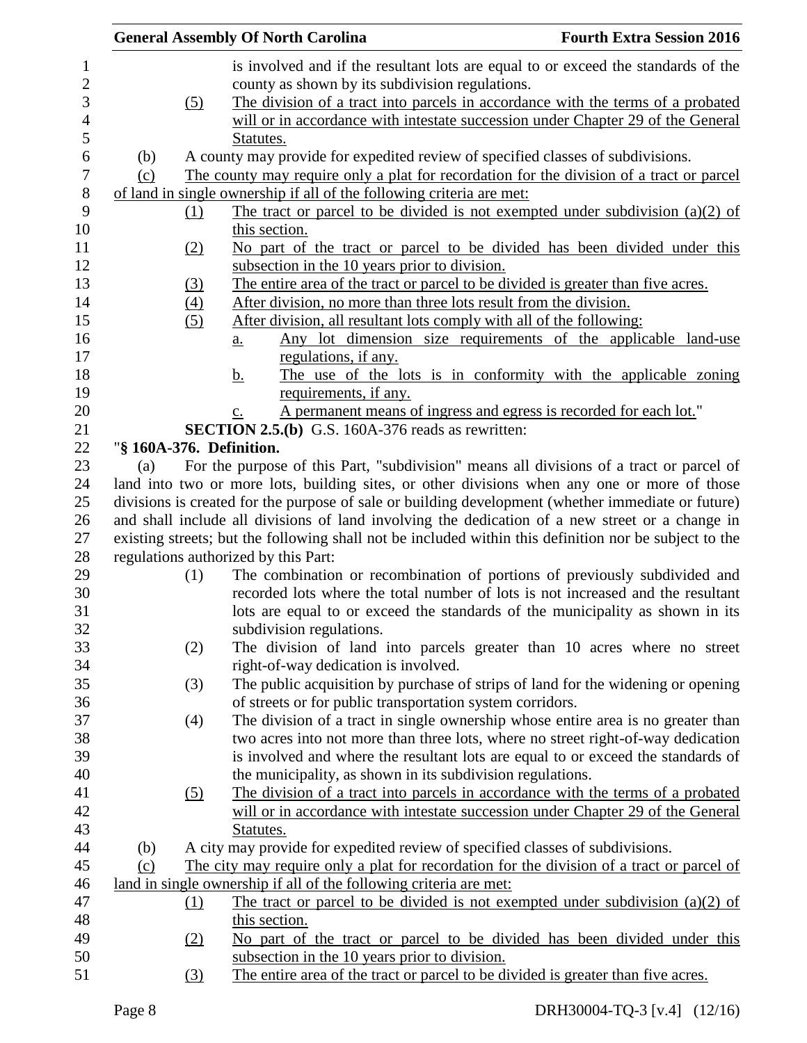is involved and if the resultant lots are equal to or exceed the standards of the county as shown by its subdivision regulations.

(5) The division of a tract into parcels in accordance with the terms of a probated will or in accordance with intestate succession under Chapter 29 of the General Statutes.

(b) A county may provide for expedited review of specified classes of subdivisions.

(c) The county may require only a plat for recordation for the division of a tract or parcel of land in single ownership if all of the following criteria are met:

(1) The tract or parcel to be divided is not exempted under subdivision (a)(2) of this section.

(2) No part of the tract or parcel to be divided has been divided under this subsection in the 10 years prior to division.

(3) The entire area of the tract or parcel to be divided is greater than five acres.

(4) After division, no more than three lots result from the division.

(5) After division, all resultant lots comply with all of the following:

a. Any lot dimension size requirements of the applicable land-use regulations, if any.

b. The use of the lots is in conformity with the applicable zoning requirements, if any.

c. A permanent means of ingress and egress is recorded for each lot."

**SECTION 2.5.(b)** G.S. 160A-376 reads as rewritten:

"**§ 160A-376. Definition.**

(a) For the purpose of this Part, "subdivision" means all divisions of a tract or parcel of land into two or more lots, building sites, or other divisions when any one or more of those divisions is created for the purpose of sale or building development (whether immediate or future) and shall include all divisions of land involving the dedication of a new street or a change in existing streets; but the following shall not be included within this definition nor be subject to the regulations authorized by this Part:

(1) The combination or recombination of portions of previously subdivided and recorded lots where the total number of lots is not increased and the resultant lots are equal to or exceed the standards of the municipality as shown in its subdivision regulations.

(2) The division of land into parcels greater than 10 acres where no street right-of-way dedication is involved.

(3) The public acquisition by purchase of strips of land for the widening or opening of streets or for public transportation system corridors.

(4) The division of a tract in single ownership whose entire area is no greater than two acres into not more than three lots, where no street right-of-way dedication is involved and where the resultant lots are equal to or exceed the standards of the municipality, as shown in its subdivision regulations.

(5) The division of a tract into parcels in accordance with the terms of a probated will or in accordance with intestate succession under Chapter 29 of the General Statutes.

(b) A city may provide for expedited review of specified classes of subdivisions.

(c) The city may require only a plat for recordation for the division of a tract or parcel of land in single ownership if all of the following criteria are met:

(1) The tract or parcel to be divided is not exempted under subdivision (a)(2) of this section.

(2) No part of the tract or parcel to be divided has been divided under this subsection in the 10 years prior to division.

(3) The entire area of the tract or parcel to be divided is greater than five acres.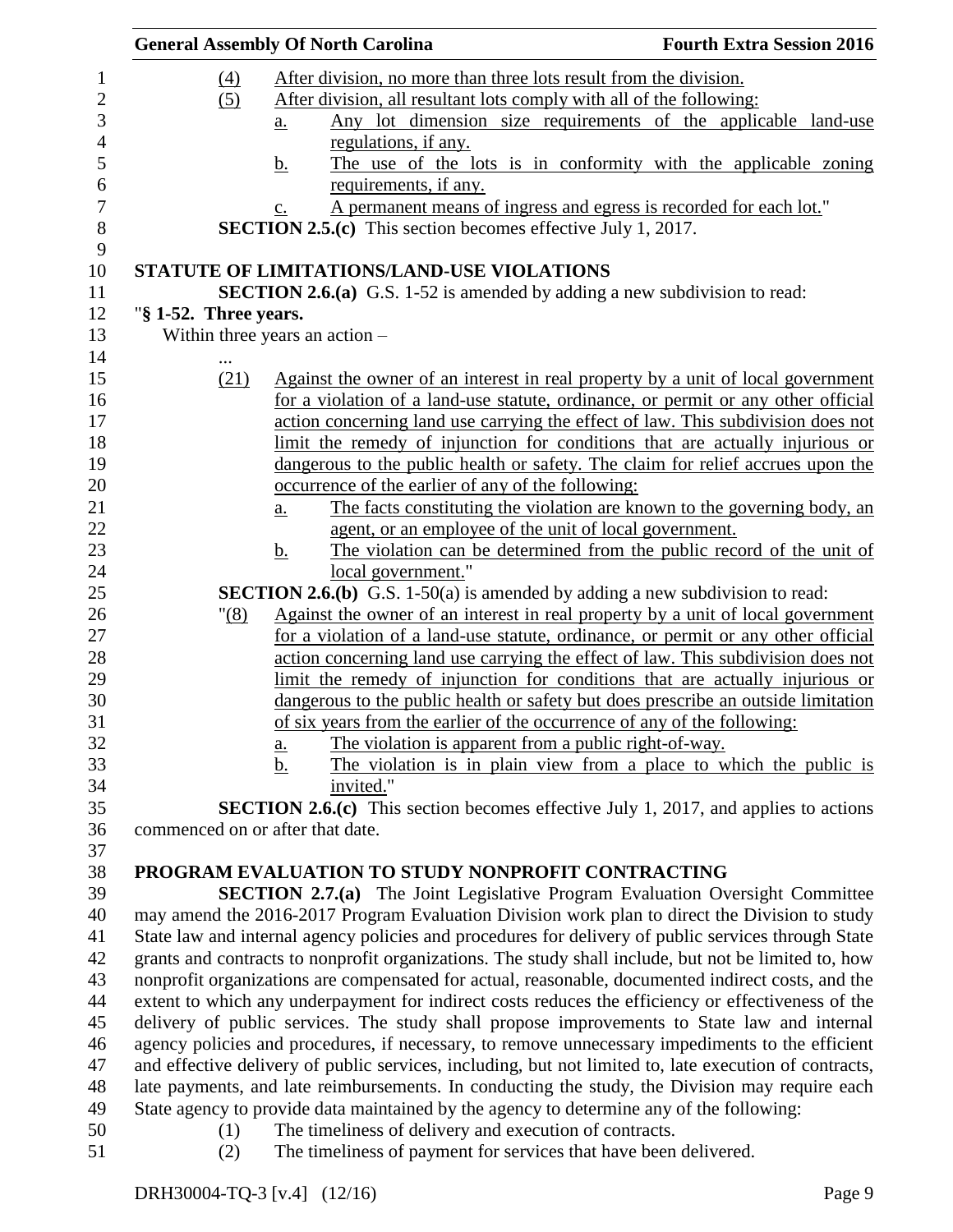(4) After division, no more than three lots result from the division.

(5) After division, all resultant lots comply with all of the following:

a. Any lot dimension size requirements of the applicable land-use regulations, if any.

b. The use of the lots is in conformity with the applicable zoning requirements, if any.

c. A permanent means of ingress and egress is recorded for each lot."

**SECTION 2.5.(c)** This section becomes effective July 1, 2017.

## STATUTE OF LIMITATIONS/LAND-USE VIOLATIONS

**SECTION 2.6.(a)** G.S. 1-52 is amended by adding a new subdivision to read:

"**§ 1-52. Three years.**

Within three years an action –

...

(21) Against the owner of an interest in real property by a unit of local government for a violation of a land-use statute, ordinance, or permit or any other official action concerning land use carrying the effect of law. This subdivision does not limit the remedy of injunction for conditions that are actually injurious or dangerous to the public health or safety. The claim for relief accrues upon the occurrence of the earlier of any of the following:

a. The facts constituting the violation are known to the governing body, an agent, or an employee of the unit of local government.

b. The violation can be determined from the public record of the unit of local government."

**SECTION 2.6.(b)** G.S. 1-50(a) is amended by adding a new subdivision to read:

"(8) Against the owner of an interest in real property by a unit of local government for a violation of a land-use statute, ordinance, or permit or any other official action concerning land use carrying the effect of law. This subdivision does not limit the remedy of injunction for conditions that are actually injurious or dangerous to the public health or safety but does prescribe an outside limitation of six years from the earlier of the occurrence of any of the following:

a. The violation is apparent from a public right-of-way.

b. The violation is in plain view from a place to which the public is invited."

**SECTION 2.6.(c)** This section becomes effective July 1, 2017, and applies to actions commenced on or after that date.

## PROGRAM EVALUATION TO STUDY NONPROFIT CONTRACTING

**SECTION 2.7.(a)** The Joint Legislative Program Evaluation Oversight Committee may amend the 2016-2017 Program Evaluation Division work plan to direct the Division to study State law and internal agency policies and procedures for delivery of public services through State grants and contracts to nonprofit organizations. The study shall include, but not be limited to, how nonprofit organizations are compensated for actual, reasonable, documented indirect costs, and the extent to which any underpayment for indirect costs reduces the efficiency or effectiveness of the delivery of public services. The study shall propose improvements to State law and internal agency policies and procedures, if necessary, to remove unnecessary impediments to the efficient and effective delivery of public services, including, but not limited to, late execution of contracts, late payments, and late reimbursements. In conducting the study, the Division may require each State agency to provide data maintained by the agency to determine any of the following:

(1) The timeliness of delivery and execution of contracts.

(2) The timeliness of payment for services that have been delivered.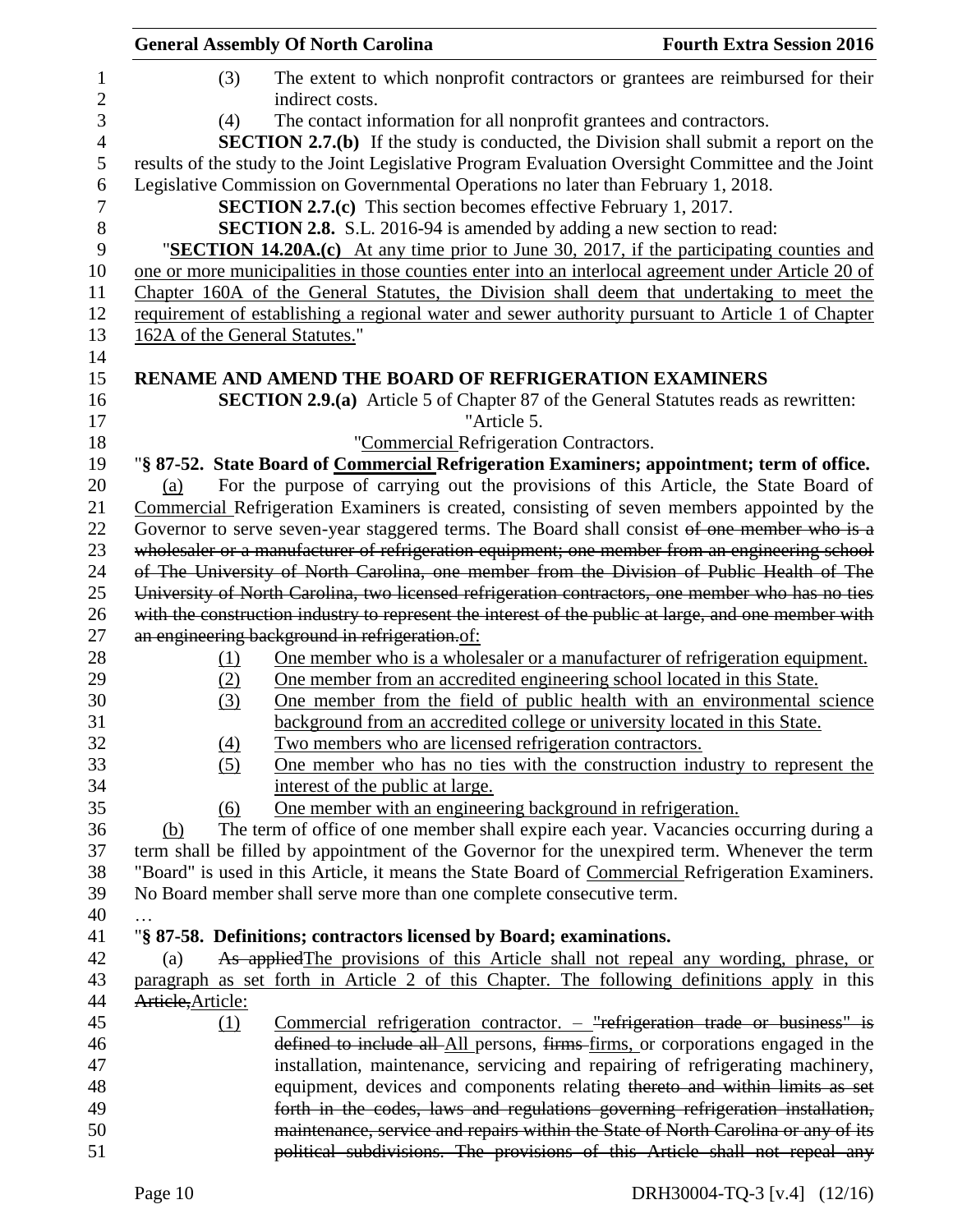(3) The extent to which nonprofit contractors or grantees are reimbursed for their indirect costs.

(4) The contact information for all nonprofit grantees and contractors.

**SECTION 2.7.(b)** If the study is conducted, the Division shall submit a report on the results of the study to the Joint Legislative Program Evaluation Oversight Committee and the Joint Legislative Commission on Governmental Operations no later than February 1, 2018.

**SECTION 2.7.(c)** This section becomes effective February 1, 2017.

**SECTION 2.8.** S.L. 2016-94 is amended by adding a new section to read:

"**SECTION 14.20A.(c)** At any time prior to June 30, 2017, if the participating counties and one or more municipalities in those counties enter into an interlocal agreement under Article 20 of Chapter 160A of the General Statutes, the Division shall deem that undertaking to meet the requirement of establishing a regional water and sewer authority pursuant to Article 1 of Chapter 162A of the General Statutes."

**RENAME AND AMEND THE BOARD OF REFRIGERATION EXAMINERS**

**SECTION 2.9.(a)** Article 5 of Chapter 87 of the General Statutes reads as rewritten:

"Article 5.

"Commercial Refrigeration Contractors.

"**§ 87-52. State Board of Commercial Refrigeration Examiners; appointment; term of office.**

(a) For the purpose of carrying out the provisions of this Article, the State Board of Commercial Refrigeration Examiners is created, consisting of seven members appointed by the Governor to serve seven-year staggered terms. The Board shall consist ~~of one member who is a wholesaler or a manufacturer of refrigeration equipment; one member from an engineering school of The University of North Carolina, one member from the Division of Public Health of The University of North Carolina, two licensed refrigeration contractors, one member who has no ties with the construction industry to represent the interest of the public at large, and one member with an engineering background in refrigeration.~~of:

(1) One member who is a wholesaler or a manufacturer of refrigeration equipment.

(2) One member from an accredited engineering school located in this State.

(3) One member from the field of public health with an environmental science background from an accredited college or university located in this State.

(4) Two members who are licensed refrigeration contractors.

(5) One member who has no ties with the construction industry to represent the interest of the public at large.

(6) One member with an engineering background in refrigeration.

(b) The term of office of one member shall expire each year. Vacancies occurring during a term shall be filled by appointment of the Governor for the unexpired term. Whenever the term "Board" is used in this Article, it means the State Board of Commercial Refrigeration Examiners. No Board member shall serve more than one complete consecutive term.

…

"**§ 87-58. Definitions; contractors licensed by Board; examinations.**

(a) ~~As applied~~The provisions of this Article shall not repeal any wording, phrase, or paragraph as set forth in Article 2 of this Chapter. The following definitions apply in this ~~Article,~~Article:

(1) Commercial refrigeration contractor. – ~~"refrigeration trade or business" is defined to include all~~ All persons, ~~firms~~ firms, or corporations engaged in the installation, maintenance, servicing and repairing of refrigerating machinery, equipment, devices and components relating ~~thereto and within limits as set forth in the codes, laws and regulations governing refrigeration installation, maintenance, service and repairs within the State of North Carolina or any of its political subdivisions. The provisions of this Article shall not repeal any~~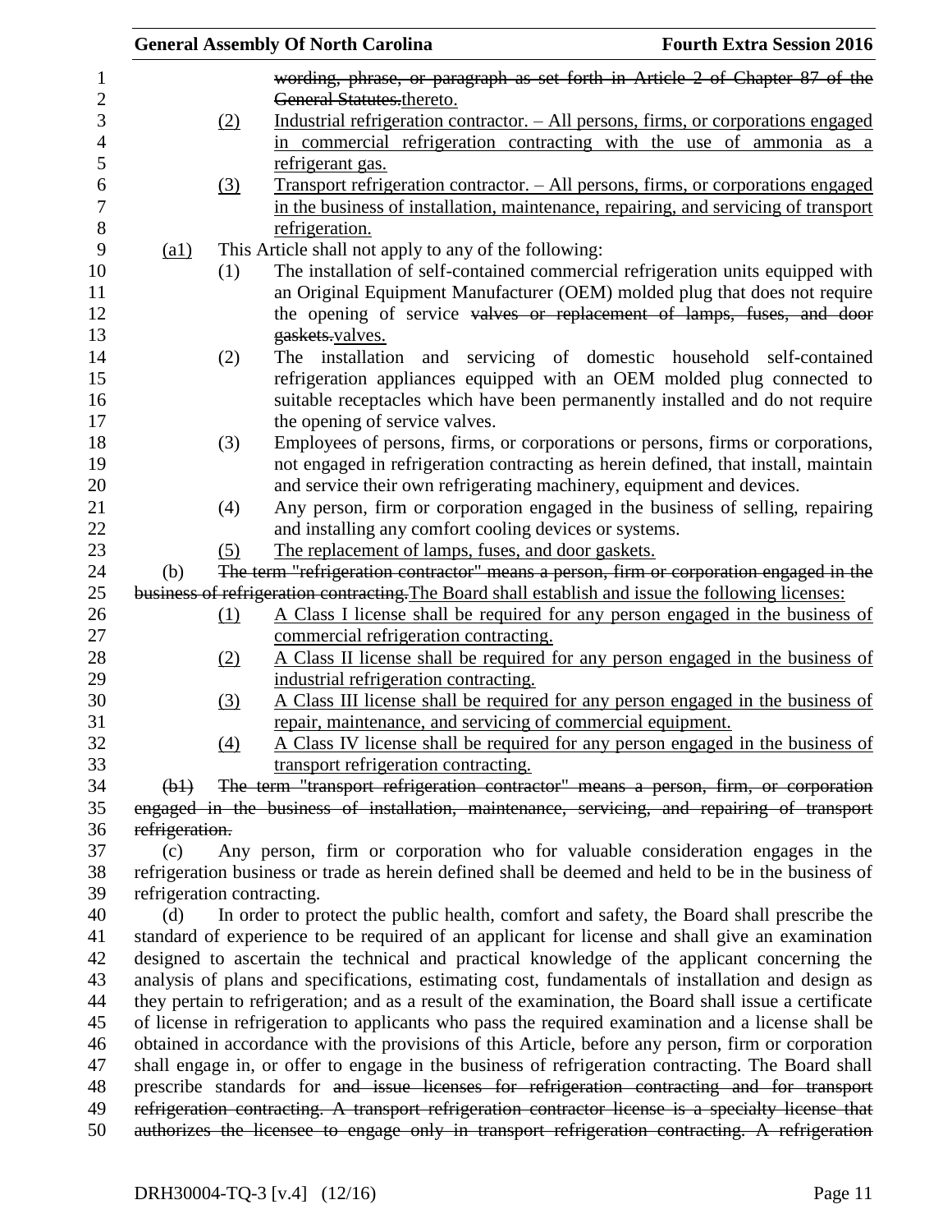wording, phrase, or paragraph as set forth in Article 2 of Chapter 87 of the General Statutes.thereto.

(2) Industrial refrigeration contractor. – All persons, firms, or corporations engaged in commercial refrigeration contracting with the use of ammonia as a refrigerant gas.

(3) Transport refrigeration contractor. – All persons, firms, or corporations engaged in the business of installation, maintenance, repairing, and servicing of transport refrigeration.

(a1) This Article shall not apply to any of the following:

(1) The installation of self-contained commercial refrigeration units equipped with an Original Equipment Manufacturer (OEM) molded plug that does not require the opening of service valves or replacement of lamps, fuses, and door gaskets.valves.

(2) The installation and servicing of domestic household self-contained refrigeration appliances equipped with an OEM molded plug connected to suitable receptacles which have been permanently installed and do not require the opening of service valves.

(3) Employees of persons, firms, or corporations or persons, firms or corporations, not engaged in refrigeration contracting as herein defined, that install, maintain and service their own refrigerating machinery, equipment and devices.

(4) Any person, firm or corporation engaged in the business of selling, repairing and installing any comfort cooling devices or systems.

(5) The replacement of lamps, fuses, and door gaskets.

(b) The term "refrigeration contractor" means a person, firm or corporation engaged in the business of refrigeration contracting.The Board shall establish and issue the following licenses:

(1) A Class I license shall be required for any person engaged in the business of commercial refrigeration contracting.

(2) A Class II license shall be required for any person engaged in the business of industrial refrigeration contracting.

(3) A Class III license shall be required for any person engaged in the business of repair, maintenance, and servicing of commercial equipment.

(4) A Class IV license shall be required for any person engaged in the business of transport refrigeration contracting.

(b1) The term "transport refrigeration contractor" means a person, firm, or corporation engaged in the business of installation, maintenance, servicing, and repairing of transport refrigeration.

(c) Any person, firm or corporation who for valuable consideration engages in the refrigeration business or trade as herein defined shall be deemed and held to be in the business of refrigeration contracting.

(d) In order to protect the public health, comfort and safety, the Board shall prescribe the standard of experience to be required of an applicant for license and shall give an examination designed to ascertain the technical and practical knowledge of the applicant concerning the analysis of plans and specifications, estimating cost, fundamentals of installation and design as they pertain to refrigeration; and as a result of the examination, the Board shall issue a certificate of license in refrigeration to applicants who pass the required examination and a license shall be obtained in accordance with the provisions of this Article, before any person, firm or corporation shall engage in, or offer to engage in the business of refrigeration contracting. The Board shall prescribe standards for and issue licenses for refrigeration contracting and for transport refrigeration contracting. A transport refrigeration contractor license is a specialty license that authorizes the licensee to engage only in transport refrigeration contracting. A refrigeration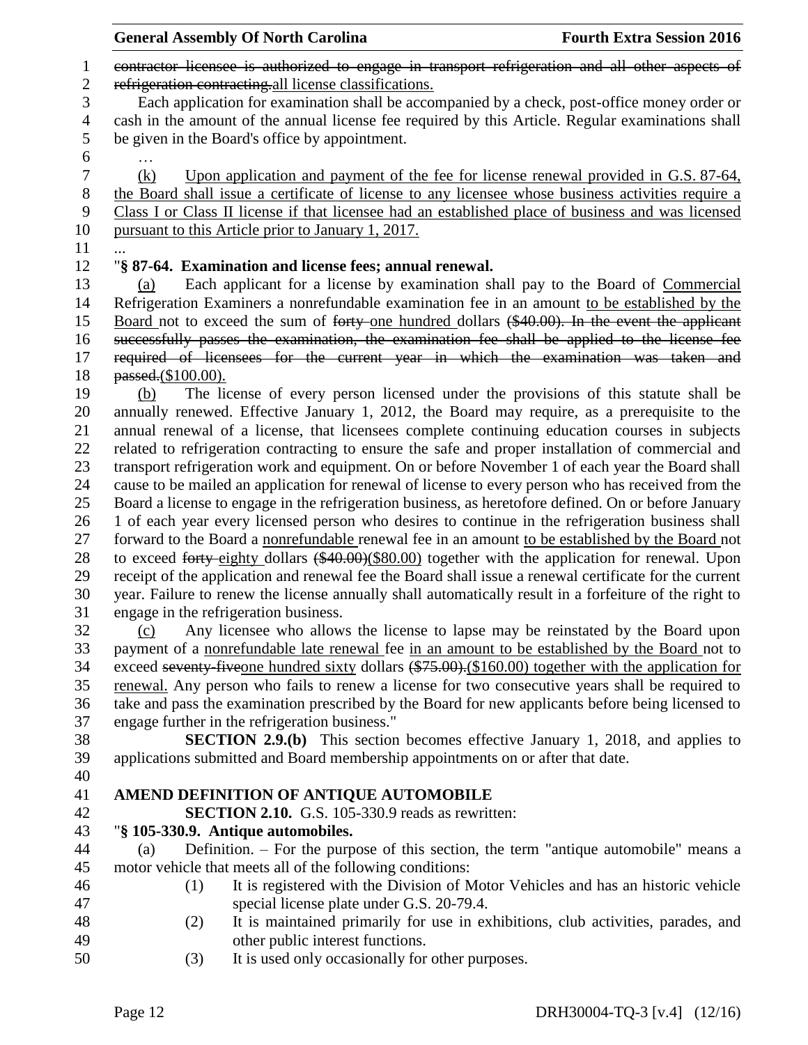contractor licensee is authorized to engage in transport refrigeration and all other aspects of refrigeration contracting.all license classifications.

Each application for examination shall be accompanied by a check, post-office money order or cash in the amount of the annual license fee required by this Article. Regular examinations shall be given in the Board's office by appointment.

…

(k) Upon application and payment of the fee for license renewal provided in G.S. 87-64, the Board shall issue a certificate of license to any licensee whose business activities require a Class I or Class II license if that licensee had an established place of business and was licensed pursuant to this Article prior to January 1, 2017.

...

"**§ 87-64. Examination and license fees; annual renewal.**

(a) Each applicant for a license by examination shall pay to the Board of Commercial Refrigeration Examiners a nonrefundable examination fee in an amount to be established by the Board not to exceed the sum of forty one hundred dollars ($40.00). In the event the applicant successfully passes the examination, the examination fee shall be applied to the license fee required of licensees for the current year in which the examination was taken and passed.($100.00).

(b) The license of every person licensed under the provisions of this statute shall be annually renewed. Effective January 1, 2012, the Board may require, as a prerequisite to the annual renewal of a license, that licensees complete continuing education courses in subjects related to refrigeration contracting to ensure the safe and proper installation of commercial and transport refrigeration work and equipment. On or before November 1 of each year the Board shall cause to be mailed an application for renewal of license to every person who has received from the Board a license to engage in the refrigeration business, as heretofore defined. On or before January 1 of each year every licensed person who desires to continue in the refrigeration business shall forward to the Board a nonrefundable renewal fee in an amount to be established by the Board not to exceed forty eighty dollars ($40.00)($80.00) together with the application for renewal. Upon receipt of the application and renewal fee the Board shall issue a renewal certificate for the current year. Failure to renew the license annually shall automatically result in a forfeiture of the right to engage in the refrigeration business.

(c) Any licensee who allows the license to lapse may be reinstated by the Board upon payment of a nonrefundable late renewal fee in an amount to be established by the Board not to exceed seventy-fiveone hundred sixty dollars ($75.00).($160.00) together with the application for renewal. Any person who fails to renew a license for two consecutive years shall be required to take and pass the examination prescribed by the Board for new applicants before being licensed to engage further in the refrigeration business."

**SECTION 2.9.(b)** This section becomes effective January 1, 2018, and applies to applications submitted and Board membership appointments on or after that date.

**AMEND DEFINITION OF ANTIQUE AUTOMOBILE**

**SECTION 2.10.** G.S. 105-330.9 reads as rewritten:

"**§ 105-330.9. Antique automobiles.**

(a) Definition. – For the purpose of this section, the term "antique automobile" means a motor vehicle that meets all of the following conditions:

(1) It is registered with the Division of Motor Vehicles and has an historic vehicle special license plate under G.S. 20-79.4.

(2) It is maintained primarily for use in exhibitions, club activities, parades, and other public interest functions.

(3) It is used only occasionally for other purposes.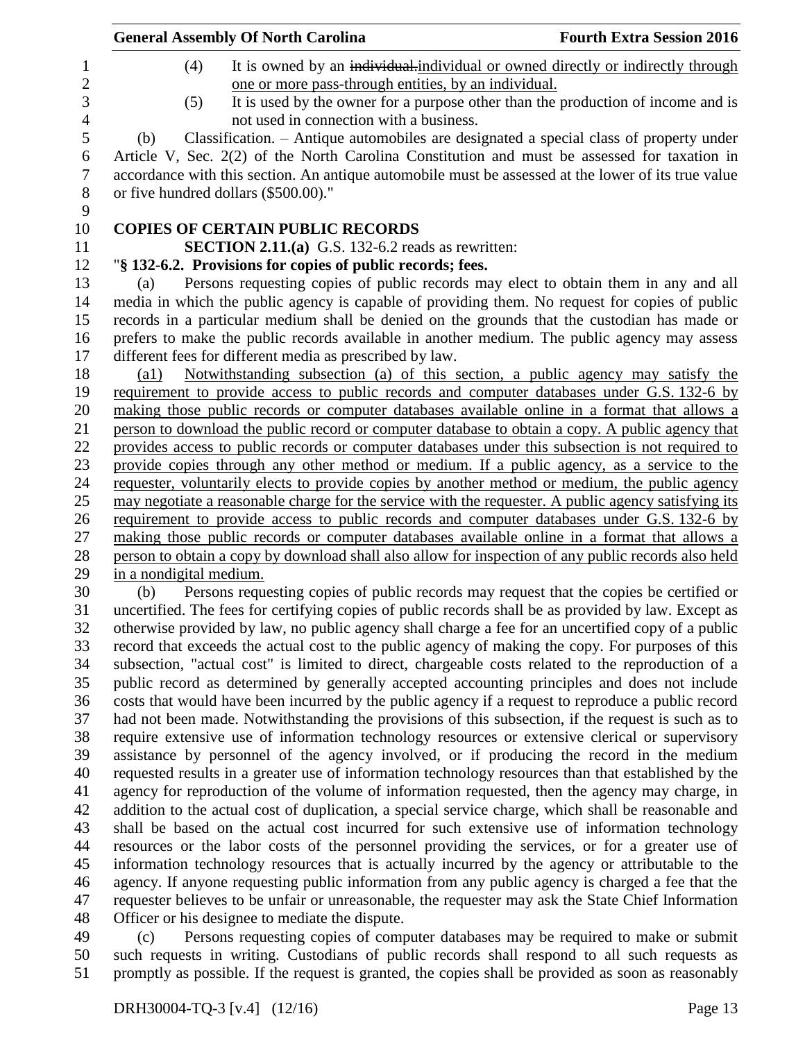(4) It is owned by an ~~individual.~~individual or owned directly or indirectly through one or more pass-through entities, by an individual.

(5) It is used by the owner for a purpose other than the production of income and is not used in connection with a business.

(b) Classification. – Antique automobiles are designated a special class of property under Article V, Sec. 2(2) of the North Carolina Constitution and must be assessed for taxation in accordance with this section. An antique automobile must be assessed at the lower of its true value or five hundred dollars ($500.00)."

**COPIES OF CERTAIN PUBLIC RECORDS**

**SECTION 2.11.(a)** G.S. 132-6.2 reads as rewritten:

"**§ 132-6.2. Provisions for copies of public records; fees.**

(a) Persons requesting copies of public records may elect to obtain them in any and all media in which the public agency is capable of providing them. No request for copies of public records in a particular medium shall be denied on the grounds that the custodian has made or prefers to make the public records available in another medium. The public agency may assess different fees for different media as prescribed by law.

(a1) Notwithstanding subsection (a) of this section, a public agency may satisfy the requirement to provide access to public records and computer databases under G.S. 132-6 by making those public records or computer databases available online in a format that allows a person to download the public record or computer database to obtain a copy. A public agency that provides access to public records or computer databases under this subsection is not required to provide copies through any other method or medium. If a public agency, as a service to the requester, voluntarily elects to provide copies by another method or medium, the public agency may negotiate a reasonable charge for the service with the requester. A public agency satisfying its requirement to provide access to public records and computer databases under G.S. 132-6 by making those public records or computer databases available online in a format that allows a person to obtain a copy by download shall also allow for inspection of any public records also held in a nondigital medium.

(b) Persons requesting copies of public records may request that the copies be certified or uncertified. The fees for certifying copies of public records shall be as provided by law. Except as otherwise provided by law, no public agency shall charge a fee for an uncertified copy of a public record that exceeds the actual cost to the public agency of making the copy. For purposes of this subsection, "actual cost" is limited to direct, chargeable costs related to the reproduction of a public record as determined by generally accepted accounting principles and does not include costs that would have been incurred by the public agency if a request to reproduce a public record had not been made. Notwithstanding the provisions of this subsection, if the request is such as to require extensive use of information technology resources or extensive clerical or supervisory assistance by personnel of the agency involved, or if producing the record in the medium requested results in a greater use of information technology resources than that established by the agency for reproduction of the volume of information requested, then the agency may charge, in addition to the actual cost of duplication, a special service charge, which shall be reasonable and shall be based on the actual cost incurred for such extensive use of information technology resources or the labor costs of the personnel providing the services, or for a greater use of information technology resources that is actually incurred by the agency or attributable to the agency. If anyone requesting public information from any public agency is charged a fee that the requester believes to be unfair or unreasonable, the requester may ask the State Chief Information Officer or his designee to mediate the dispute.

(c) Persons requesting copies of computer databases may be required to make or submit such requests in writing. Custodians of public records shall respond to all such requests as promptly as possible. If the request is granted, the copies shall be provided as soon as reasonably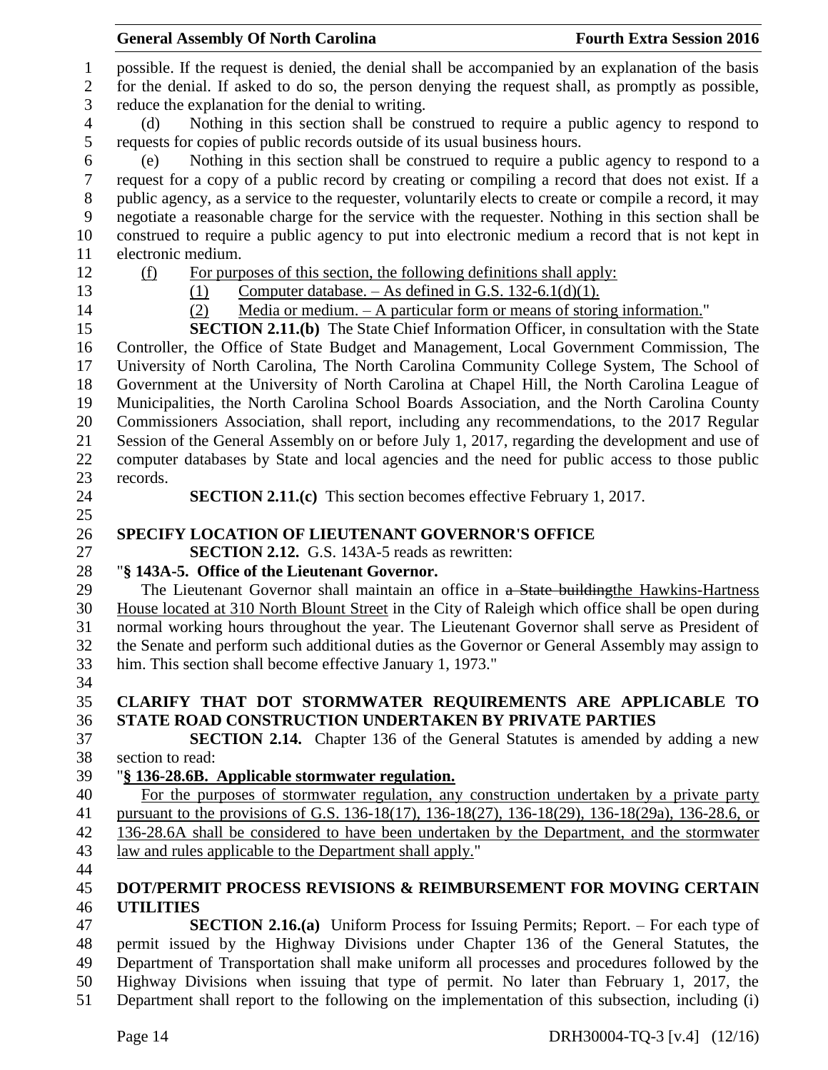possible. If the request is denied, the denial shall be accompanied by an explanation of the basis for the denial. If asked to do so, the person denying the request shall, as promptly as possible, reduce the explanation for the denial to writing.

(d) Nothing in this section shall be construed to require a public agency to respond to requests for copies of public records outside of its usual business hours.

(e) Nothing in this section shall be construed to require a public agency to respond to a request for a copy of a public record by creating or compiling a record that does not exist. If a public agency, as a service to the requester, voluntarily elects to create or compile a record, it may negotiate a reasonable charge for the service with the requester. Nothing in this section shall be construed to require a public agency to put into electronic medium a record that is not kept in electronic medium.

(f) For purposes of this section, the following definitions shall apply:

(1) Computer database. – As defined in G.S. 132-6.1(d)(1).

(2) Media or medium. – A particular form or means of storing information."

**SECTION 2.11.(b)** The State Chief Information Officer, in consultation with the State Controller, the Office of State Budget and Management, Local Government Commission, The University of North Carolina, The North Carolina Community College System, The School of Government at the University of North Carolina at Chapel Hill, the North Carolina League of Municipalities, the North Carolina School Boards Association, and the North Carolina County Commissioners Association, shall report, including any recommendations, to the 2017 Regular Session of the General Assembly on or before July 1, 2017, regarding the development and use of computer databases by State and local agencies and the need for public access to those public records.

**SECTION 2.11.(c)** This section becomes effective February 1, 2017.

## SPECIFY LOCATION OF LIEUTENANT GOVERNOR'S OFFICE

**SECTION 2.12.** G.S. 143A-5 reads as rewritten:

"**§ 143A-5. Office of the Lieutenant Governor.**

The Lieutenant Governor shall maintain an office in ~~a State building~~the Hawkins-Hartness House located at 310 North Blount Street in the City of Raleigh which office shall be open during normal working hours throughout the year. The Lieutenant Governor shall serve as President of the Senate and perform such additional duties as the Governor or General Assembly may assign to him. This section shall become effective January 1, 1973."

## CLARIFY THAT DOT STORMWATER REQUIREMENTS ARE APPLICABLE TO STATE ROAD CONSTRUCTION UNDERTAKEN BY PRIVATE PARTIES

**SECTION 2.14.** Chapter 136 of the General Statutes is amended by adding a new section to read:

"**§ 136-28.6B. Applicable stormwater regulation.**

For the purposes of stormwater regulation, any construction undertaken by a private party pursuant to the provisions of G.S. 136-18(17), 136-18(27), 136-18(29), 136-18(29a), 136-28.6, or 136-28.6A shall be considered to have been undertaken by the Department, and the stormwater law and rules applicable to the Department shall apply."

## DOT/PERMIT PROCESS REVISIONS & REIMBURSEMENT FOR MOVING CERTAIN UTILITIES

**SECTION 2.16.(a)** Uniform Process for Issuing Permits; Report. – For each type of permit issued by the Highway Divisions under Chapter 136 of the General Statutes, the Department of Transportation shall make uniform all processes and procedures followed by the Highway Divisions when issuing that type of permit. No later than February 1, 2017, the Department shall report to the following on the implementation of this subsection, including (i)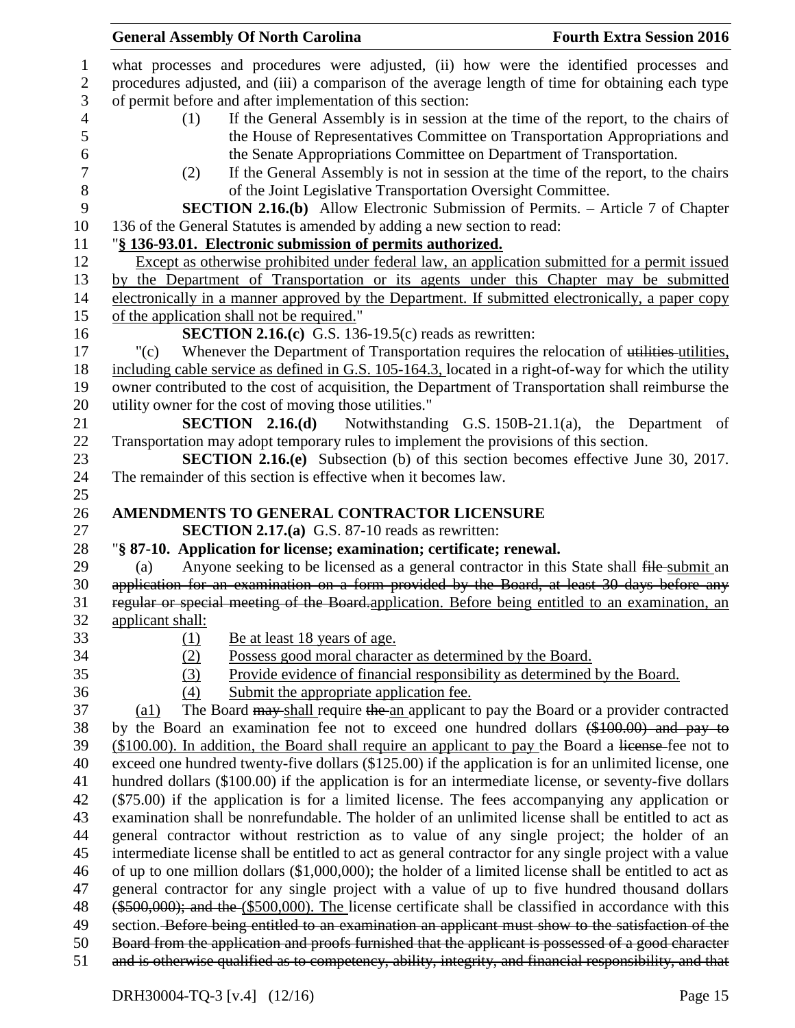what processes and procedures were adjusted, (ii) how were the identified processes and procedures adjusted, and (iii) a comparison of the average length of time for obtaining each type of permit before and after implementation of this section:

(1) If the General Assembly is in session at the time of the report, to the chairs of the House of Representatives Committee on Transportation Appropriations and the Senate Appropriations Committee on Department of Transportation.

(2) If the General Assembly is not in session at the time of the report, to the chairs of the Joint Legislative Transportation Oversight Committee.

**SECTION 2.16.(b)** Allow Electronic Submission of Permits. – Article 7 of Chapter 136 of the General Statutes is amended by adding a new section to read:

"**§ 136-93.01. Electronic submission of permits authorized.**

Except as otherwise prohibited under federal law, an application submitted for a permit issued by the Department of Transportation or its agents under this Chapter may be submitted electronically in a manner approved by the Department. If submitted electronically, a paper copy of the application shall not be required."

**SECTION 2.16.(c)** G.S. 136-19.5(c) reads as rewritten:

"(c) Whenever the Department of Transportation requires the relocation of ~~utilities~~ utilities, including cable service as defined in G.S. 105-164.3, located in a right-of-way for which the utility owner contributed to the cost of acquisition, the Department of Transportation shall reimburse the utility owner for the cost of moving those utilities."

**SECTION 2.16.(d)** Notwithstanding G.S. 150B-21.1(a), the Department of Transportation may adopt temporary rules to implement the provisions of this section.

**SECTION 2.16.(e)** Subsection (b) of this section becomes effective June 30, 2017. The remainder of this section is effective when it becomes law.

**AMENDMENTS TO GENERAL CONTRACTOR LICENSURE**

**SECTION 2.17.(a)** G.S. 87-10 reads as rewritten:

"**§ 87-10. Application for license; examination; certificate; renewal.**

(a) Anyone seeking to be licensed as a general contractor in this State shall ~~file~~ submit an ~~application for an examination on a form provided by the Board, at least 30 days before any regular or special meeting of the Board.~~application. Before being entitled to an examination, an applicant shall:

(1) Be at least 18 years of age.

(2) Possess good moral character as determined by the Board.

(3) Provide evidence of financial responsibility as determined by the Board.

(4) Submit the appropriate application fee.

(a1) The Board ~~may~~ shall require ~~the~~ an applicant to pay the Board or a provider contracted by the Board an examination fee not to exceed one hundred dollars ~~($100.00) and pay to~~ ($100.00). In addition, the Board shall require an applicant to pay the Board a ~~license~~ fee not to exceed one hundred twenty-five dollars ($125.00) if the application is for an unlimited license, one hundred dollars ($100.00) if the application is for an intermediate license, or seventy-five dollars ($75.00) if the application is for a limited license. The fees accompanying any application or examination shall be nonrefundable. The holder of an unlimited license shall be entitled to act as general contractor without restriction as to value of any single project; the holder of an intermediate license shall be entitled to act as general contractor for any single project with a value of up to one million dollars ($1,000,000); the holder of a limited license shall be entitled to act as general contractor for any single project with a value of up to five hundred thousand dollars ~~($500,000); and the~~ ($500,000). The license certificate shall be classified in accordance with this section. ~~Before being entitled to an examination an applicant must show to the satisfaction of the Board from the application and proofs furnished that the applicant is possessed of a good character and is otherwise qualified as to competency, ability, integrity, and financial responsibility, and that~~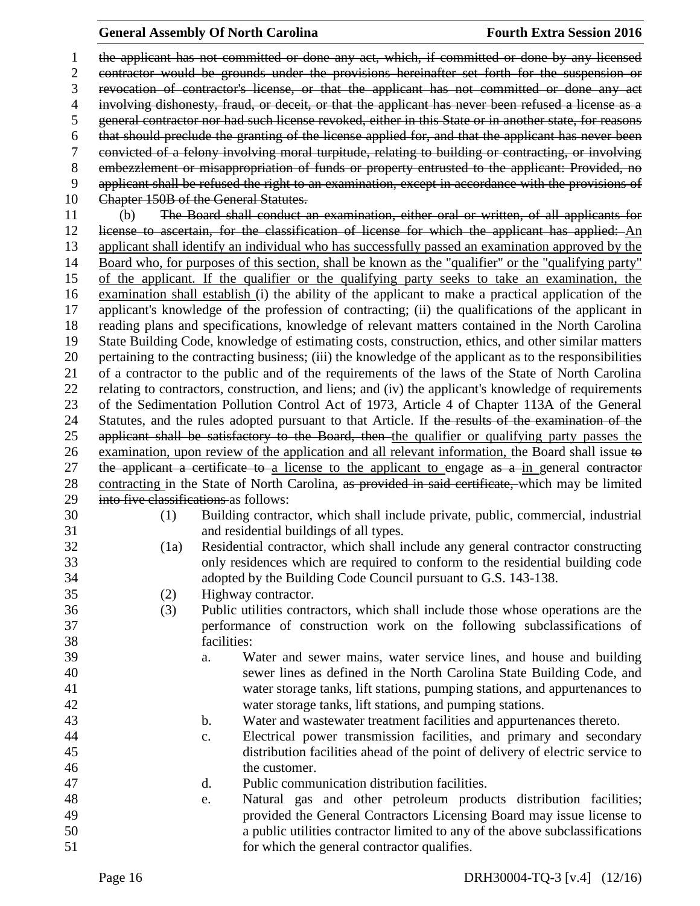~~the applicant has not committed or done any act, which, if committed or done by any licensed contractor would be grounds under the provisions hereinafter set forth for the suspension or revocation of contractor's license, or that the applicant has not committed or done any act involving dishonesty, fraud, or deceit, or that the applicant has never been refused a license as a general contractor nor had such license revoked, either in this State or in another state, for reasons that should preclude the granting of the license applied for, and that the applicant has never been convicted of a felony involving moral turpitude, relating to building or contracting, or involving embezzlement or misappropriation of funds or property entrusted to the applicant: Provided, no applicant shall be refused the right to an examination, except in accordance with the provisions of Chapter 150B of the General Statutes.~~

(b) ~~The Board shall conduct an examination, either oral or written, of all applicants for license to ascertain, for the classification of license for which the applicant has applied:~~ <u>An applicant shall identify an individual who has successfully passed an examination approved by the Board who, for purposes of this section, shall be known as the "qualifier" or the "qualifying party" of the applicant. If the qualifier or the qualifying party seeks to take an examination, the examination shall establish</u> (i) the ability of the applicant to make a practical application of the applicant's knowledge of the profession of contracting; (ii) the qualifications of the applicant in reading plans and specifications, knowledge of relevant matters contained in the North Carolina State Building Code, knowledge of estimating costs, construction, ethics, and other similar matters pertaining to the contracting business; (iii) the knowledge of the applicant as to the responsibilities of a contractor to the public and of the requirements of the laws of the State of North Carolina relating to contractors, construction, and liens; and (iv) the applicant's knowledge of requirements of the Sedimentation Pollution Control Act of 1973, Article 4 of Chapter 113A of the General Statutes, and the rules adopted pursuant to that Article. If ~~the results of the examination of the applicant shall be satisfactory to the Board, then~~ <u>the qualifier or qualifying party passes the examination, upon review of the application and all relevant information,</u> the Board shall issue ~~to the applicant a certificate to~~ <u>a license to the applicant to</u> engage ~~as a~~ <u>in</u> general ~~contractor~~ <u>contracting</u> in the State of North Carolina, ~~as provided in said certificate,~~ which may be limited ~~into five classifications~~ as follows:

(1) Building contractor, which shall include private, public, commercial, industrial and residential buildings of all types.

(1a) Residential contractor, which shall include any general contractor constructing only residences which are required to conform to the residential building code adopted by the Building Code Council pursuant to G.S. 143-138.

(2) Highway contractor.

(3) Public utilities contractors, which shall include those whose operations are the performance of construction work on the following subclassifications of facilities:

a. Water and sewer mains, water service lines, and house and building sewer lines as defined in the North Carolina State Building Code, and water storage tanks, lift stations, pumping stations, and appurtenances to water storage tanks, lift stations, and pumping stations.

b. Water and wastewater treatment facilities and appurtenances thereto.

c. Electrical power transmission facilities, and primary and secondary distribution facilities ahead of the point of delivery of electric service to the customer.

d. Public communication distribution facilities.

e. Natural gas and other petroleum products distribution facilities; provided the General Contractors Licensing Board may issue license to a public utilities contractor limited to any of the above subclassifications for which the general contractor qualifies.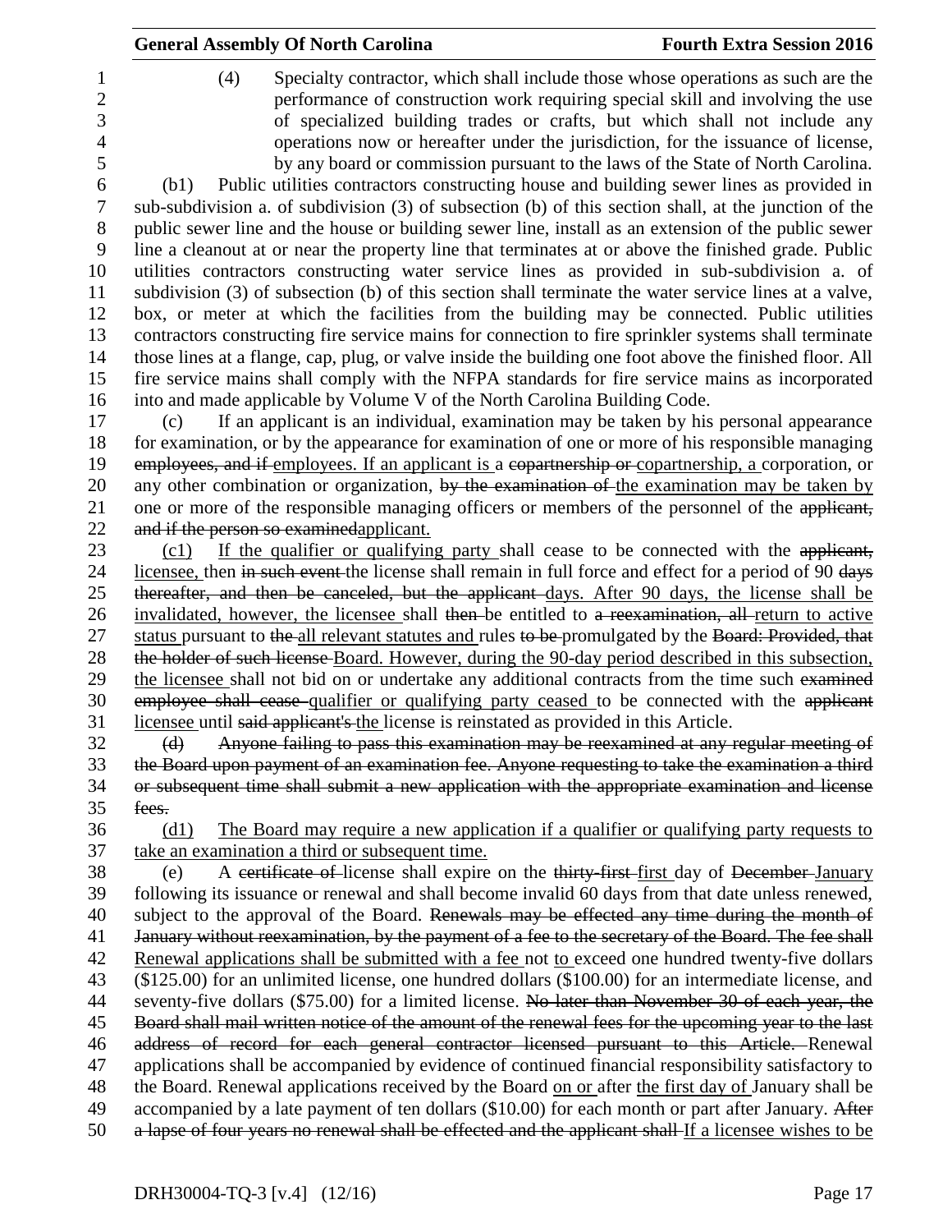(4) Specialty contractor, which shall include those whose operations as such are the performance of construction work requiring special skill and involving the use of specialized building trades or crafts, but which shall not include any operations now or hereafter under the jurisdiction, for the issuance of license, by any board or commission pursuant to the laws of the State of North Carolina.

(b1) Public utilities contractors constructing house and building sewer lines as provided in sub-subdivision a. of subdivision (3) of subsection (b) of this section shall, at the junction of the public sewer line and the house or building sewer line, install as an extension of the public sewer line a cleanout at or near the property line that terminates at or above the finished grade. Public utilities contractors constructing water service lines as provided in sub-subdivision a. of subdivision (3) of subsection (b) of this section shall terminate the water service lines at a valve, box, or meter at which the facilities from the building may be connected. Public utilities contractors constructing fire service mains for connection to fire sprinkler systems shall terminate those lines at a flange, cap, plug, or valve inside the building one foot above the finished floor. All fire service mains shall comply with the NFPA standards for fire service mains as incorporated into and made applicable by Volume V of the North Carolina Building Code.

(c) If an applicant is an individual, examination may be taken by his personal appearance for examination, or by the appearance for examination of one or more of his responsible managing ~~employees, and if~~ employees. If an applicant is a ~~copartnership or~~ copartnership, a corporation, or any other combination or organization, ~~by the examination of~~ the examination may be taken by one or more of the responsible managing officers or members of the personnel of the ~~applicant, and if the person so examined~~applicant.

(c1) If the qualifier or qualifying party shall cease to be connected with the ~~applicant,~~ licensee, then ~~in such event~~ the license shall remain in full force and effect for a period of 90 ~~days thereafter, and then be canceled, but the applicant~~ days. After 90 days, the license shall be invalidated, however, the licensee shall ~~then~~ be entitled to ~~a reexamination, all~~ return to active status pursuant to ~~the~~ all relevant statutes and rules ~~to be~~ promulgated by the ~~Board: Provided, that the holder of such license~~ Board. However, during the 90-day period described in this subsection, the licensee shall not bid on or undertake any additional contracts from the time such ~~examined employee shall cease~~ qualifier or qualifying party ceased to be connected with the ~~applicant~~ licensee until ~~said applicant's~~ the license is reinstated as provided in this Article.

~~(d) Anyone failing to pass this examination may be reexamined at any regular meeting of the Board upon payment of an examination fee. Anyone requesting to take the examination a third or subsequent time shall submit a new application with the appropriate examination and license fees.~~

(d1) The Board may require a new application if a qualifier or qualifying party requests to take an examination a third or subsequent time.

(e) A ~~certificate of~~ license shall expire on the ~~thirty-first~~ first day of ~~December~~ January following its issuance or renewal and shall become invalid 60 days from that date unless renewed, subject to the approval of the Board. ~~Renewals may be effected any time during the month of January without reexamination, by the payment of a fee to the secretary of the Board. The fee shall~~ Renewal applications shall be submitted with a fee not to exceed one hundred twenty-five dollars ($125.00) for an unlimited license, one hundred dollars ($100.00) for an intermediate license, and seventy-five dollars ($75.00) for a limited license. ~~No later than November 30 of each year, the Board shall mail written notice of the amount of the renewal fees for the upcoming year to the last address of record for each general contractor licensed pursuant to this Article.~~ Renewal applications shall be accompanied by evidence of continued financial responsibility satisfactory to the Board. Renewal applications received by the Board on or after the first day of January shall be accompanied by a late payment of ten dollars ($10.00) for each month or part after January. ~~After a lapse of four years no renewal shall be effected and the applicant shall~~ If a licensee wishes to be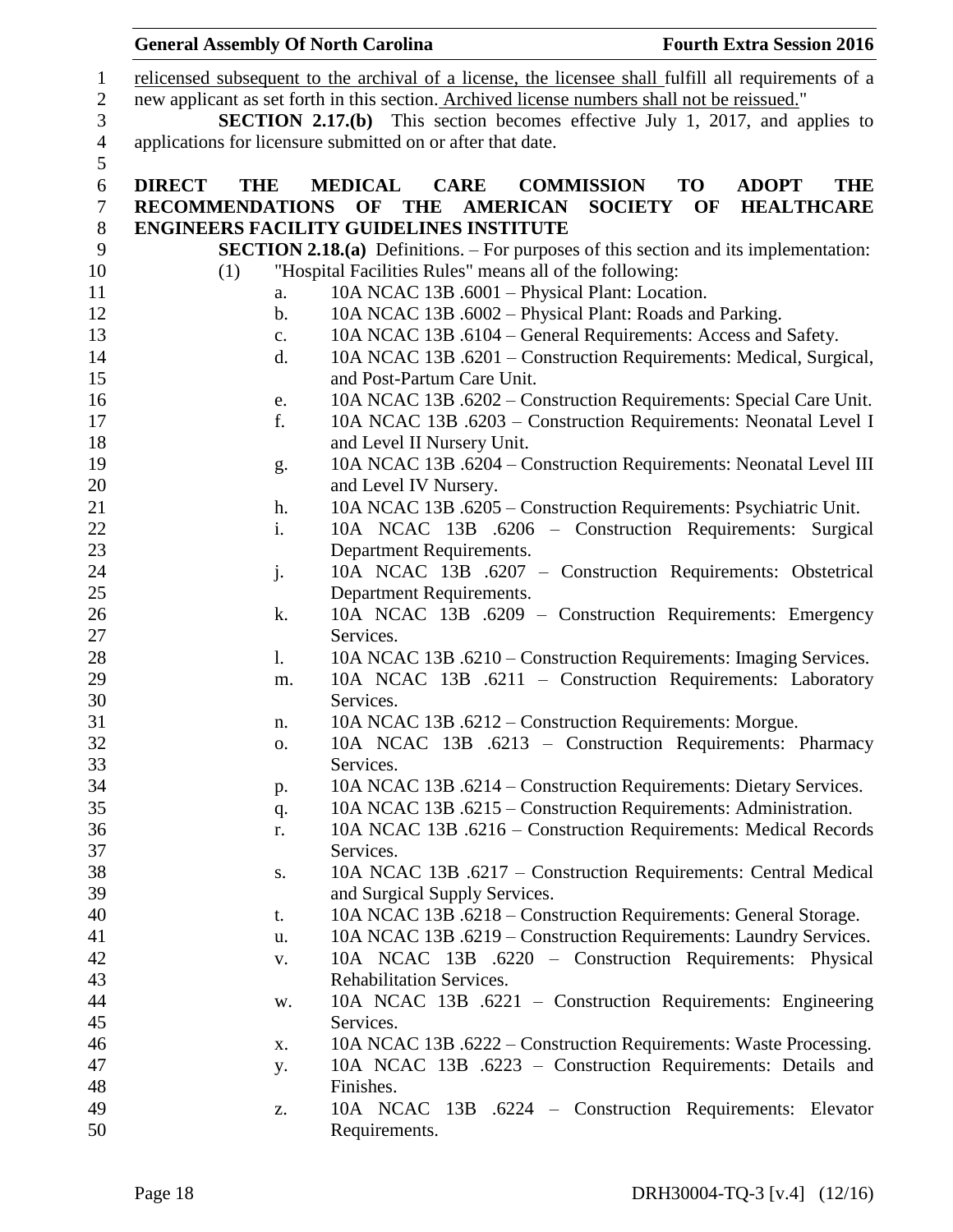relicensed subsequent to the archival of a license, the licensee shall fulfill all requirements of a new applicant as set forth in this section. Archived license numbers shall not be reissued."

**SECTION 2.17.(b)** This section becomes effective July 1, 2017, and applies to applications for licensure submitted on or after that date.

**DIRECT THE MEDICAL CARE COMMISSION TO ADOPT THE RECOMMENDATIONS OF THE AMERICAN SOCIETY OF HEALTHCARE ENGINEERS FACILITY GUIDELINES INSTITUTE**

**SECTION 2.18.(a)** Definitions. – For purposes of this section and its implementation:

(1) "Hospital Facilities Rules" means all of the following:

a. 10A NCAC 13B .6001 – Physical Plant: Location.
b. 10A NCAC 13B .6002 – Physical Plant: Roads and Parking.
c. 10A NCAC 13B .6104 – General Requirements: Access and Safety.
d. 10A NCAC 13B .6201 – Construction Requirements: Medical, Surgical, and Post-Partum Care Unit.
e. 10A NCAC 13B .6202 – Construction Requirements: Special Care Unit.
f. 10A NCAC 13B .6203 – Construction Requirements: Neonatal Level I and Level II Nursery Unit.
g. 10A NCAC 13B .6204 – Construction Requirements: Neonatal Level III and Level IV Nursery.
h. 10A NCAC 13B .6205 – Construction Requirements: Psychiatric Unit.
i. 10A NCAC 13B .6206 – Construction Requirements: Surgical Department Requirements.
j. 10A NCAC 13B .6207 – Construction Requirements: Obstetrical Department Requirements.
k. 10A NCAC 13B .6209 – Construction Requirements: Emergency Services.
l. 10A NCAC 13B .6210 – Construction Requirements: Imaging Services.
m. 10A NCAC 13B .6211 – Construction Requirements: Laboratory Services.
n. 10A NCAC 13B .6212 – Construction Requirements: Morgue.
o. 10A NCAC 13B .6213 – Construction Requirements: Pharmacy Services.
p. 10A NCAC 13B .6214 – Construction Requirements: Dietary Services.
q. 10A NCAC 13B .6215 – Construction Requirements: Administration.
r. 10A NCAC 13B .6216 – Construction Requirements: Medical Records Services.
s. 10A NCAC 13B .6217 – Construction Requirements: Central Medical and Surgical Supply Services.
t. 10A NCAC 13B .6218 – Construction Requirements: General Storage.
u. 10A NCAC 13B .6219 – Construction Requirements: Laundry Services.
v. 10A NCAC 13B .6220 – Construction Requirements: Physical Rehabilitation Services.
w. 10A NCAC 13B .6221 – Construction Requirements: Engineering Services.
x. 10A NCAC 13B .6222 – Construction Requirements: Waste Processing.
y. 10A NCAC 13B .6223 – Construction Requirements: Details and Finishes.
z. 10A NCAC 13B .6224 – Construction Requirements: Elevator Requirements.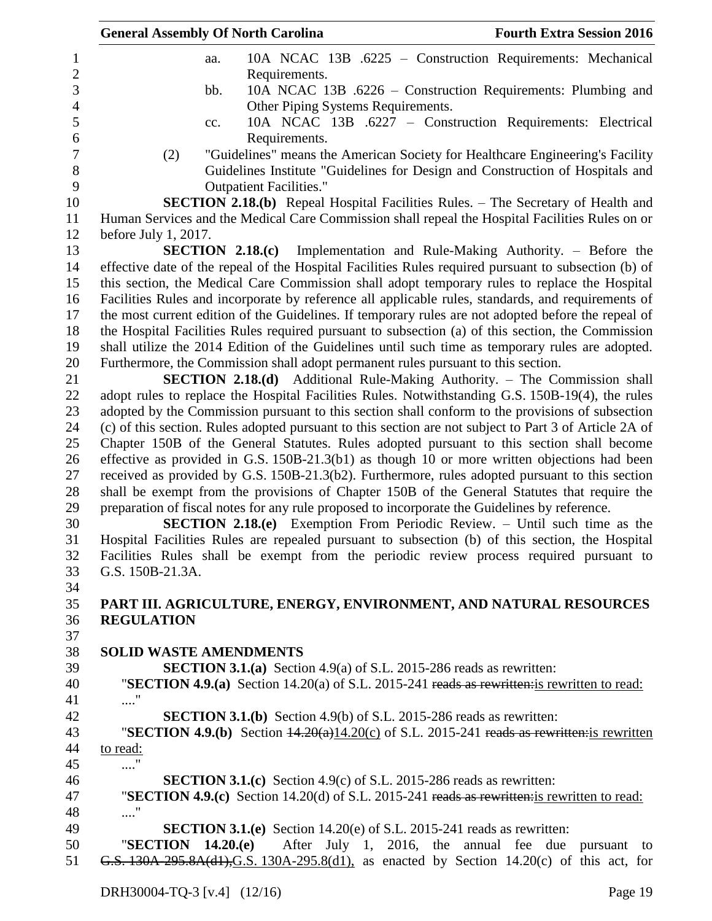aa. 10A NCAC 13B .6225 – Construction Requirements: Mechanical Requirements.

bb. 10A NCAC 13B .6226 – Construction Requirements: Plumbing and Other Piping Systems Requirements.

cc. 10A NCAC 13B .6227 – Construction Requirements: Electrical Requirements.

(2) "Guidelines" means the American Society for Healthcare Engineering's Facility Guidelines Institute "Guidelines for Design and Construction of Hospitals and Outpatient Facilities."

**SECTION 2.18.(b)** Repeal Hospital Facilities Rules. – The Secretary of Health and Human Services and the Medical Care Commission shall repeal the Hospital Facilities Rules on or before July 1, 2017.

**SECTION 2.18.(c)** Implementation and Rule-Making Authority. – Before the effective date of the repeal of the Hospital Facilities Rules required pursuant to subsection (b) of this section, the Medical Care Commission shall adopt temporary rules to replace the Hospital Facilities Rules and incorporate by reference all applicable rules, standards, and requirements of the most current edition of the Guidelines. If temporary rules are not adopted before the repeal of the Hospital Facilities Rules required pursuant to subsection (a) of this section, the Commission shall utilize the 2014 Edition of the Guidelines until such time as temporary rules are adopted. Furthermore, the Commission shall adopt permanent rules pursuant to this section.

**SECTION 2.18.(d)** Additional Rule-Making Authority. – The Commission shall adopt rules to replace the Hospital Facilities Rules. Notwithstanding G.S. 150B-19(4), the rules adopted by the Commission pursuant to this section shall conform to the provisions of subsection (c) of this section. Rules adopted pursuant to this section are not subject to Part 3 of Article 2A of Chapter 150B of the General Statutes. Rules adopted pursuant to this section shall become effective as provided in G.S. 150B-21.3(b1) as though 10 or more written objections had been received as provided by G.S. 150B-21.3(b2). Furthermore, rules adopted pursuant to this section shall be exempt from the provisions of Chapter 150B of the General Statutes that require the preparation of fiscal notes for any rule proposed to incorporate the Guidelines by reference.

**SECTION 2.18.(e)** Exemption From Periodic Review. – Until such time as the Hospital Facilities Rules are repealed pursuant to subsection (b) of this section, the Hospital Facilities Rules shall be exempt from the periodic review process required pursuant to G.S. 150B-21.3A.

## PART III. AGRICULTURE, ENERGY, ENVIRONMENT, AND NATURAL RESOURCES REGULATION

### SOLID WASTE AMENDMENTS

**SECTION 3.1.(a)** Section 4.9(a) of S.L. 2015-286 reads as rewritten:

"**SECTION 4.9.(a)** Section 14.20(a) of S.L. 2015-241 ~~reads as rewritten:~~<u>is rewritten to read:</u>

...."

**SECTION 3.1.(b)** Section 4.9(b) of S.L. 2015-286 reads as rewritten:

"**SECTION 4.9.(b)** Section ~~14.20(a)~~<u>14.20(c)</u> of S.L. 2015-241 ~~reads as rewritten:~~<u>is rewritten to read:</u>

...."

**SECTION 3.1.(c)** Section 4.9(c) of S.L. 2015-286 reads as rewritten:

"**SECTION 4.9.(c)** Section 14.20(d) of S.L. 2015-241 ~~reads as rewritten:~~<u>is rewritten to read:</u>

...."

**SECTION 3.1.(e)** Section 14.20(e) of S.L. 2015-241 reads as rewritten:

"**SECTION 14.20.(e)** After July 1, 2016, the annual fee due pursuant to ~~G.S. 130A-295.8A(d1),~~<u>G.S. 130A-295.8(d1),</u> as enacted by Section 14.20(c) of this act, for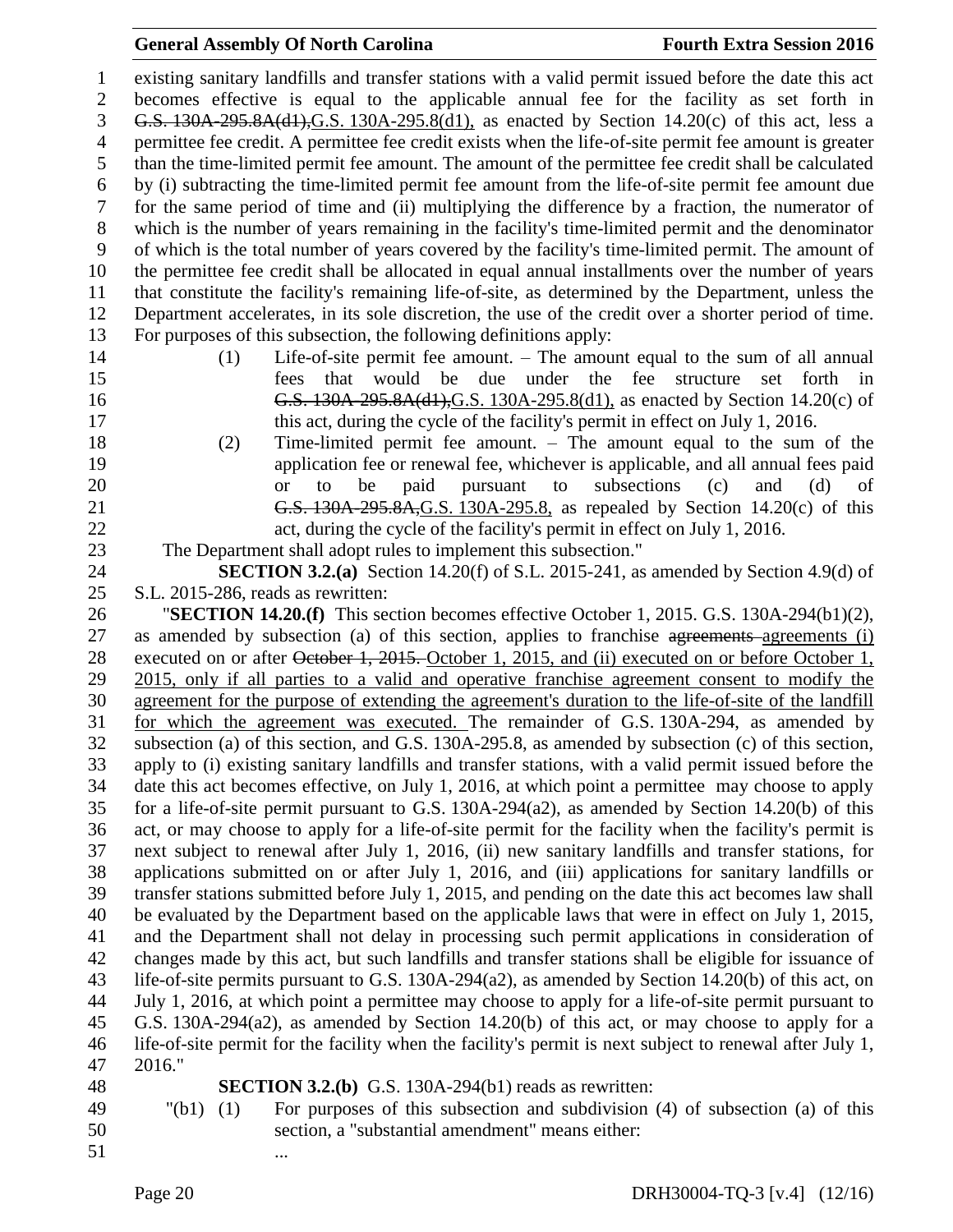existing sanitary landfills and transfer stations with a valid permit issued before the date this act becomes effective is equal to the applicable annual fee for the facility as set forth in ~~G.S. 130A-295.8A(d1),~~G.S. 130A-295.8(d1), as enacted by Section 14.20(c) of this act, less a permittee fee credit. A permittee fee credit exists when the life-of-site permit fee amount is greater than the time-limited permit fee amount. The amount of the permittee fee credit shall be calculated by (i) subtracting the time-limited permit fee amount from the life-of-site permit fee amount due for the same period of time and (ii) multiplying the difference by a fraction, the numerator of which is the number of years remaining in the facility's time-limited permit and the denominator of which is the total number of years covered by the facility's time-limited permit. The amount of the permittee fee credit shall be allocated in equal annual installments over the number of years that constitute the facility's remaining life-of-site, as determined by the Department, unless the Department accelerates, in its sole discretion, the use of the credit over a shorter period of time. For purposes of this subsection, the following definitions apply:

(1) Life-of-site permit fee amount. – The amount equal to the sum of all annual fees that would be due under the fee structure set forth in ~~G.S. 130A-295.8A(d1),~~G.S. 130A-295.8(d1), as enacted by Section 14.20(c) of this act, during the cycle of the facility's permit in effect on July 1, 2016.

(2) Time-limited permit fee amount. – The amount equal to the sum of the application fee or renewal fee, whichever is applicable, and all annual fees paid or to be paid pursuant to subsections (c) and (d) of ~~G.S. 130A-295.8A,~~G.S. 130A-295.8, as repealed by Section 14.20(c) of this act, during the cycle of the facility's permit in effect on July 1, 2016.

The Department shall adopt rules to implement this subsection."

**SECTION 3.2.(a)** Section 14.20(f) of S.L. 2015-241, as amended by Section 4.9(d) of S.L. 2015-286, reads as rewritten:

"**SECTION 14.20.(f)** This section becomes effective October 1, 2015. G.S. 130A-294(b1)(2), as amended by subsection (a) of this section, applies to franchise ~~agreements~~ agreements (i) executed on or after ~~October 1, 2015.~~ October 1, 2015, and (ii) executed on or before October 1, 2015, only if all parties to a valid and operative franchise agreement consent to modify the agreement for the purpose of extending the agreement's duration to the life-of-site of the landfill for which the agreement was executed. The remainder of G.S. 130A-294, as amended by subsection (a) of this section, and G.S. 130A-295.8, as amended by subsection (c) of this section, apply to (i) existing sanitary landfills and transfer stations, with a valid permit issued before the date this act becomes effective, on July 1, 2016, at which point a permittee may choose to apply for a life-of-site permit pursuant to G.S. 130A-294(a2), as amended by Section 14.20(b) of this act, or may choose to apply for a life-of-site permit for the facility when the facility's permit is next subject to renewal after July 1, 2016, (ii) new sanitary landfills and transfer stations, for applications submitted on or after July 1, 2016, and (iii) applications for sanitary landfills or transfer stations submitted before July 1, 2015, and pending on the date this act becomes law shall be evaluated by the Department based on the applicable laws that were in effect on July 1, 2015, and the Department shall not delay in processing such permit applications in consideration of changes made by this act, but such landfills and transfer stations shall be eligible for issuance of life-of-site permits pursuant to G.S. 130A-294(a2), as amended by Section 14.20(b) of this act, on July 1, 2016, at which point a permittee may choose to apply for a life-of-site permit pursuant to G.S. 130A-294(a2), as amended by Section 14.20(b) of this act, or may choose to apply for a life-of-site permit for the facility when the facility's permit is next subject to renewal after July 1, 2016."

**SECTION 3.2.(b)** G.S. 130A-294(b1) reads as rewritten:

"(b1) (1) For purposes of this subsection and subdivision (4) of subsection (a) of this section, a "substantial amendment" means either:

..."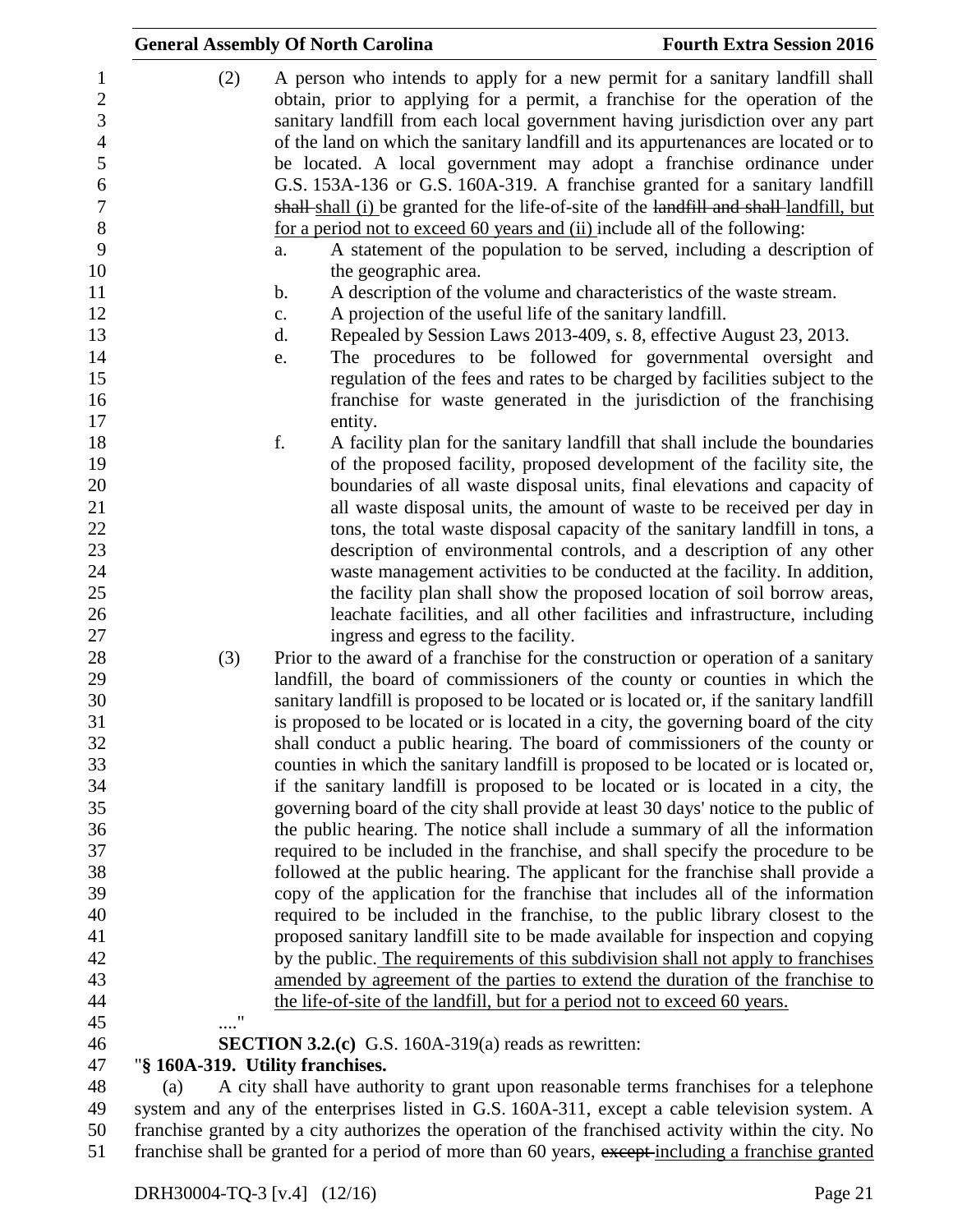(2) A person who intends to apply for a new permit for a sanitary landfill shall obtain, prior to applying for a permit, a franchise for the operation of the sanitary landfill from each local government having jurisdiction over any part of the land on which the sanitary landfill and its appurtenances are located or to be located. A local government may adopt a franchise ordinance under G.S. 153A-136 or G.S. 160A-319. A franchise granted for a sanitary landfill ~~shall~~ shall (i) be granted for the life-of-site of the ~~landfill and shall~~ landfill, but for a period not to exceed 60 years and (ii) include all of the following:

a. A statement of the population to be served, including a description of the geographic area.

b. A description of the volume and characteristics of the waste stream.

c. A projection of the useful life of the sanitary landfill.

d. Repealed by Session Laws 2013-409, s. 8, effective August 23, 2013.

e. The procedures to be followed for governmental oversight and regulation of the fees and rates to be charged by facilities subject to the franchise for waste generated in the jurisdiction of the franchising entity.

f. A facility plan for the sanitary landfill that shall include the boundaries of the proposed facility, proposed development of the facility site, the boundaries of all waste disposal units, final elevations and capacity of all waste disposal units, the amount of waste to be received per day in tons, the total waste disposal capacity of the sanitary landfill in tons, a description of environmental controls, and a description of any other waste management activities to be conducted at the facility. In addition, the facility plan shall show the proposed location of soil borrow areas, leachate facilities, and all other facilities and infrastructure, including ingress and egress to the facility.

(3) Prior to the award of a franchise for the construction or operation of a sanitary landfill, the board of commissioners of the county or counties in which the sanitary landfill is proposed to be located or is located or, if the sanitary landfill is proposed to be located or is located in a city, the governing board of the city shall conduct a public hearing. The board of commissioners of the county or counties in which the sanitary landfill is proposed to be located or is located or, if the sanitary landfill is proposed to be located or is located in a city, the governing board of the city shall provide at least 30 days' notice to the public of the public hearing. The notice shall include a summary of all the information required to be included in the franchise, and shall specify the procedure to be followed at the public hearing. The applicant for the franchise shall provide a copy of the application for the franchise that includes all of the information required to be included in the franchise, to the public library closest to the proposed sanitary landfill site to be made available for inspection and copying by the public. The requirements of this subdivision shall not apply to franchises amended by agreement of the parties to extend the duration of the franchise to the life-of-site of the landfill, but for a period not to exceed 60 years.

…."

**SECTION 3.2.(c)** G.S. 160A-319(a) reads as rewritten:

"**§ 160A-319. Utility franchises.**

(a) A city shall have authority to grant upon reasonable terms franchises for a telephone system and any of the enterprises listed in G.S. 160A-311, except a cable television system. A franchise granted by a city authorizes the operation of the franchised activity within the city. No franchise shall be granted for a period of more than 60 years, ~~except~~ including a franchise granted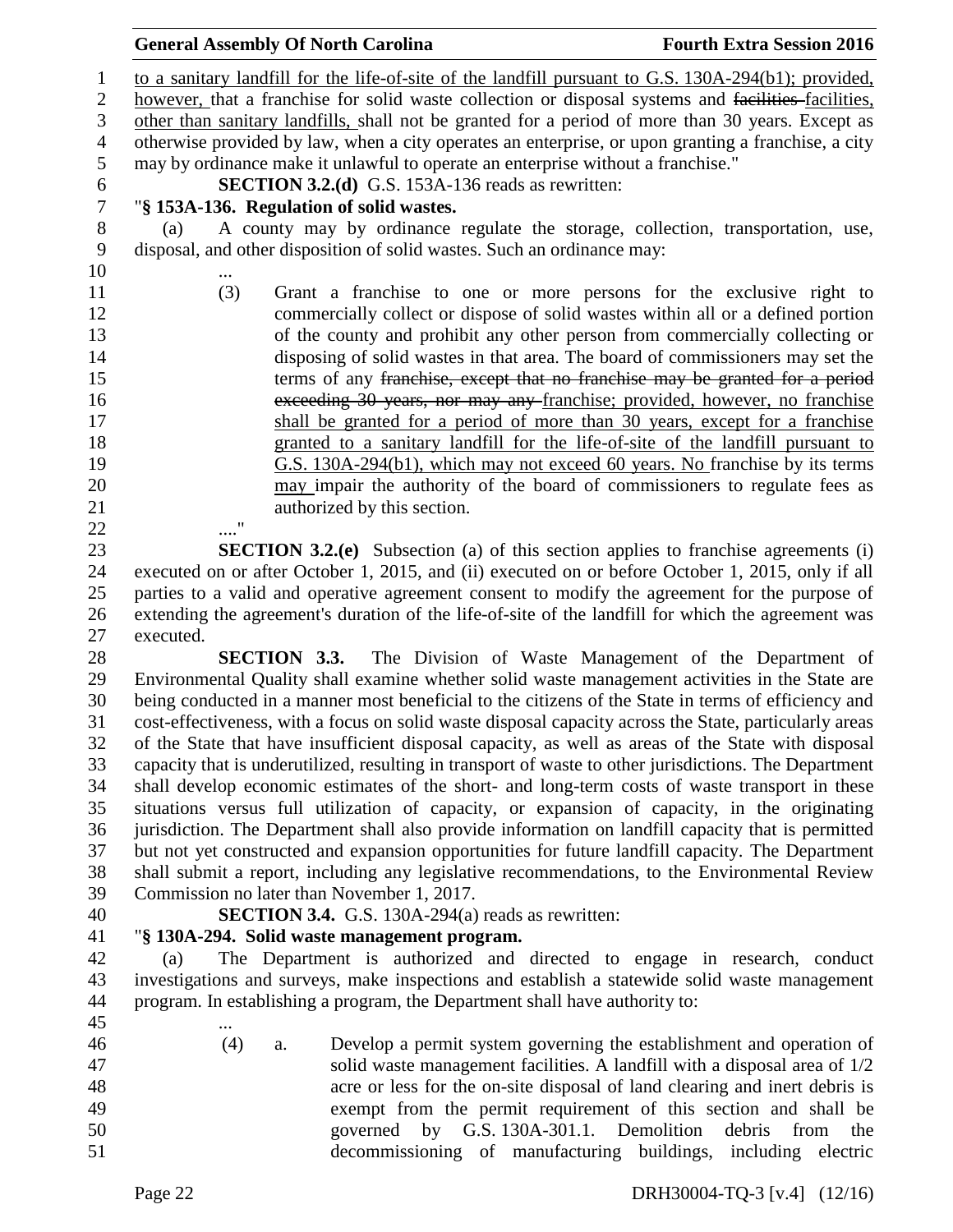to a sanitary landfill for the life-of-site of the landfill pursuant to G.S. 130A-294(b1); provided, however, that a franchise for solid waste collection or disposal systems and ~~facilities~~ facilities, other than sanitary landfills, shall not be granted for a period of more than 30 years. Except as otherwise provided by law, when a city operates an enterprise, or upon granting a franchise, a city may by ordinance make it unlawful to operate an enterprise without a franchise."

**SECTION 3.2.(d)** G.S. 153A-136 reads as rewritten:

"**§ 153A-136. Regulation of solid wastes.**

(a) A county may by ordinance regulate the storage, collection, transportation, use, disposal, and other disposition of solid wastes. Such an ordinance may:

...

(3) Grant a franchise to one or more persons for the exclusive right to commercially collect or dispose of solid wastes within all or a defined portion of the county and prohibit any other person from commercially collecting or disposing of solid wastes in that area. The board of commissioners may set the terms of any ~~franchise, except that no franchise may be granted for a period exceeding 30 years, nor may any~~ franchise; provided, however, no franchise shall be granted for a period of more than 30 years, except for a franchise granted to a sanitary landfill for the life-of-site of the landfill pursuant to G.S. 130A-294(b1), which may not exceed 60 years. No franchise by its terms may impair the authority of the board of commissioners to regulate fees as authorized by this section.

...."

**SECTION 3.2.(e)** Subsection (a) of this section applies to franchise agreements (i) executed on or after October 1, 2015, and (ii) executed on or before October 1, 2015, only if all parties to a valid and operative agreement consent to modify the agreement for the purpose of extending the agreement's duration of the life-of-site of the landfill for which the agreement was executed.

**SECTION 3.3.** The Division of Waste Management of the Department of Environmental Quality shall examine whether solid waste management activities in the State are being conducted in a manner most beneficial to the citizens of the State in terms of efficiency and cost-effectiveness, with a focus on solid waste disposal capacity across the State, particularly areas of the State that have insufficient disposal capacity, as well as areas of the State with disposal capacity that is underutilized, resulting in transport of waste to other jurisdictions. The Department shall develop economic estimates of the short- and long-term costs of waste transport in these situations versus full utilization of capacity, or expansion of capacity, in the originating jurisdiction. The Department shall also provide information on landfill capacity that is permitted but not yet constructed and expansion opportunities for future landfill capacity. The Department shall submit a report, including any legislative recommendations, to the Environmental Review Commission no later than November 1, 2017.

**SECTION 3.4.** G.S. 130A-294(a) reads as rewritten:

"**§ 130A-294. Solid waste management program.**

(a) The Department is authorized and directed to engage in research, conduct investigations and surveys, make inspections and establish a statewide solid waste management program. In establishing a program, the Department shall have authority to:

...

(4) a. Develop a permit system governing the establishment and operation of solid waste management facilities. A landfill with a disposal area of 1/2 acre or less for the on-site disposal of land clearing and inert debris is exempt from the permit requirement of this section and shall be governed by G.S. 130A-301.1. Demolition debris from the decommissioning of manufacturing buildings, including electric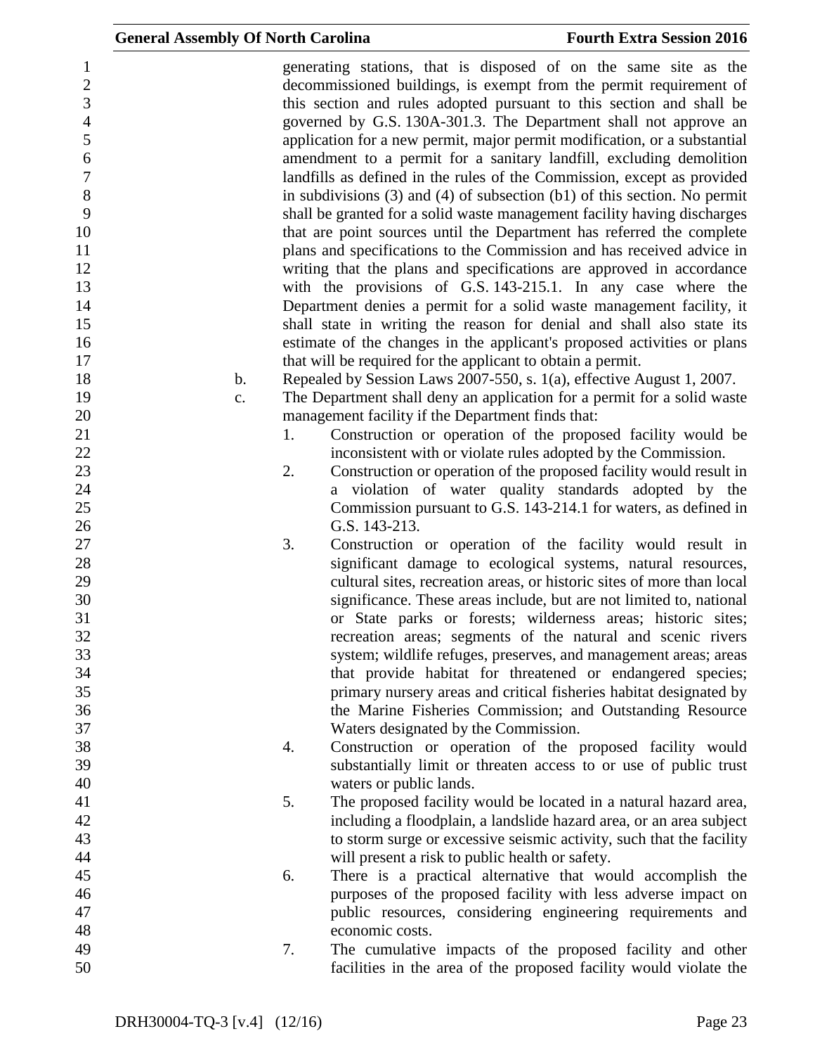generating stations, that is disposed of on the same site as the decommissioned buildings, is exempt from the permit requirement of this section and rules adopted pursuant to this section and shall be governed by G.S. 130A-301.3. The Department shall not approve an application for a new permit, major permit modification, or a substantial amendment to a permit for a sanitary landfill, excluding demolition landfills as defined in the rules of the Commission, except as provided in subdivisions (3) and (4) of subsection (b1) of this section. No permit shall be granted for a solid waste management facility having discharges that are point sources until the Department has referred the complete plans and specifications to the Commission and has received advice in writing that the plans and specifications are approved in accordance with the provisions of G.S. 143-215.1. In any case where the Department denies a permit for a solid waste management facility, it shall state in writing the reason for denial and shall also state its estimate of the changes in the applicant's proposed activities or plans that will be required for the applicant to obtain a permit.

b. Repealed by Session Laws 2007-550, s. 1(a), effective August 1, 2007.

c. The Department shall deny an application for a permit for a solid waste management facility if the Department finds that:

1. Construction or operation of the proposed facility would be inconsistent with or violate rules adopted by the Commission.
2. Construction or operation of the proposed facility would result in a violation of water quality standards adopted by the Commission pursuant to G.S. 143-214.1 for waters, as defined in G.S. 143-213.
3. Construction or operation of the facility would result in significant damage to ecological systems, natural resources, cultural sites, recreation areas, or historic sites of more than local significance. These areas include, but are not limited to, national or State parks or forests; wilderness areas; historic sites; recreation areas; segments of the natural and scenic rivers system; wildlife refuges, preserves, and management areas; areas that provide habitat for threatened or endangered species; primary nursery areas and critical fisheries habitat designated by the Marine Fisheries Commission; and Outstanding Resource Waters designated by the Commission.
4. Construction or operation of the proposed facility would substantially limit or threaten access to or use of public trust waters or public lands.
5. The proposed facility would be located in a natural hazard area, including a floodplain, a landslide hazard area, or an area subject to storm surge or excessive seismic activity, such that the facility will present a risk to public health or safety.
6. There is a practical alternative that would accomplish the purposes of the proposed facility with less adverse impact on public resources, considering engineering requirements and economic costs.
7. The cumulative impacts of the proposed facility and other facilities in the area of the proposed facility would violate the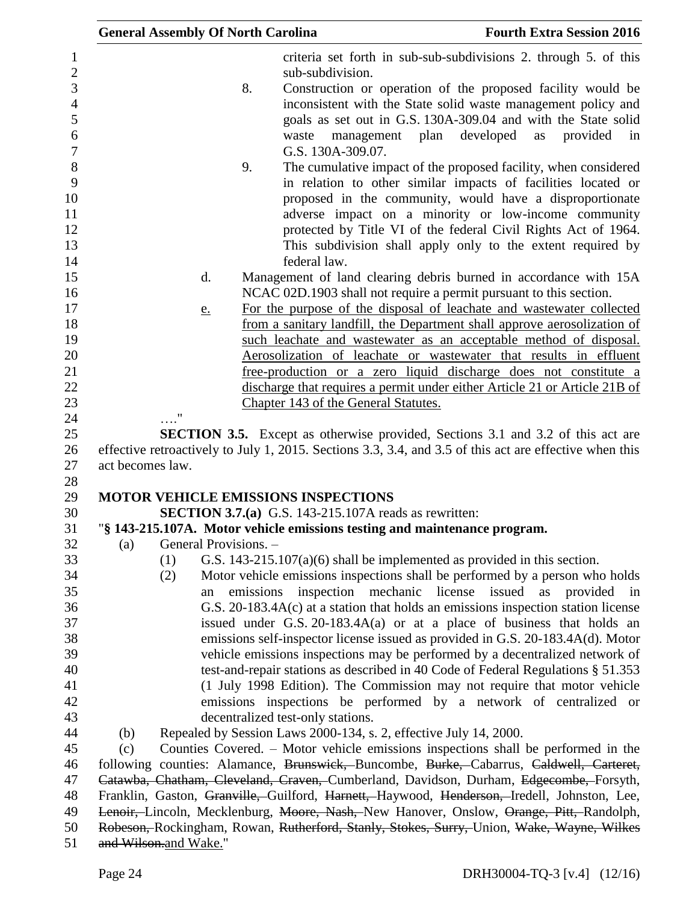criteria set forth in sub-sub-subdivisions 2. through 5. of this sub-subdivision.

8. Construction or operation of the proposed facility would be inconsistent with the State solid waste management policy and goals as set out in G.S. 130A-309.04 and with the State solid waste management plan developed as provided in G.S. 130A-309.07.

9. The cumulative impact of the proposed facility, when considered in relation to other similar impacts of facilities located or proposed in the community, would have a disproportionate adverse impact on a minority or low-income community protected by Title VI of the federal Civil Rights Act of 1964. This subdivision shall apply only to the extent required by federal law.

d. Management of land clearing debris burned in accordance with 15A NCAC 02D.1903 shall not require a permit pursuant to this section.

<u>e.</u> <u>For the purpose of the disposal of leachate and wastewater collected from a sanitary landfill, the Department shall approve aerosolization of such leachate and wastewater as an acceptable method of disposal. Aerosolization of leachate or wastewater that results in effluent free-production or a zero liquid discharge does not constitute a discharge that requires a permit under either Article 21 or Article 21B of Chapter 143 of the General Statutes.</u>

…."

**SECTION 3.5.** Except as otherwise provided, Sections 3.1 and 3.2 of this act are effective retroactively to July 1, 2015. Sections 3.3, 3.4, and 3.5 of this act are effective when this act becomes law.

**MOTOR VEHICLE EMISSIONS INSPECTIONS**

**SECTION 3.7.(a)** G.S. 143-215.107A reads as rewritten:

"**§ 143-215.107A. Motor vehicle emissions testing and maintenance program.**

(a) General Provisions. –

(1) G.S. 143-215.107(a)(6) shall be implemented as provided in this section.

(2) Motor vehicle emissions inspections shall be performed by a person who holds an emissions inspection mechanic license issued as provided in G.S. 20-183.4A(c) at a station that holds an emissions inspection station license issued under G.S. 20-183.4A(a) or at a place of business that holds an emissions self-inspector license issued as provided in G.S. 20-183.4A(d). Motor vehicle emissions inspections may be performed by a decentralized network of test-and-repair stations as described in 40 Code of Federal Regulations § 51.353 (1 July 1998 Edition). The Commission may not require that motor vehicle emissions inspections be performed by a network of centralized or decentralized test-only stations.

(b) Repealed by Session Laws 2000-134, s. 2, effective July 14, 2000.

(c) Counties Covered. – Motor vehicle emissions inspections shall be performed in the following counties: Alamance, ~~Brunswick,~~ Buncombe, ~~Burke,~~ Cabarrus, ~~Caldwell, Carteret, Catawba, Chatham, Cleveland, Craven,~~ Cumberland, Davidson, Durham, ~~Edgecombe,~~ Forsyth, Franklin, Gaston, ~~Granville,~~ Guilford, ~~Harnett,~~ Haywood, ~~Henderson,~~ Iredell, Johnston, Lee, ~~Lenoir,~~ Lincoln, Mecklenburg, ~~Moore, Nash,~~ New Hanover, Onslow, ~~Orange, Pitt,~~ Randolph, ~~Robeson,~~ Rockingham, Rowan, ~~Rutherford, Stanly, Stokes, Surry,~~ Union, ~~Wake, Wayne, Wilkes and Wilson.~~<u>and Wake.</u>"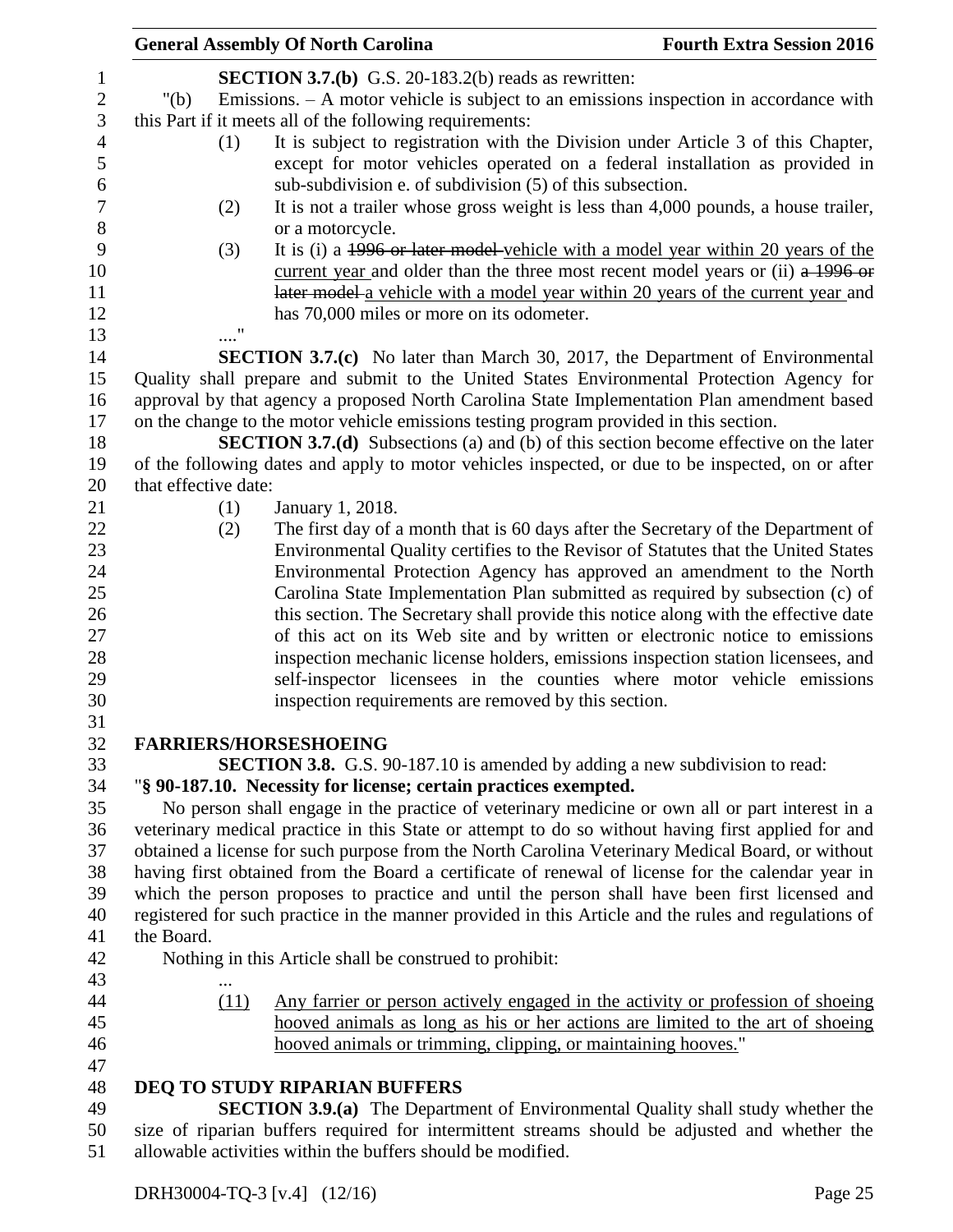**SECTION 3.7.(b)** G.S. 20-183.2(b) reads as rewritten:

"(b) Emissions. – A motor vehicle is subject to an emissions inspection in accordance with this Part if it meets all of the following requirements:

(1) It is subject to registration with the Division under Article 3 of this Chapter, except for motor vehicles operated on a federal installation as provided in sub-subdivision e. of subdivision (5) of this subsection.

(2) It is not a trailer whose gross weight is less than 4,000 pounds, a house trailer, or a motorcycle.

(3) It is (i) a ~~1996 or later model~~ vehicle with a model year within 20 years of the current year and older than the three most recent model years or (ii) ~~a 1996 or later model~~ a vehicle with a model year within 20 years of the current year and has 70,000 miles or more on its odometer.

...."

**SECTION 3.7.(c)** No later than March 30, 2017, the Department of Environmental Quality shall prepare and submit to the United States Environmental Protection Agency for approval by that agency a proposed North Carolina State Implementation Plan amendment based on the change to the motor vehicle emissions testing program provided in this section.

**SECTION 3.7.(d)** Subsections (a) and (b) of this section become effective on the later of the following dates and apply to motor vehicles inspected, or due to be inspected, on or after that effective date:

(1) January 1, 2018.

(2) The first day of a month that is 60 days after the Secretary of the Department of Environmental Quality certifies to the Revisor of Statutes that the United States Environmental Protection Agency has approved an amendment to the North Carolina State Implementation Plan submitted as required by subsection (c) of this section. The Secretary shall provide this notice along with the effective date of this act on its Web site and by written or electronic notice to emissions inspection mechanic license holders, emissions inspection station licensees, and self-inspector licensees in the counties where motor vehicle emissions inspection requirements are removed by this section.

**FARRIERS/HORSESHOEING**

**SECTION 3.8.** G.S. 90-187.10 is amended by adding a new subdivision to read:

"**§ 90-187.10. Necessity for license; certain practices exempted.**

No person shall engage in the practice of veterinary medicine or own all or part interest in a veterinary medical practice in this State or attempt to do so without having first applied for and obtained a license for such purpose from the North Carolina Veterinary Medical Board, or without having first obtained from the Board a certificate of renewal of license for the calendar year in which the person proposes to practice and until the person shall have been first licensed and registered for such practice in the manner provided in this Article and the rules and regulations of the Board.

Nothing in this Article shall be construed to prohibit:

...

<u>(11)</u> <u>Any farrier or person actively engaged in the activity or profession of shoeing hooved animals as long as his or her actions are limited to the art of shoeing hooved animals or trimming, clipping, or maintaining hooves.</u>"

**DEQ TO STUDY RIPARIAN BUFFERS**

**SECTION 3.9.(a)** The Department of Environmental Quality shall study whether the size of riparian buffers required for intermittent streams should be adjusted and whether the allowable activities within the buffers should be modified.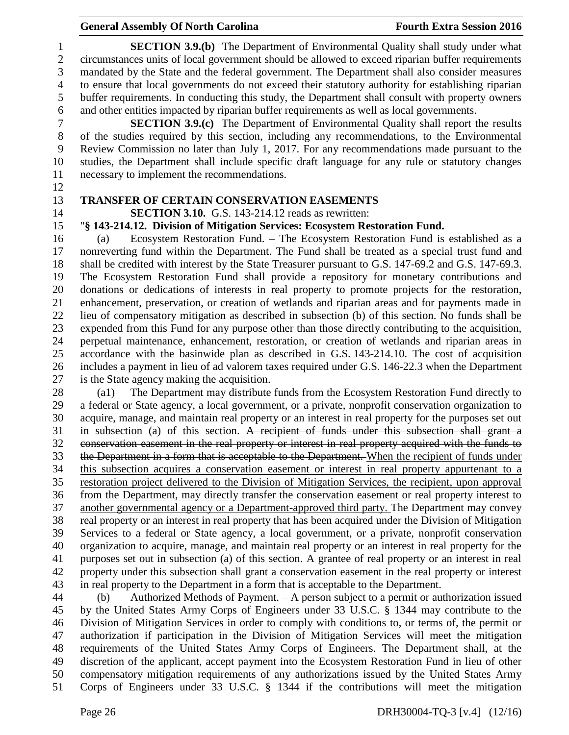**SECTION 3.9.(b)** The Department of Environmental Quality shall study under what circumstances units of local government should be allowed to exceed riparian buffer requirements mandated by the State and the federal government. The Department shall also consider measures to ensure that local governments do not exceed their statutory authority for establishing riparian buffer requirements. In conducting this study, the Department shall consult with property owners and other entities impacted by riparian buffer requirements as well as local governments.

**SECTION 3.9.(c)** The Department of Environmental Quality shall report the results of the studies required by this section, including any recommendations, to the Environmental Review Commission no later than July 1, 2017. For any recommendations made pursuant to the studies, the Department shall include specific draft language for any rule or statutory changes necessary to implement the recommendations.

**TRANSFER OF CERTAIN CONSERVATION EASEMENTS**

**SECTION 3.10.** G.S. 143-214.12 reads as rewritten:

"**§ 143-214.12. Division of Mitigation Services: Ecosystem Restoration Fund.**

(a) Ecosystem Restoration Fund. – The Ecosystem Restoration Fund is established as a nonreverting fund within the Department. The Fund shall be treated as a special trust fund and shall be credited with interest by the State Treasurer pursuant to G.S. 147-69.2 and G.S. 147-69.3. The Ecosystem Restoration Fund shall provide a repository for monetary contributions and donations or dedications of interests in real property to promote projects for the restoration, enhancement, preservation, or creation of wetlands and riparian areas and for payments made in lieu of compensatory mitigation as described in subsection (b) of this section. No funds shall be expended from this Fund for any purpose other than those directly contributing to the acquisition, perpetual maintenance, enhancement, restoration, or creation of wetlands and riparian areas in accordance with the basinwide plan as described in G.S. 143-214.10. The cost of acquisition includes a payment in lieu of ad valorem taxes required under G.S. 146-22.3 when the Department is the State agency making the acquisition.

(a1) The Department may distribute funds from the Ecosystem Restoration Fund directly to a federal or State agency, a local government, or a private, nonprofit conservation organization to acquire, manage, and maintain real property or an interest in real property for the purposes set out in subsection (a) of this section. ~~A recipient of funds under this subsection shall grant a conservation easement in the real property or interest in real property acquired with the funds to the Department in a form that is acceptable to the Department.~~ <u>When the recipient of funds under this subsection acquires a conservation easement or interest in real property appurtenant to a restoration project delivered to the Division of Mitigation Services, the recipient, upon approval from the Department, may directly transfer the conservation easement or real property interest to another governmental agency or a Department-approved third party.</u> The Department may convey real property or an interest in real property that has been acquired under the Division of Mitigation Services to a federal or State agency, a local government, or a private, nonprofit conservation organization to acquire, manage, and maintain real property or an interest in real property for the purposes set out in subsection (a) of this section. A grantee of real property or an interest in real property under this subsection shall grant a conservation easement in the real property or interest in real property to the Department in a form that is acceptable to the Department.

(b) Authorized Methods of Payment. – A person subject to a permit or authorization issued by the United States Army Corps of Engineers under 33 U.S.C. § 1344 may contribute to the Division of Mitigation Services in order to comply with conditions to, or terms of, the permit or authorization if participation in the Division of Mitigation Services will meet the mitigation requirements of the United States Army Corps of Engineers. The Department shall, at the discretion of the applicant, accept payment into the Ecosystem Restoration Fund in lieu of other compensatory mitigation requirements of any authorizations issued by the United States Army Corps of Engineers under 33 U.S.C. § 1344 if the contributions will meet the mitigation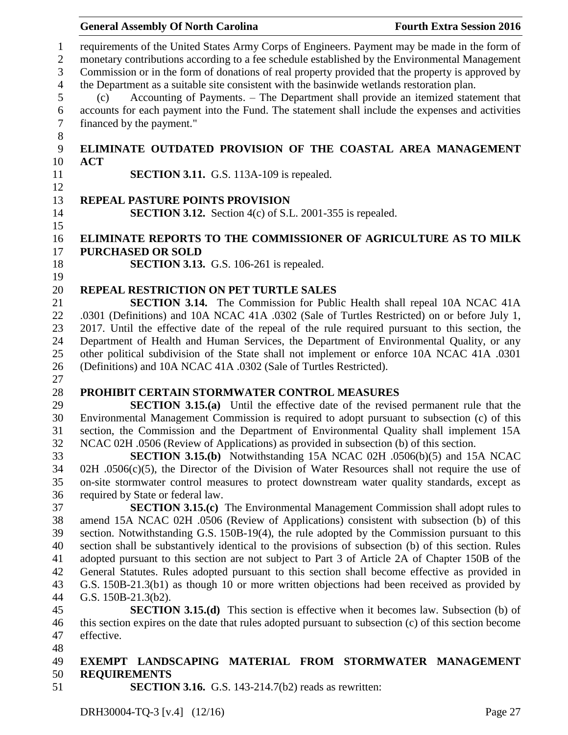requirements of the United States Army Corps of Engineers. Payment may be made in the form of monetary contributions according to a fee schedule established by the Environmental Management Commission or in the form of donations of real property provided that the property is approved by the Department as a suitable site consistent with the basinwide wetlands restoration plan.

(c) Accounting of Payments. – The Department shall provide an itemized statement that accounts for each payment into the Fund. The statement shall include the expenses and activities financed by the payment."

**ELIMINATE OUTDATED PROVISION OF THE COASTAL AREA MANAGEMENT ACT**

**SECTION 3.11.** G.S. 113A-109 is repealed.

**REPEAL PASTURE POINTS PROVISION**

**SECTION 3.12.** Section 4(c) of S.L. 2001-355 is repealed.

**ELIMINATE REPORTS TO THE COMMISSIONER OF AGRICULTURE AS TO MILK PURCHASED OR SOLD**

**SECTION 3.13.** G.S. 106-261 is repealed.

**REPEAL RESTRICTION ON PET TURTLE SALES**

**SECTION 3.14.** The Commission for Public Health shall repeal 10A NCAC 41A .0301 (Definitions) and 10A NCAC 41A .0302 (Sale of Turtles Restricted) on or before July 1, 2017. Until the effective date of the repeal of the rule required pursuant to this section, the Department of Health and Human Services, the Department of Environmental Quality, or any other political subdivision of the State shall not implement or enforce 10A NCAC 41A .0301 (Definitions) and 10A NCAC 41A .0302 (Sale of Turtles Restricted).

**PROHIBIT CERTAIN STORMWATER CONTROL MEASURES**

**SECTION 3.15.(a)** Until the effective date of the revised permanent rule that the Environmental Management Commission is required to adopt pursuant to subsection (c) of this section, the Commission and the Department of Environmental Quality shall implement 15A NCAC 02H .0506 (Review of Applications) as provided in subsection (b) of this section.

**SECTION 3.15.(b)** Notwithstanding 15A NCAC 02H .0506(b)(5) and 15A NCAC 02H .0506(c)(5), the Director of the Division of Water Resources shall not require the use of on-site stormwater control measures to protect downstream water quality standards, except as required by State or federal law.

**SECTION 3.15.(c)** The Environmental Management Commission shall adopt rules to amend 15A NCAC 02H .0506 (Review of Applications) consistent with subsection (b) of this section. Notwithstanding G.S. 150B-19(4), the rule adopted by the Commission pursuant to this section shall be substantively identical to the provisions of subsection (b) of this section. Rules adopted pursuant to this section are not subject to Part 3 of Article 2A of Chapter 150B of the General Statutes. Rules adopted pursuant to this section shall become effective as provided in G.S. 150B-21.3(b1) as though 10 or more written objections had been received as provided by G.S. 150B-21.3(b2).

**SECTION 3.15.(d)** This section is effective when it becomes law. Subsection (b) of this section expires on the date that rules adopted pursuant to subsection (c) of this section become effective.

**EXEMPT LANDSCAPING MATERIAL FROM STORMWATER MANAGEMENT REQUIREMENTS**

**SECTION 3.16.** G.S. 143-214.7(b2) reads as rewritten: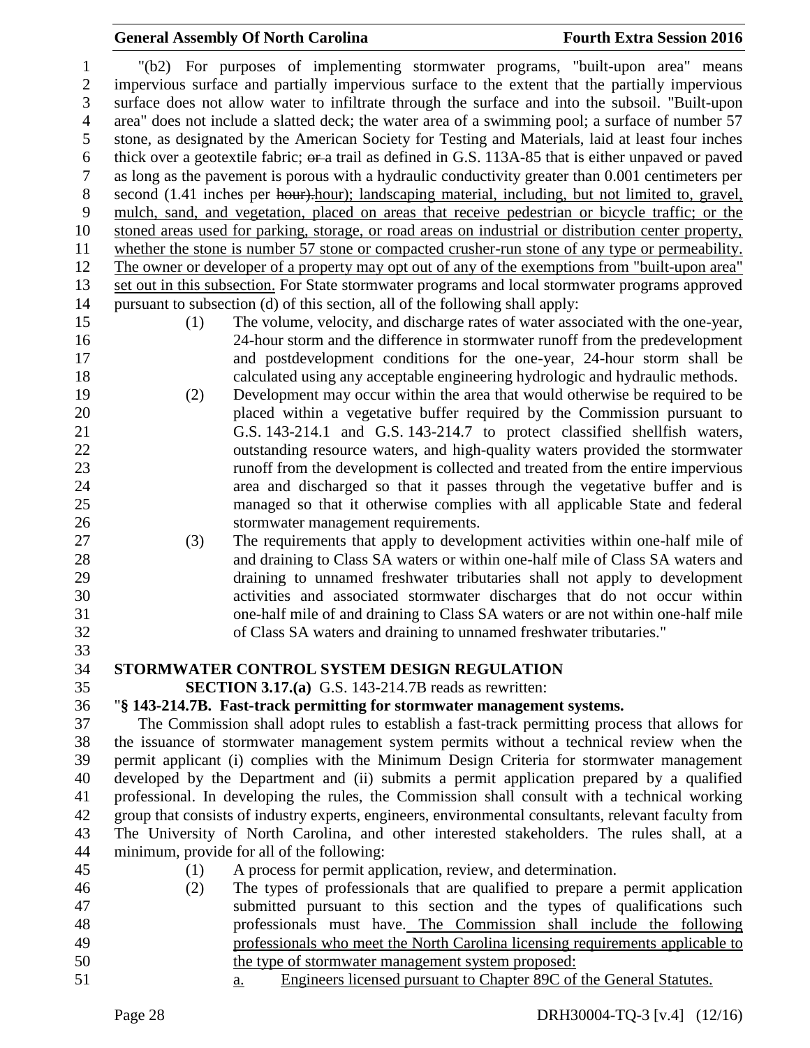"(b2) For purposes of implementing stormwater programs, "built-upon area" means impervious surface and partially impervious surface to the extent that the partially impervious surface does not allow water to infiltrate through the surface and into the subsoil. "Built-upon area" does not include a slatted deck; the water area of a swimming pool; a surface of number 57 stone, as designated by the American Society for Testing and Materials, laid at least four inches thick over a geotextile fabric; ~~or~~ a trail as defined in G.S. 113A-85 that is either unpaved or paved as long as the pavement is porous with a hydraulic conductivity greater than 0.001 centimeters per second (1.41 inches per ~~hour).~~hour); landscaping material, including, but not limited to, gravel, mulch, sand, and vegetation, placed on areas that receive pedestrian or bicycle traffic; or the stoned areas used for parking, storage, or road areas on industrial or distribution center property, whether the stone is number 57 stone or compacted crusher-run stone of any type or permeability. The owner or developer of a property may opt out of any of the exemptions from "built-upon area" set out in this subsection. For State stormwater programs and local stormwater programs approved pursuant to subsection (d) of this section, all of the following shall apply:

(1) The volume, velocity, and discharge rates of water associated with the one-year, 24-hour storm and the difference in stormwater runoff from the predevelopment and postdevelopment conditions for the one-year, 24-hour storm shall be calculated using any acceptable engineering hydrologic and hydraulic methods.

(2) Development may occur within the area that would otherwise be required to be placed within a vegetative buffer required by the Commission pursuant to G.S. 143-214.1 and G.S. 143-214.7 to protect classified shellfish waters, outstanding resource waters, and high-quality waters provided the stormwater runoff from the development is collected and treated from the entire impervious area and discharged so that it passes through the vegetative buffer and is managed so that it otherwise complies with all applicable State and federal stormwater management requirements.

(3) The requirements that apply to development activities within one-half mile of and draining to Class SA waters or within one-half mile of Class SA waters and draining to unnamed freshwater tributaries shall not apply to development activities and associated stormwater discharges that do not occur within one-half mile of and draining to Class SA waters or are not within one-half mile of Class SA waters and draining to unnamed freshwater tributaries."

## STORMWATER CONTROL SYSTEM DESIGN REGULATION

**SECTION 3.17.(a)** G.S. 143-214.7B reads as rewritten:

"**§ 143-214.7B. Fast-track permitting for stormwater management systems.**

The Commission shall adopt rules to establish a fast-track permitting process that allows for the issuance of stormwater management system permits without a technical review when the permit applicant (i) complies with the Minimum Design Criteria for stormwater management developed by the Department and (ii) submits a permit application prepared by a qualified professional. In developing the rules, the Commission shall consult with a technical working group that consists of industry experts, engineers, environmental consultants, relevant faculty from The University of North Carolina, and other interested stakeholders. The rules shall, at a minimum, provide for all of the following:

(1) A process for permit application, review, and determination.

(2) The types of professionals that are qualified to prepare a permit application submitted pursuant to this section and the types of qualifications such professionals must have. The Commission shall include the following professionals who meet the North Carolina licensing requirements applicable to the type of stormwater management system proposed:

a. Engineers licensed pursuant to Chapter 89C of the General Statutes.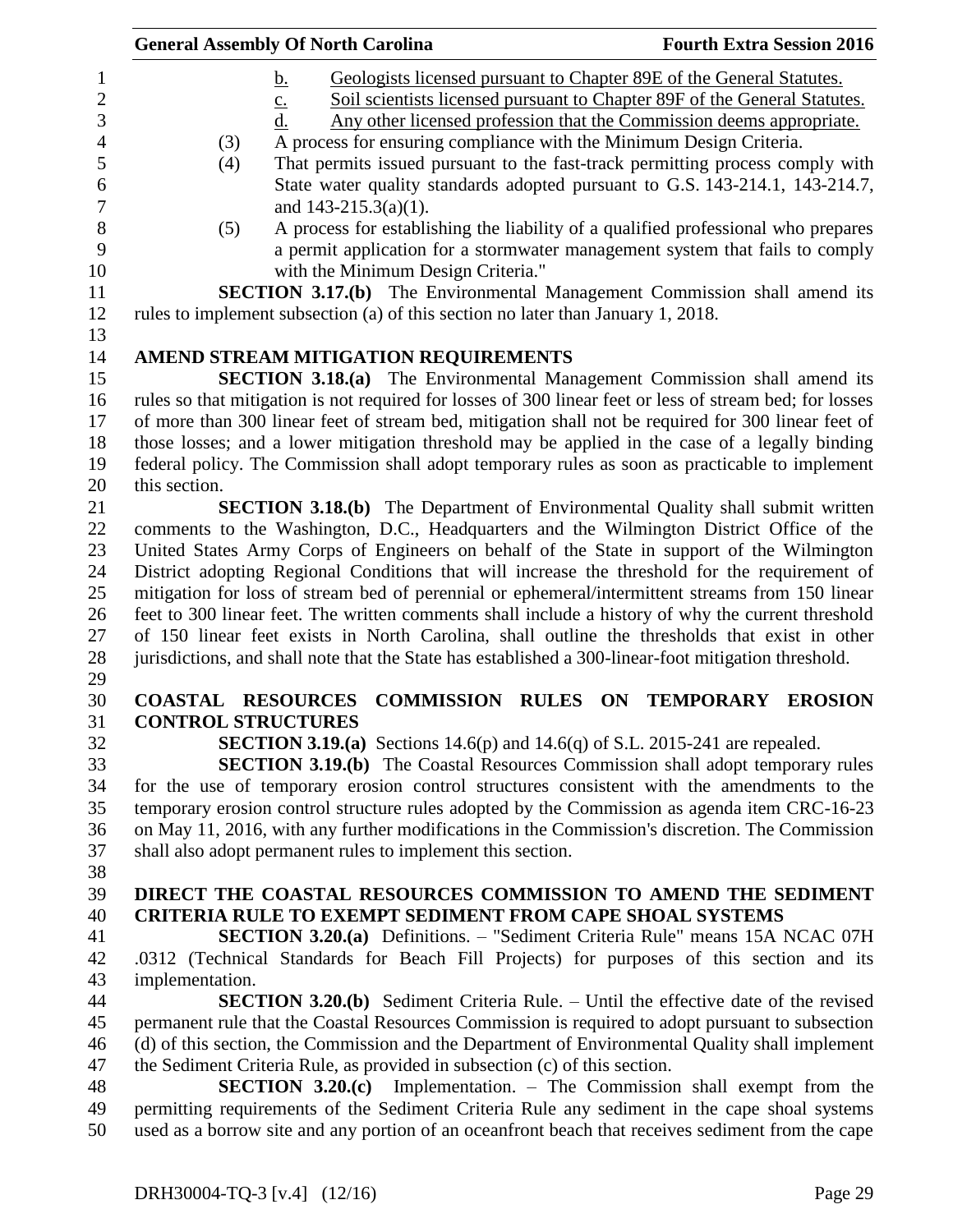b. Geologists licensed pursuant to Chapter 89E of the General Statutes.

c. Soil scientists licensed pursuant to Chapter 89F of the General Statutes.

d. Any other licensed profession that the Commission deems appropriate.

(3) A process for ensuring compliance with the Minimum Design Criteria.

(4) That permits issued pursuant to the fast-track permitting process comply with State water quality standards adopted pursuant to G.S. 143-214.1, 143-214.7, and 143-215.3(a)(1).

(5) A process for establishing the liability of a qualified professional who prepares a permit application for a stormwater management system that fails to comply with the Minimum Design Criteria."

**SECTION 3.17.(b)** The Environmental Management Commission shall amend its rules to implement subsection (a) of this section no later than January 1, 2018.

**AMEND STREAM MITIGATION REQUIREMENTS**

**SECTION 3.18.(a)** The Environmental Management Commission shall amend its rules so that mitigation is not required for losses of 300 linear feet or less of stream bed; for losses of more than 300 linear feet of stream bed, mitigation shall not be required for 300 linear feet of those losses; and a lower mitigation threshold may be applied in the case of a legally binding federal policy. The Commission shall adopt temporary rules as soon as practicable to implement this section.

**SECTION 3.18.(b)** The Department of Environmental Quality shall submit written comments to the Washington, D.C., Headquarters and the Wilmington District Office of the United States Army Corps of Engineers on behalf of the State in support of the Wilmington District adopting Regional Conditions that will increase the threshold for the requirement of mitigation for loss of stream bed of perennial or ephemeral/intermittent streams from 150 linear feet to 300 linear feet. The written comments shall include a history of why the current threshold of 150 linear feet exists in North Carolina, shall outline the thresholds that exist in other jurisdictions, and shall note that the State has established a 300-linear-foot mitigation threshold.

**COASTAL RESOURCES COMMISSION RULES ON TEMPORARY EROSION CONTROL STRUCTURES**

**SECTION 3.19.(a)** Sections 14.6(p) and 14.6(q) of S.L. 2015-241 are repealed.

**SECTION 3.19.(b)** The Coastal Resources Commission shall adopt temporary rules for the use of temporary erosion control structures consistent with the amendments to the temporary erosion control structure rules adopted by the Commission as agenda item CRC-16-23 on May 11, 2016, with any further modifications in the Commission's discretion. The Commission shall also adopt permanent rules to implement this section.

**DIRECT THE COASTAL RESOURCES COMMISSION TO AMEND THE SEDIMENT CRITERIA RULE TO EXEMPT SEDIMENT FROM CAPE SHOAL SYSTEMS**

**SECTION 3.20.(a)** Definitions. – "Sediment Criteria Rule" means 15A NCAC 07H .0312 (Technical Standards for Beach Fill Projects) for purposes of this section and its implementation.

**SECTION 3.20.(b)** Sediment Criteria Rule. – Until the effective date of the revised permanent rule that the Coastal Resources Commission is required to adopt pursuant to subsection (d) of this section, the Commission and the Department of Environmental Quality shall implement the Sediment Criteria Rule, as provided in subsection (c) of this section.

**SECTION 3.20.(c)** Implementation. – The Commission shall exempt from the permitting requirements of the Sediment Criteria Rule any sediment in the cape shoal systems used as a borrow site and any portion of an oceanfront beach that receives sediment from the cape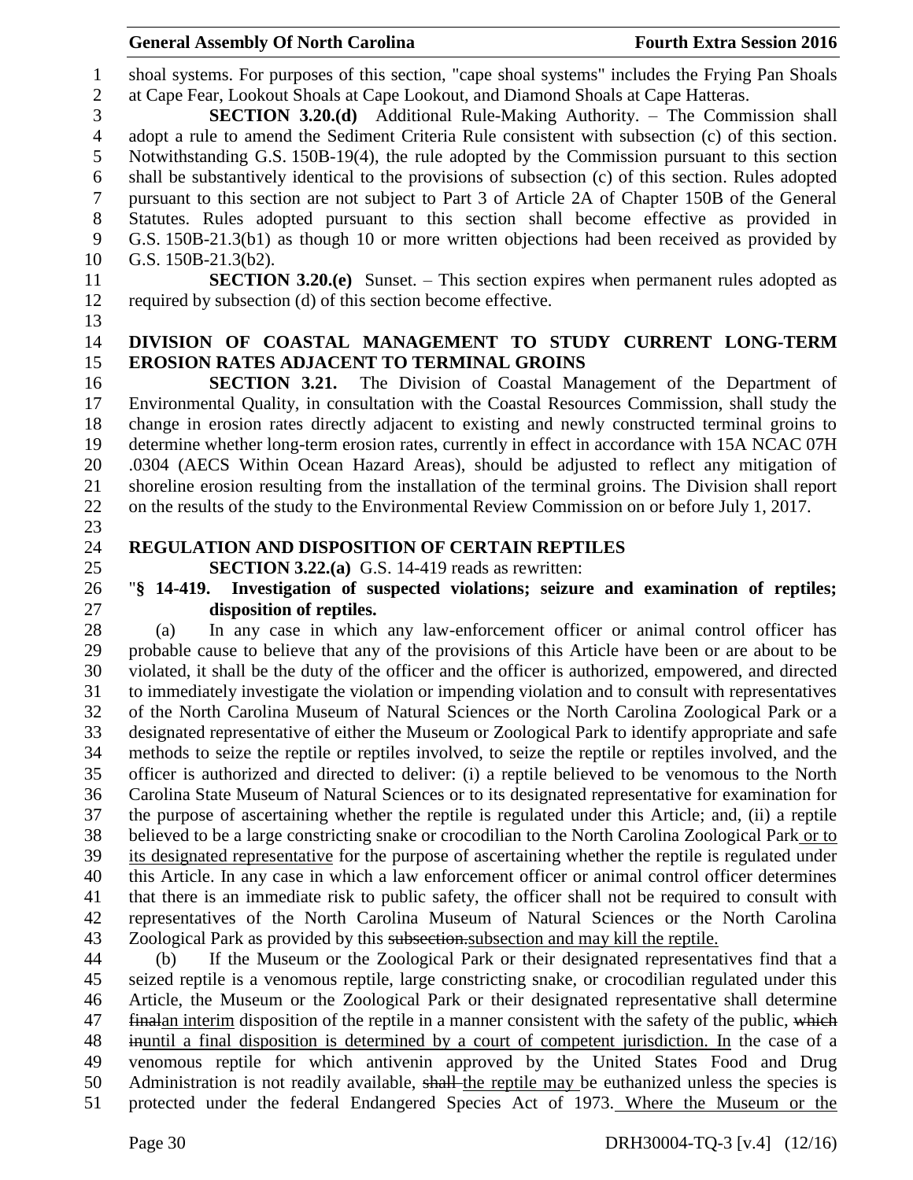shoal systems. For purposes of this section, "cape shoal systems" includes the Frying Pan Shoals at Cape Fear, Lookout Shoals at Cape Lookout, and Diamond Shoals at Cape Hatteras.

**SECTION 3.20.(d)** Additional Rule-Making Authority. – The Commission shall adopt a rule to amend the Sediment Criteria Rule consistent with subsection (c) of this section. Notwithstanding G.S. 150B-19(4), the rule adopted by the Commission pursuant to this section shall be substantively identical to the provisions of subsection (c) of this section. Rules adopted pursuant to this section are not subject to Part 3 of Article 2A of Chapter 150B of the General Statutes. Rules adopted pursuant to this section shall become effective as provided in G.S. 150B-21.3(b1) as though 10 or more written objections had been received as provided by G.S. 150B-21.3(b2).

**SECTION 3.20.(e)** Sunset. – This section expires when permanent rules adopted as required by subsection (d) of this section become effective.

## DIVISION OF COASTAL MANAGEMENT TO STUDY CURRENT LONG-TERM EROSION RATES ADJACENT TO TERMINAL GROINS

**SECTION 3.21.** The Division of Coastal Management of the Department of Environmental Quality, in consultation with the Coastal Resources Commission, shall study the change in erosion rates directly adjacent to existing and newly constructed terminal groins to determine whether long-term erosion rates, currently in effect in accordance with 15A NCAC 07H .0304 (AECS Within Ocean Hazard Areas), should be adjusted to reflect any mitigation of shoreline erosion resulting from the installation of the terminal groins. The Division shall report on the results of the study to the Environmental Review Commission on or before July 1, 2017.

## REGULATION AND DISPOSITION OF CERTAIN REPTILES

**SECTION 3.22.(a)** G.S. 14-419 reads as rewritten:

"**§ 14-419. Investigation of suspected violations; seizure and examination of reptiles; disposition of reptiles.**

(a) In any case in which any law-enforcement officer or animal control officer has probable cause to believe that any of the provisions of this Article have been or are about to be violated, it shall be the duty of the officer and the officer is authorized, empowered, and directed to immediately investigate the violation or impending violation and to consult with representatives of the North Carolina Museum of Natural Sciences or the North Carolina Zoological Park or a designated representative of either the Museum or Zoological Park to identify appropriate and safe methods to seize the reptile or reptiles involved, to seize the reptile or reptiles involved, and the officer is authorized and directed to deliver: (i) a reptile believed to be venomous to the North Carolina State Museum of Natural Sciences or to its designated representative for examination for the purpose of ascertaining whether the reptile is regulated under this Article; and, (ii) a reptile believed to be a large constricting snake or crocodilian to the North Carolina Zoological Park or to its designated representative for the purpose of ascertaining whether the reptile is regulated under this Article. In any case in which a law enforcement officer or animal control officer determines that there is an immediate risk to public safety, the officer shall not be required to consult with representatives of the North Carolina Museum of Natural Sciences or the North Carolina Zoological Park as provided by this ~~subsection.~~subsection and may kill the reptile.

(b) If the Museum or the Zoological Park or their designated representatives find that a seized reptile is a venomous reptile, large constricting snake, or crocodilian regulated under this Article, the Museum or the Zoological Park or their designated representative shall determine ~~final~~an interim disposition of the reptile in a manner consistent with the safety of the public, ~~which in~~until a final disposition is determined by a court of competent jurisdiction. In the case of a venomous reptile for which antivenin approved by the United States Food and Drug Administration is not readily available, ~~shall~~ the reptile may be euthanized unless the species is protected under the federal Endangered Species Act of 1973. Where the Museum or the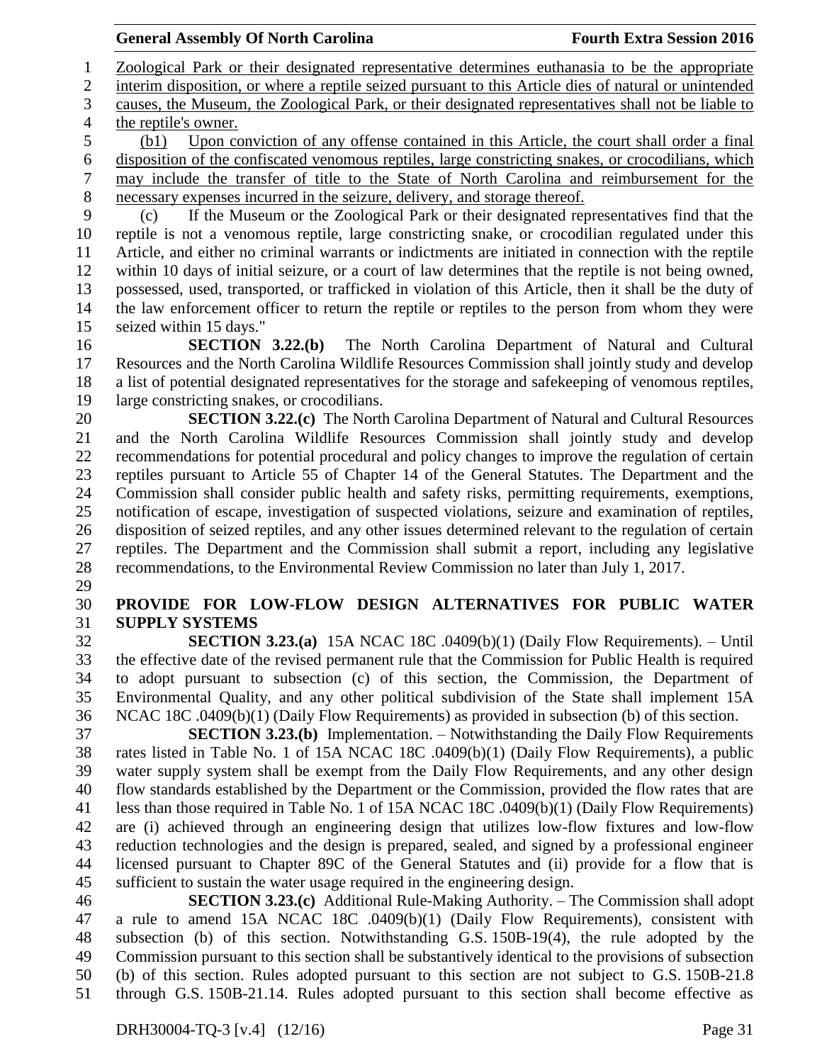Zoological Park or their designated representative determines euthanasia to be the appropriate interim disposition, or where a reptile seized pursuant to this Article dies of natural or unintended causes, the Museum, the Zoological Park, or their designated representatives shall not be liable to the reptile's owner.

(b1) Upon conviction of any offense contained in this Article, the court shall order a final disposition of the confiscated venomous reptiles, large constricting snakes, or crocodilians, which may include the transfer of title to the State of North Carolina and reimbursement for the necessary expenses incurred in the seizure, delivery, and storage thereof.

(c) If the Museum or the Zoological Park or their designated representatives find that the reptile is not a venomous reptile, large constricting snake, or crocodilian regulated under this Article, and either no criminal warrants or indictments are initiated in connection with the reptile within 10 days of initial seizure, or a court of law determines that the reptile is not being owned, possessed, used, transported, or trafficked in violation of this Article, then it shall be the duty of the law enforcement officer to return the reptile or reptiles to the person from whom they were seized within 15 days."

**SECTION 3.22.(b)** The North Carolina Department of Natural and Cultural Resources and the North Carolina Wildlife Resources Commission shall jointly study and develop a list of potential designated representatives for the storage and safekeeping of venomous reptiles, large constricting snakes, or crocodilians.

**SECTION 3.22.(c)** The North Carolina Department of Natural and Cultural Resources and the North Carolina Wildlife Resources Commission shall jointly study and develop recommendations for potential procedural and policy changes to improve the regulation of certain reptiles pursuant to Article 55 of Chapter 14 of the General Statutes. The Department and the Commission shall consider public health and safety risks, permitting requirements, exemptions, notification of escape, investigation of suspected violations, seizure and examination of reptiles, disposition of seized reptiles, and any other issues determined relevant to the regulation of certain reptiles. The Department and the Commission shall submit a report, including any legislative recommendations, to the Environmental Review Commission no later than July 1, 2017.

**PROVIDE FOR LOW-FLOW DESIGN ALTERNATIVES FOR PUBLIC WATER SUPPLY SYSTEMS**

**SECTION 3.23.(a)** 15A NCAC 18C .0409(b)(1) (Daily Flow Requirements). – Until the effective date of the revised permanent rule that the Commission for Public Health is required to adopt pursuant to subsection (c) of this section, the Commission, the Department of Environmental Quality, and any other political subdivision of the State shall implement 15A NCAC 18C .0409(b)(1) (Daily Flow Requirements) as provided in subsection (b) of this section.

**SECTION 3.23.(b)** Implementation. – Notwithstanding the Daily Flow Requirements rates listed in Table No. 1 of 15A NCAC 18C .0409(b)(1) (Daily Flow Requirements), a public water supply system shall be exempt from the Daily Flow Requirements, and any other design flow standards established by the Department or the Commission, provided the flow rates that are less than those required in Table No. 1 of 15A NCAC 18C .0409(b)(1) (Daily Flow Requirements) are (i) achieved through an engineering design that utilizes low-flow fixtures and low-flow reduction technologies and the design is prepared, sealed, and signed by a professional engineer licensed pursuant to Chapter 89C of the General Statutes and (ii) provide for a flow that is sufficient to sustain the water usage required in the engineering design.

**SECTION 3.23.(c)** Additional Rule-Making Authority. – The Commission shall adopt a rule to amend 15A NCAC 18C .0409(b)(1) (Daily Flow Requirements), consistent with subsection (b) of this section. Notwithstanding G.S. 150B-19(4), the rule adopted by the Commission pursuant to this section shall be substantively identical to the provisions of subsection (b) of this section. Rules adopted pursuant to this section are not subject to G.S. 150B-21.8 through G.S. 150B-21.14. Rules adopted pursuant to this section shall become effective as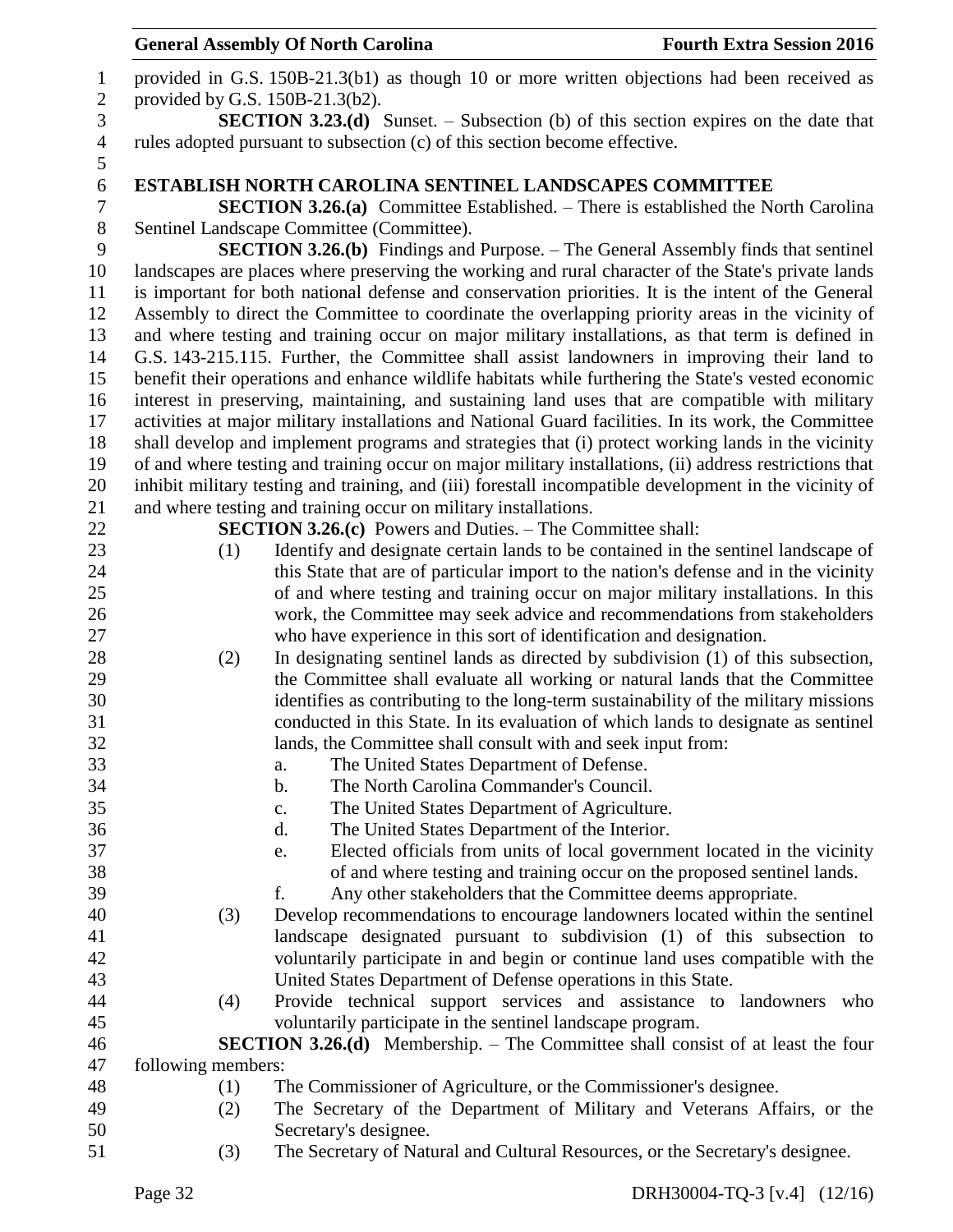provided in G.S. 150B-21.3(b1) as though 10 or more written objections had been received as provided by G.S. 150B-21.3(b2).

**SECTION 3.23.(d)** Sunset. – Subsection (b) of this section expires on the date that rules adopted pursuant to subsection (c) of this section become effective.

**ESTABLISH NORTH CAROLINA SENTINEL LANDSCAPES COMMITTEE**

**SECTION 3.26.(a)** Committee Established. – There is established the North Carolina Sentinel Landscape Committee (Committee).

**SECTION 3.26.(b)** Findings and Purpose. – The General Assembly finds that sentinel landscapes are places where preserving the working and rural character of the State's private lands is important for both national defense and conservation priorities. It is the intent of the General Assembly to direct the Committee to coordinate the overlapping priority areas in the vicinity of and where testing and training occur on major military installations, as that term is defined in G.S. 143-215.115. Further, the Committee shall assist landowners in improving their land to benefit their operations and enhance wildlife habitats while furthering the State's vested economic interest in preserving, maintaining, and sustaining land uses that are compatible with military activities at major military installations and National Guard facilities. In its work, the Committee shall develop and implement programs and strategies that (i) protect working lands in the vicinity of and where testing and training occur on major military installations, (ii) address restrictions that inhibit military testing and training, and (iii) forestall incompatible development in the vicinity of and where testing and training occur on military installations.

**SECTION 3.26.(c)** Powers and Duties. – The Committee shall:

(1) Identify and designate certain lands to be contained in the sentinel landscape of this State that are of particular import to the nation's defense and in the vicinity of and where testing and training occur on major military installations. In this work, the Committee may seek advice and recommendations from stakeholders who have experience in this sort of identification and designation.

(2) In designating sentinel lands as directed by subdivision (1) of this subsection, the Committee shall evaluate all working or natural lands that the Committee identifies as contributing to the long-term sustainability of the military missions conducted in this State. In its evaluation of which lands to designate as sentinel lands, the Committee shall consult with and seek input from:

a. The United States Department of Defense.

b. The North Carolina Commander's Council.

c. The United States Department of Agriculture.

d. The United States Department of the Interior.

e. Elected officials from units of local government located in the vicinity of and where testing and training occur on the proposed sentinel lands.

f. Any other stakeholders that the Committee deems appropriate.

(3) Develop recommendations to encourage landowners located within the sentinel landscape designated pursuant to subdivision (1) of this subsection to voluntarily participate in and begin or continue land uses compatible with the United States Department of Defense operations in this State.

(4) Provide technical support services and assistance to landowners who voluntarily participate in the sentinel landscape program.

**SECTION 3.26.(d)** Membership. – The Committee shall consist of at least the four following members:

(1) The Commissioner of Agriculture, or the Commissioner's designee.

(2) The Secretary of the Department of Military and Veterans Affairs, or the Secretary's designee.

(3) The Secretary of Natural and Cultural Resources, or the Secretary's designee.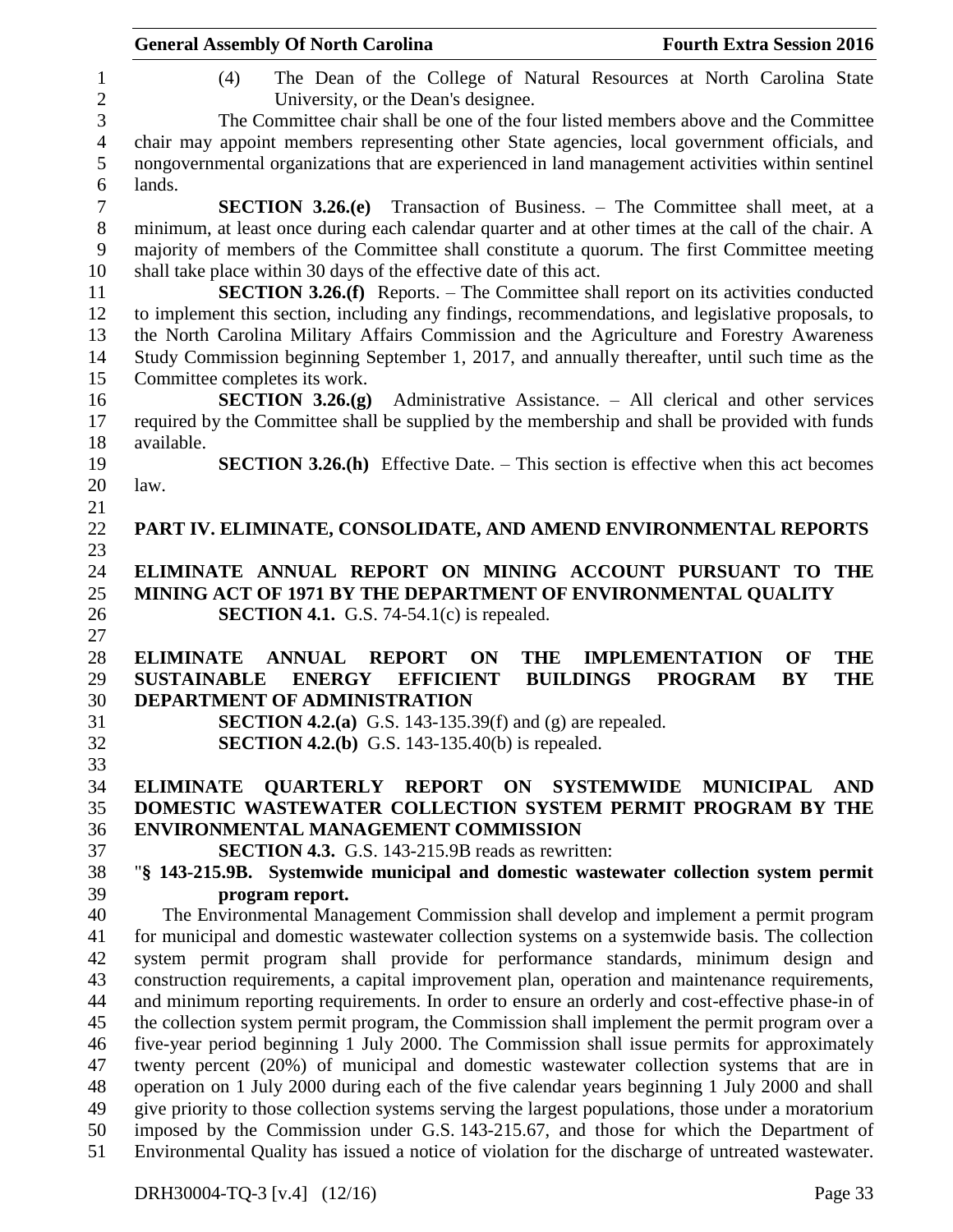(4) The Dean of the College of Natural Resources at North Carolina State University, or the Dean's designee.

The Committee chair shall be one of the four listed members above and the Committee chair may appoint members representing other State agencies, local government officials, and nongovernmental organizations that are experienced in land management activities within sentinel lands.

**SECTION 3.26.(e)** Transaction of Business. – The Committee shall meet, at a minimum, at least once during each calendar quarter and at other times at the call of the chair. A majority of members of the Committee shall constitute a quorum. The first Committee meeting shall take place within 30 days of the effective date of this act.

**SECTION 3.26.(f)** Reports. – The Committee shall report on its activities conducted to implement this section, including any findings, recommendations, and legislative proposals, to the North Carolina Military Affairs Commission and the Agriculture and Forestry Awareness Study Commission beginning September 1, 2017, and annually thereafter, until such time as the Committee completes its work.

**SECTION 3.26.(g)** Administrative Assistance. – All clerical and other services required by the Committee shall be supplied by the membership and shall be provided with funds available.

**SECTION 3.26.(h)** Effective Date. – This section is effective when this act becomes law.

## PART IV. ELIMINATE, CONSOLIDATE, AND AMEND ENVIRONMENTAL REPORTS

### ELIMINATE ANNUAL REPORT ON MINING ACCOUNT PURSUANT TO THE MINING ACT OF 1971 BY THE DEPARTMENT OF ENVIRONMENTAL QUALITY

**SECTION 4.1.** G.S. 74-54.1(c) is repealed.

### ELIMINATE ANNUAL REPORT ON THE IMPLEMENTATION OF THE SUSTAINABLE ENERGY EFFICIENT BUILDINGS PROGRAM BY THE DEPARTMENT OF ADMINISTRATION

**SECTION 4.2.(a)** G.S. 143-135.39(f) and (g) are repealed.

**SECTION 4.2.(b)** G.S. 143-135.40(b) is repealed.

### ELIMINATE QUARTERLY REPORT ON SYSTEMWIDE MUNICIPAL AND DOMESTIC WASTEWATER COLLECTION SYSTEM PERMIT PROGRAM BY THE ENVIRONMENTAL MANAGEMENT COMMISSION

**SECTION 4.3.** G.S. 143-215.9B reads as rewritten:

"**§ 143-215.9B. Systemwide municipal and domestic wastewater collection system permit program report.**

The Environmental Management Commission shall develop and implement a permit program for municipal and domestic wastewater collection systems on a systemwide basis. The collection system permit program shall provide for performance standards, minimum design and construction requirements, a capital improvement plan, operation and maintenance requirements, and minimum reporting requirements. In order to ensure an orderly and cost-effective phase-in of the collection system permit program, the Commission shall implement the permit program over a five-year period beginning 1 July 2000. The Commission shall issue permits for approximately twenty percent (20%) of municipal and domestic wastewater collection systems that are in operation on 1 July 2000 during each of the five calendar years beginning 1 July 2000 and shall give priority to those collection systems serving the largest populations, those under a moratorium imposed by the Commission under G.S. 143-215.67, and those for which the Department of Environmental Quality has issued a notice of violation for the discharge of untreated wastewater.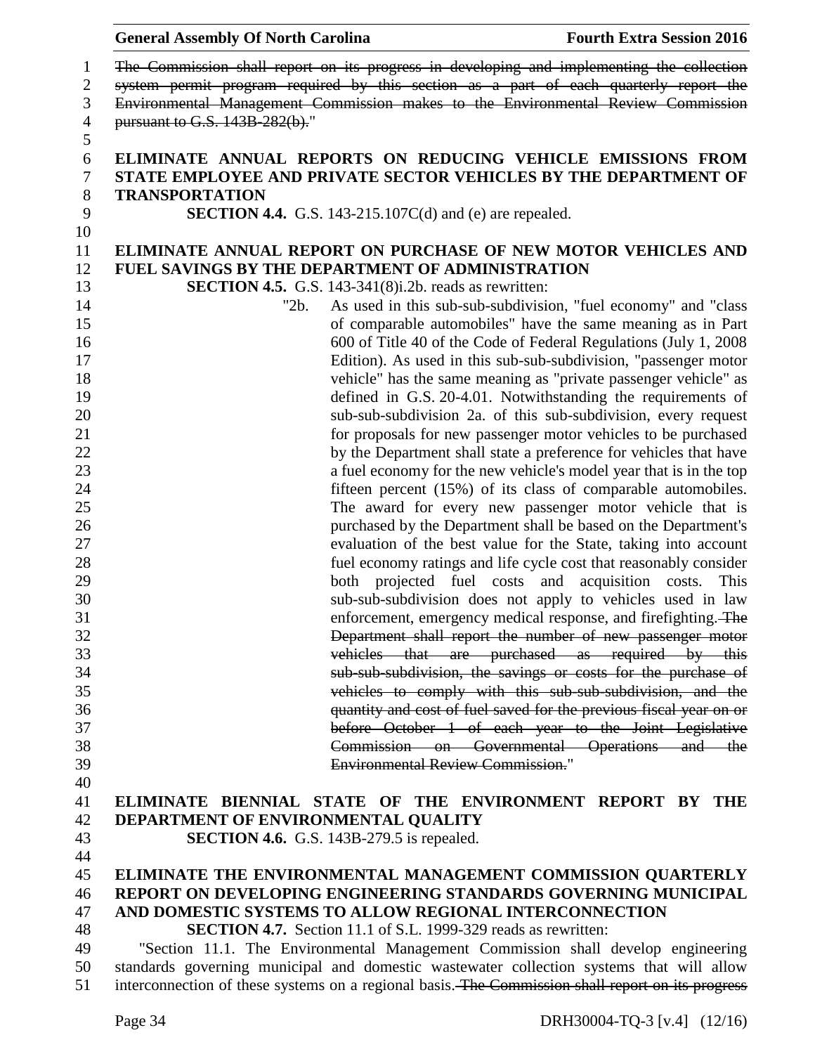~~The Commission shall report on its progress in developing and implementing the collection system permit program required by this section as a part of each quarterly report the Environmental Management Commission makes to the Environmental Review Commission pursuant to G.S. 143B-282(b).~~"

**ELIMINATE ANNUAL REPORTS ON REDUCING VEHICLE EMISSIONS FROM STATE EMPLOYEE AND PRIVATE SECTOR VEHICLES BY THE DEPARTMENT OF TRANSPORTATION**

**SECTION 4.4.** G.S. 143-215.107C(d) and (e) are repealed.

**ELIMINATE ANNUAL REPORT ON PURCHASE OF NEW MOTOR VEHICLES AND FUEL SAVINGS BY THE DEPARTMENT OF ADMINISTRATION**

**SECTION 4.5.** G.S. 143-341(8)i.2b. reads as rewritten:

"2b. As used in this sub-sub-subdivision, "fuel economy" and "class of comparable automobiles" have the same meaning as in Part 600 of Title 40 of the Code of Federal Regulations (July 1, 2008 Edition). As used in this sub-sub-subdivision, "passenger motor vehicle" has the same meaning as "private passenger vehicle" as defined in G.S. 20-4.01. Notwithstanding the requirements of sub-sub-subdivision 2a. of this sub-subdivision, every request for proposals for new passenger motor vehicles to be purchased by the Department shall state a preference for vehicles that have a fuel economy for the new vehicle's model year that is in the top fifteen percent (15%) of its class of comparable automobiles. The award for every new passenger motor vehicle that is purchased by the Department shall be based on the Department's evaluation of the best value for the State, taking into account fuel economy ratings and life cycle cost that reasonably consider both projected fuel costs and acquisition costs. This sub-sub-subdivision does not apply to vehicles used in law enforcement, emergency medical response, and firefighting. ~~The Department shall report the number of new passenger motor vehicles that are purchased as required by this sub-sub-subdivision, the savings or costs for the purchase of vehicles to comply with this sub-sub-subdivision, and the quantity and cost of fuel saved for the previous fiscal year on or before October 1 of each year to the Joint Legislative Commission on Governmental Operations and the Environmental Review Commission.~~"

**ELIMINATE BIENNIAL STATE OF THE ENVIRONMENT REPORT BY THE DEPARTMENT OF ENVIRONMENTAL QUALITY**

**SECTION 4.6.** G.S. 143B-279.5 is repealed.

**ELIMINATE THE ENVIRONMENTAL MANAGEMENT COMMISSION QUARTERLY REPORT ON DEVELOPING ENGINEERING STANDARDS GOVERNING MUNICIPAL AND DOMESTIC SYSTEMS TO ALLOW REGIONAL INTERCONNECTION**

**SECTION 4.7.** Section 11.1 of S.L. 1999-329 reads as rewritten:

"Section 11.1. The Environmental Management Commission shall develop engineering standards governing municipal and domestic wastewater collection systems that will allow interconnection of these systems on a regional basis. ~~The Commission shall report on its progress~~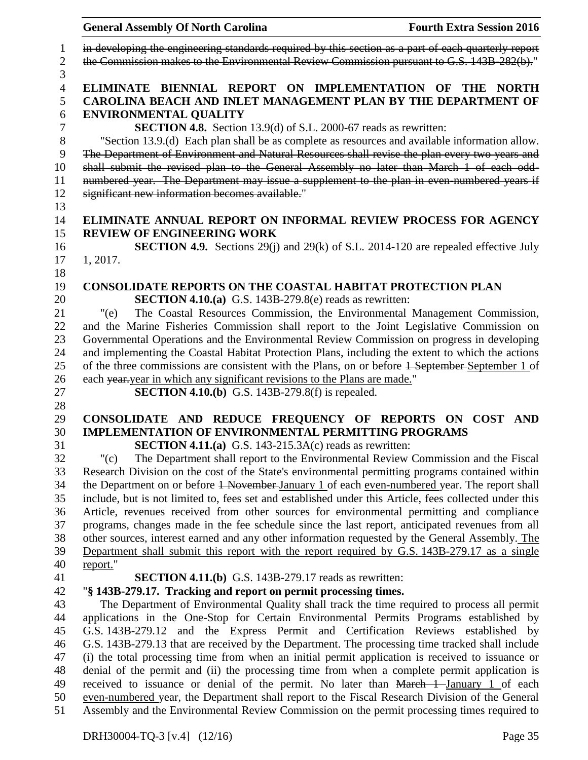~~in developing the engineering standards required by this section as a part of each quarterly report the Commission makes to the Environmental Review Commission pursuant to G.S. 143B-282(b).~~"

**ELIMINATE BIENNIAL REPORT ON IMPLEMENTATION OF THE NORTH CAROLINA BEACH AND INLET MANAGEMENT PLAN BY THE DEPARTMENT OF ENVIRONMENTAL QUALITY**

**SECTION 4.8.** Section 13.9(d) of S.L. 2000-67 reads as rewritten:

"Section 13.9.(d) Each plan shall be as complete as resources and available information allow. ~~The Department of Environment and Natural Resources shall revise the plan every two years and shall submit the revised plan to the General Assembly no later than March 1 of each odd-numbered year. The Department may issue a supplement to the plan in even-numbered years if significant new information becomes available.~~"

**ELIMINATE ANNUAL REPORT ON INFORMAL REVIEW PROCESS FOR AGENCY REVIEW OF ENGINEERING WORK**

**SECTION 4.9.** Sections 29(j) and 29(k) of S.L. 2014-120 are repealed effective July 1, 2017.

**CONSOLIDATE REPORTS ON THE COASTAL HABITAT PROTECTION PLAN**

**SECTION 4.10.(a)** G.S. 143B-279.8(e) reads as rewritten:

"(e) The Coastal Resources Commission, the Environmental Management Commission, and the Marine Fisheries Commission shall report to the Joint Legislative Commission on Governmental Operations and the Environmental Review Commission on progress in developing and implementing the Coastal Habitat Protection Plans, including the extent to which the actions of the three commissions are consistent with the Plans, on or before ~~1 September~~ <u>September 1</u> of each ~~year.~~<u>year in which any significant revisions to the Plans are made.</u>"

**SECTION 4.10.(b)** G.S. 143B-279.8(f) is repealed.

**CONSOLIDATE AND REDUCE FREQUENCY OF REPORTS ON COST AND IMPLEMENTATION OF ENVIRONMENTAL PERMITTING PROGRAMS**

**SECTION 4.11.(a)** G.S. 143-215.3A(c) reads as rewritten:

"(c) The Department shall report to the Environmental Review Commission and the Fiscal Research Division on the cost of the State's environmental permitting programs contained within the Department on or before ~~1 November~~ <u>January 1</u> of each <u>even-numbered</u> year. The report shall include, but is not limited to, fees set and established under this Article, fees collected under this Article, revenues received from other sources for environmental permitting and compliance programs, changes made in the fee schedule since the last report, anticipated revenues from all other sources, interest earned and any other information requested by the General Assembly. <u>The Department shall submit this report with the report required by G.S. 143B-279.17 as a single report.</u>"

**SECTION 4.11.(b)** G.S. 143B-279.17 reads as rewritten:

"**§ 143B-279.17. Tracking and report on permit processing times.**

The Department of Environmental Quality shall track the time required to process all permit applications in the One-Stop for Certain Environmental Permits Programs established by G.S. 143B-279.12 and the Express Permit and Certification Reviews established by G.S. 143B-279.13 that are received by the Department. The processing time tracked shall include (i) the total processing time from when an initial permit application is received to issuance or denial of the permit and (ii) the processing time from when a complete permit application is received to issuance or denial of the permit. No later than ~~March 1~~ <u>January 1</u> of each <u>even-numbered</u> year, the Department shall report to the Fiscal Research Division of the General Assembly and the Environmental Review Commission on the permit processing times required to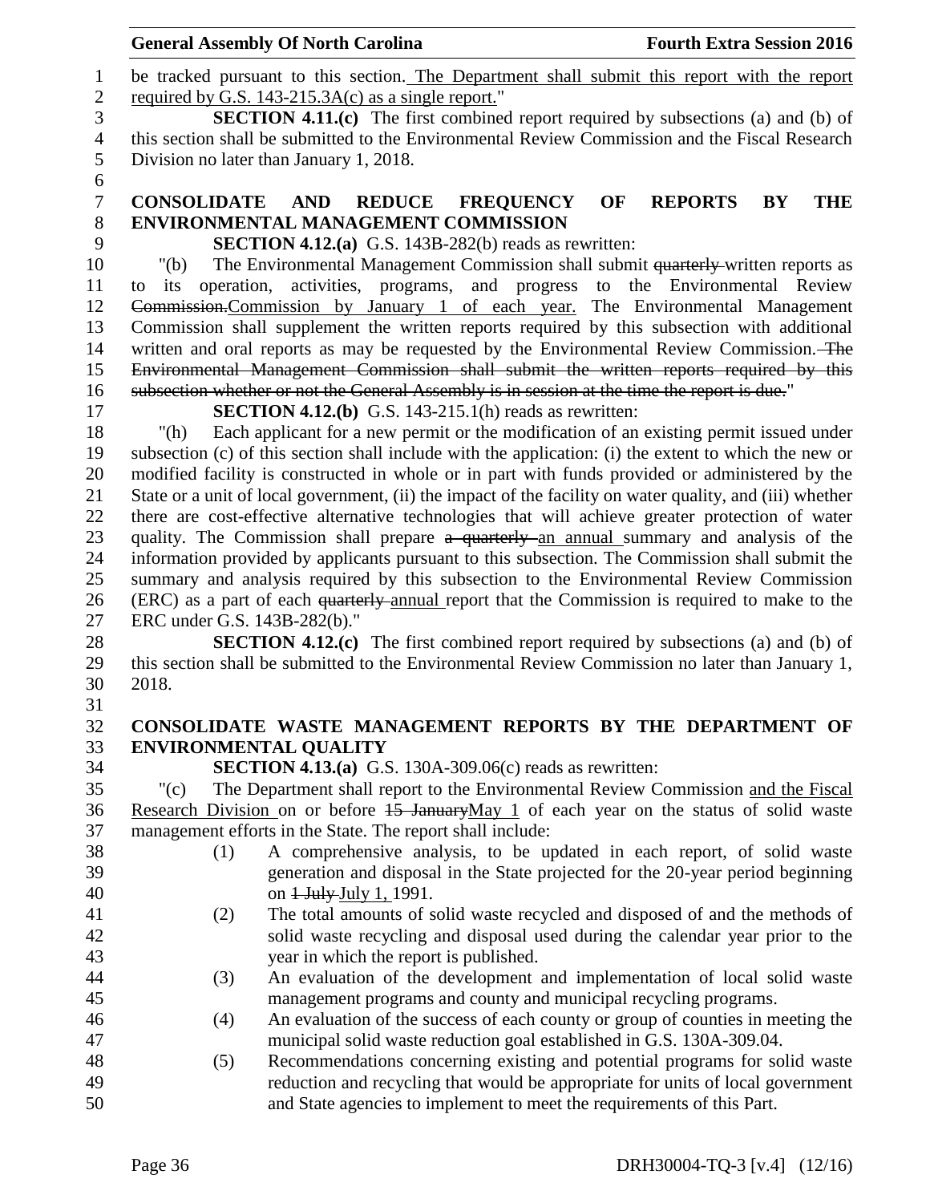be tracked pursuant to this section. The Department shall submit this report with the report required by G.S. 143-215.3A(c) as a single report."

**SECTION 4.11.(c)** The first combined report required by subsections (a) and (b) of this section shall be submitted to the Environmental Review Commission and the Fiscal Research Division no later than January 1, 2018.

**CONSOLIDATE AND REDUCE FREQUENCY OF REPORTS BY THE ENVIRONMENTAL MANAGEMENT COMMISSION**

**SECTION 4.12.(a)** G.S. 143B-282(b) reads as rewritten:

"(b) The Environmental Management Commission shall submit ~~quarterly~~ written reports as to its operation, activities, programs, and progress to the Environmental Review ~~Commission.~~Commission by January 1 of each year. The Environmental Management Commission shall supplement the written reports required by this subsection with additional written and oral reports as may be requested by the Environmental Review Commission. ~~The Environmental Management Commission shall submit the written reports required by this subsection whether or not the General Assembly is in session at the time the report is due.~~"

**SECTION 4.12.(b)** G.S. 143-215.1(h) reads as rewritten:

"(h) Each applicant for a new permit or the modification of an existing permit issued under subsection (c) of this section shall include with the application: (i) the extent to which the new or modified facility is constructed in whole or in part with funds provided or administered by the State or a unit of local government, (ii) the impact of the facility on water quality, and (iii) whether there are cost-effective alternative technologies that will achieve greater protection of water quality. The Commission shall prepare ~~a quarterly~~ an annual summary and analysis of the information provided by applicants pursuant to this subsection. The Commission shall submit the summary and analysis required by this subsection to the Environmental Review Commission (ERC) as a part of each ~~quarterly~~ annual report that the Commission is required to make to the ERC under G.S. 143B-282(b)."

**SECTION 4.12.(c)** The first combined report required by subsections (a) and (b) of this section shall be submitted to the Environmental Review Commission no later than January 1, 2018.

**CONSOLIDATE WASTE MANAGEMENT REPORTS BY THE DEPARTMENT OF ENVIRONMENTAL QUALITY**

**SECTION 4.13.(a)** G.S. 130A-309.06(c) reads as rewritten:

"(c) The Department shall report to the Environmental Review Commission and the Fiscal Research Division on or before ~~15 January~~May 1 of each year on the status of solid waste management efforts in the State. The report shall include:

(1) A comprehensive analysis, to be updated in each report, of solid waste generation and disposal in the State projected for the 20-year period beginning on ~~1 July~~ July 1, 1991.

(2) The total amounts of solid waste recycled and disposed of and the methods of solid waste recycling and disposal used during the calendar year prior to the year in which the report is published.

(3) An evaluation of the development and implementation of local solid waste management programs and county and municipal recycling programs.

(4) An evaluation of the success of each county or group of counties in meeting the municipal solid waste reduction goal established in G.S. 130A-309.04.

(5) Recommendations concerning existing and potential programs for solid waste reduction and recycling that would be appropriate for units of local government and State agencies to implement to meet the requirements of this Part.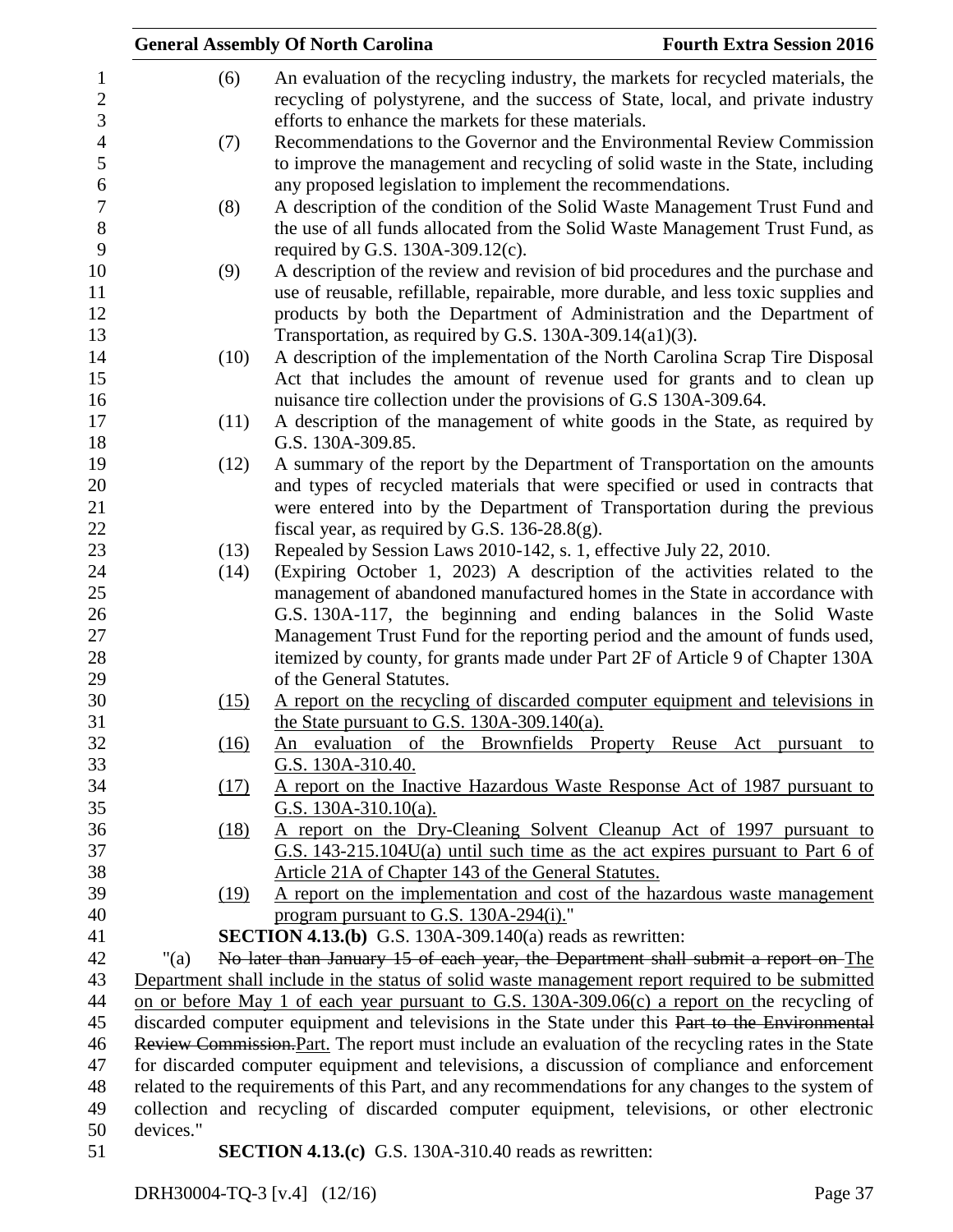(6) An evaluation of the recycling industry, the markets for recycled materials, the recycling of polystyrene, and the success of State, local, and private industry efforts to enhance the markets for these materials.

(7) Recommendations to the Governor and the Environmental Review Commission to improve the management and recycling of solid waste in the State, including any proposed legislation to implement the recommendations.

(8) A description of the condition of the Solid Waste Management Trust Fund and the use of all funds allocated from the Solid Waste Management Trust Fund, as required by G.S. 130A-309.12(c).

(9) A description of the review and revision of bid procedures and the purchase and use of reusable, refillable, repairable, more durable, and less toxic supplies and products by both the Department of Administration and the Department of Transportation, as required by G.S. 130A-309.14(a1)(3).

(10) A description of the implementation of the North Carolina Scrap Tire Disposal Act that includes the amount of revenue used for grants and to clean up nuisance tire collection under the provisions of G.S 130A-309.64.

(11) A description of the management of white goods in the State, as required by G.S. 130A-309.85.

(12) A summary of the report by the Department of Transportation on the amounts and types of recycled materials that were specified or used in contracts that were entered into by the Department of Transportation during the previous fiscal year, as required by G.S. 136-28.8(g).

(13) Repealed by Session Laws 2010-142, s. 1, effective July 22, 2010.

(14) (Expiring October 1, 2023) A description of the activities related to the management of abandoned manufactured homes in the State in accordance with G.S. 130A-117, the beginning and ending balances in the Solid Waste Management Trust Fund for the reporting period and the amount of funds used, itemized by county, for grants made under Part 2F of Article 9 of Chapter 130A of the General Statutes.

(15) A report on the recycling of discarded computer equipment and televisions in the State pursuant to G.S. 130A-309.140(a).

(16) An evaluation of the Brownfields Property Reuse Act pursuant to G.S. 130A-310.40.

(17) A report on the Inactive Hazardous Waste Response Act of 1987 pursuant to G.S. 130A-310.10(a).

(18) A report on the Dry-Cleaning Solvent Cleanup Act of 1997 pursuant to G.S. 143-215.104U(a) until such time as the act expires pursuant to Part 6 of Article 21A of Chapter 143 of the General Statutes.

(19) A report on the implementation and cost of the hazardous waste management program pursuant to G.S. 130A-294(i)."

**SECTION 4.13.(b)** G.S. 130A-309.140(a) reads as rewritten:

"(a) ~~No later than January 15 of each year, the Department shall submit a report on~~ The Department shall include in the status of solid waste management report required to be submitted on or before May 1 of each year pursuant to G.S. 130A-309.06(c) a report on the recycling of discarded computer equipment and televisions in the State under this ~~Part to the Environmental Review Commission.~~Part. The report must include an evaluation of the recycling rates in the State for discarded computer equipment and televisions, a discussion of compliance and enforcement related to the requirements of this Part, and any recommendations for any changes to the system of collection and recycling of discarded computer equipment, televisions, or other electronic devices."

**SECTION 4.13.(c)** G.S. 130A-310.40 reads as rewritten: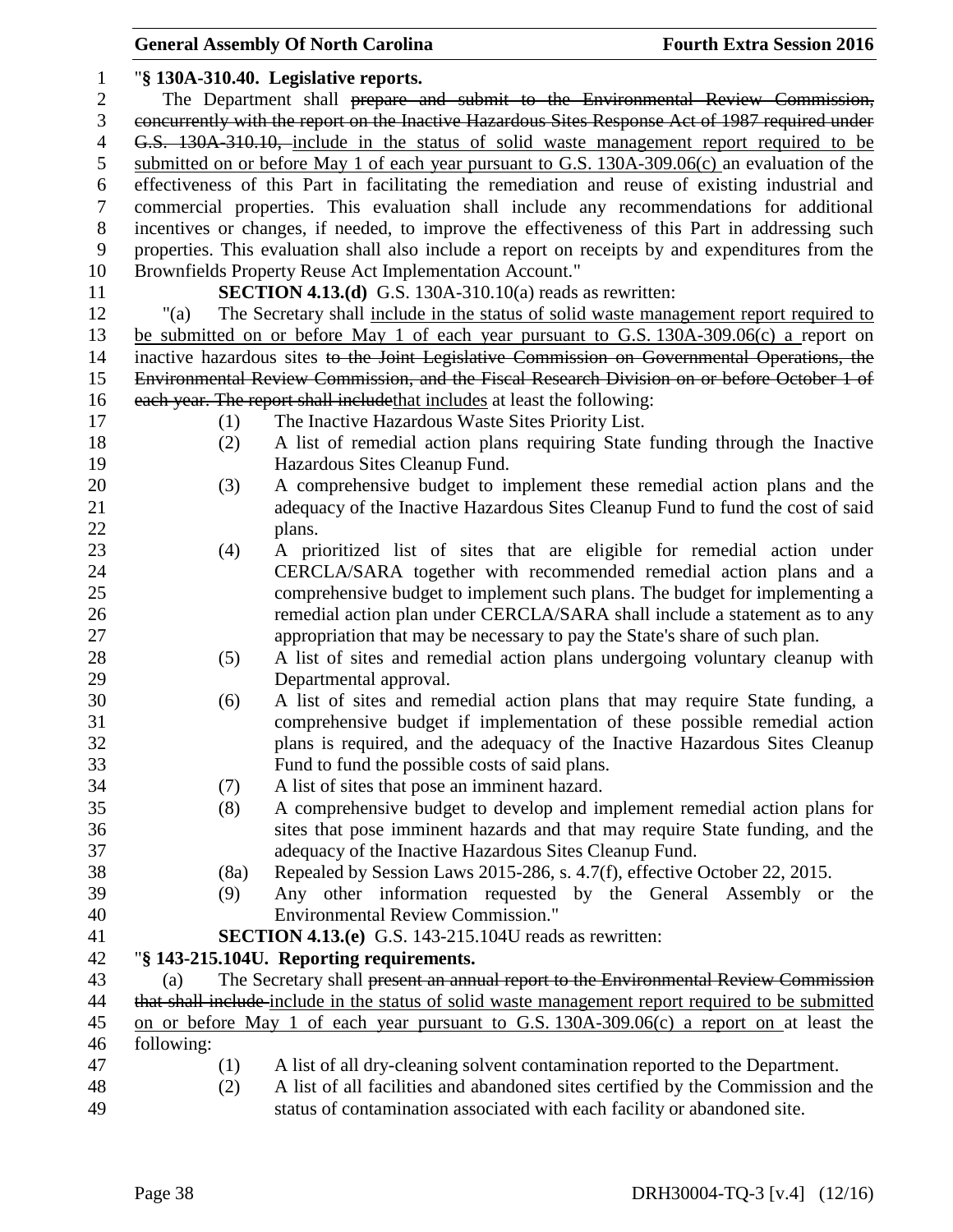"**§ 130A-310.40. Legislative reports.**

The Department shall ~~prepare and submit to the Environmental Review Commission, concurrently with the report on the Inactive Hazardous Sites Response Act of 1987 required under G.S. 130A-310.10,~~ include in the status of solid waste management report required to be submitted on or before May 1 of each year pursuant to G.S. 130A-309.06(c) an evaluation of the effectiveness of this Part in facilitating the remediation and reuse of existing industrial and commercial properties. This evaluation shall include any recommendations for additional incentives or changes, if needed, to improve the effectiveness of this Part in addressing such properties. This evaluation shall also include a report on receipts by and expenditures from the Brownfields Property Reuse Act Implementation Account."

**SECTION 4.13.(d)** G.S. 130A-310.10(a) reads as rewritten:

"(a) The Secretary shall include in the status of solid waste management report required to be submitted on or before May 1 of each year pursuant to G.S. 130A-309.06(c) a report on inactive hazardous sites ~~to the Joint Legislative Commission on Governmental Operations, the Environmental Review Commission, and the Fiscal Research Division on or before October 1 of each year. The report shall include~~that includes at least the following:

(1) The Inactive Hazardous Waste Sites Priority List.

(2) A list of remedial action plans requiring State funding through the Inactive Hazardous Sites Cleanup Fund.

(3) A comprehensive budget to implement these remedial action plans and the adequacy of the Inactive Hazardous Sites Cleanup Fund to fund the cost of said plans.

(4) A prioritized list of sites that are eligible for remedial action under CERCLA/SARA together with recommended remedial action plans and a comprehensive budget to implement such plans. The budget for implementing a remedial action plan under CERCLA/SARA shall include a statement as to any appropriation that may be necessary to pay the State's share of such plan.

(5) A list of sites and remedial action plans undergoing voluntary cleanup with Departmental approval.

(6) A list of sites and remedial action plans that may require State funding, a comprehensive budget if implementation of these possible remedial action plans is required, and the adequacy of the Inactive Hazardous Sites Cleanup Fund to fund the possible costs of said plans.

(7) A list of sites that pose an imminent hazard.

(8) A comprehensive budget to develop and implement remedial action plans for sites that pose imminent hazards and that may require State funding, and the adequacy of the Inactive Hazardous Sites Cleanup Fund.

(8a) Repealed by Session Laws 2015-286, s. 4.7(f), effective October 22, 2015.

(9) Any other information requested by the General Assembly or the Environmental Review Commission."

**SECTION 4.13.(e)** G.S. 143-215.104U reads as rewritten:

"**§ 143-215.104U. Reporting requirements.**

(a) The Secretary shall ~~present an annual report to the Environmental Review Commission that shall include~~ include in the status of solid waste management report required to be submitted on or before May 1 of each year pursuant to G.S. 130A-309.06(c) a report on at least the following:

(1) A list of all dry-cleaning solvent contamination reported to the Department.

(2) A list of all facilities and abandoned sites certified by the Commission and the status of contamination associated with each facility or abandoned site.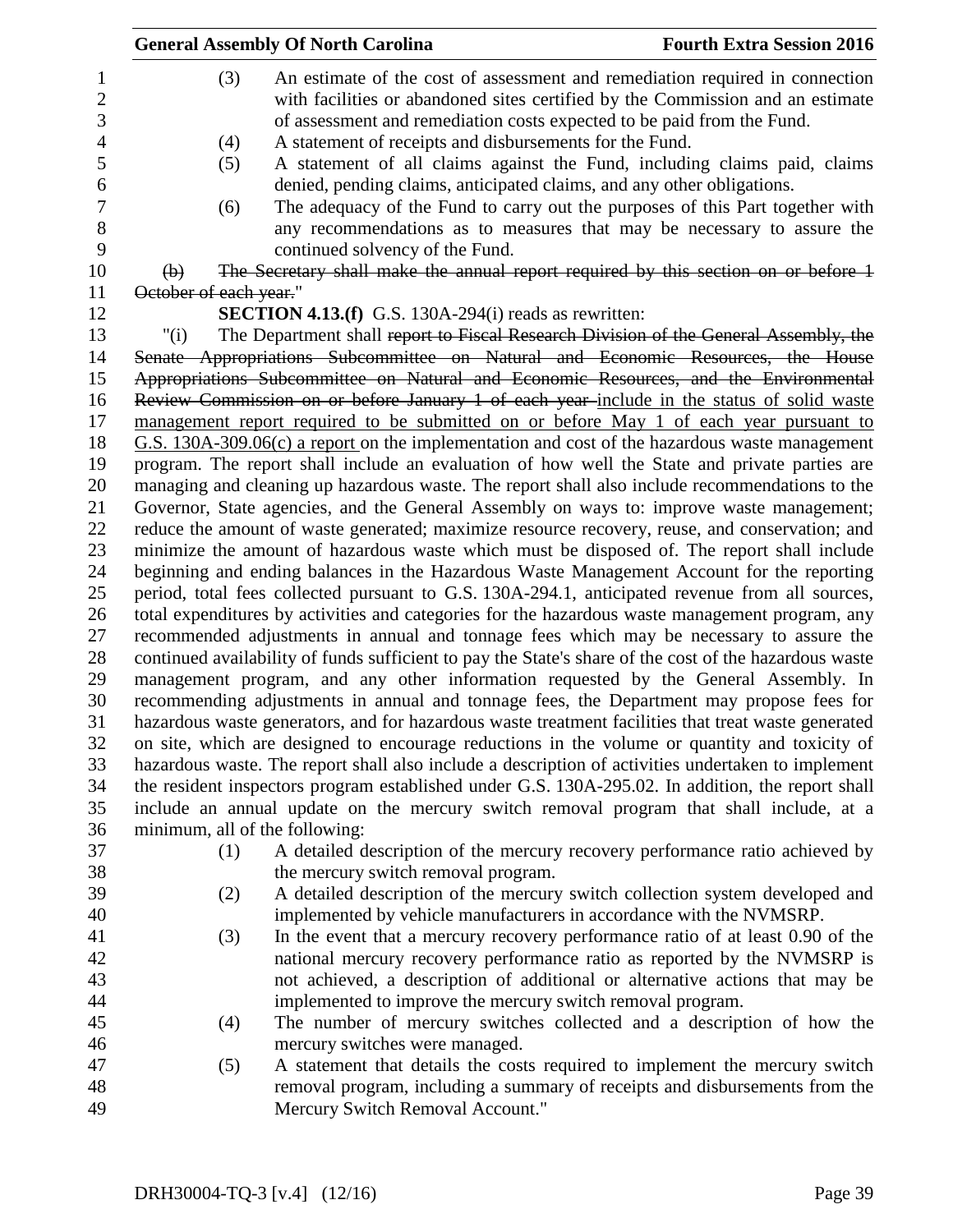(3) An estimate of the cost of assessment and remediation required in connection with facilities or abandoned sites certified by the Commission and an estimate of assessment and remediation costs expected to be paid from the Fund.

(4) A statement of receipts and disbursements for the Fund.

(5) A statement of all claims against the Fund, including claims paid, claims denied, pending claims, anticipated claims, and any other obligations.

(6) The adequacy of the Fund to carry out the purposes of this Part together with any recommendations as to measures that may be necessary to assure the continued solvency of the Fund.

~~(b) The Secretary shall make the annual report required by this section on or before 1 October of each year.~~"

**SECTION 4.13.(f)** G.S. 130A-294(i) reads as rewritten:

"(i) The Department shall ~~report to Fiscal Research Division of the General Assembly, the Senate Appropriations Subcommittee on Natural and Economic Resources, the House Appropriations Subcommittee on Natural and Economic Resources, and the Environmental Review Commission on or before January 1 of each year~~ include in the status of solid waste management report required to be submitted on or before May 1 of each year pursuant to G.S. 130A-309.06(c) a report on the implementation and cost of the hazardous waste management program. The report shall include an evaluation of how well the State and private parties are managing and cleaning up hazardous waste. The report shall also include recommendations to the Governor, State agencies, and the General Assembly on ways to: improve waste management; reduce the amount of waste generated; maximize resource recovery, reuse, and conservation; and minimize the amount of hazardous waste which must be disposed of. The report shall include beginning and ending balances in the Hazardous Waste Management Account for the reporting period, total fees collected pursuant to G.S. 130A-294.1, anticipated revenue from all sources, total expenditures by activities and categories for the hazardous waste management program, any recommended adjustments in annual and tonnage fees which may be necessary to assure the continued availability of funds sufficient to pay the State's share of the cost of the hazardous waste management program, and any other information requested by the General Assembly. In recommending adjustments in annual and tonnage fees, the Department may propose fees for hazardous waste generators, and for hazardous waste treatment facilities that treat waste generated on site, which are designed to encourage reductions in the volume or quantity and toxicity of hazardous waste. The report shall also include a description of activities undertaken to implement the resident inspectors program established under G.S. 130A-295.02. In addition, the report shall include an annual update on the mercury switch removal program that shall include, at a minimum, all of the following:

(1) A detailed description of the mercury recovery performance ratio achieved by the mercury switch removal program.

(2) A detailed description of the mercury switch collection system developed and implemented by vehicle manufacturers in accordance with the NVMSRP.

(3) In the event that a mercury recovery performance ratio of at least 0.90 of the national mercury recovery performance ratio as reported by the NVMSRP is not achieved, a description of additional or alternative actions that may be implemented to improve the mercury switch removal program.

(4) The number of mercury switches collected and a description of how the mercury switches were managed.

(5) A statement that details the costs required to implement the mercury switch removal program, including a summary of receipts and disbursements from the Mercury Switch Removal Account."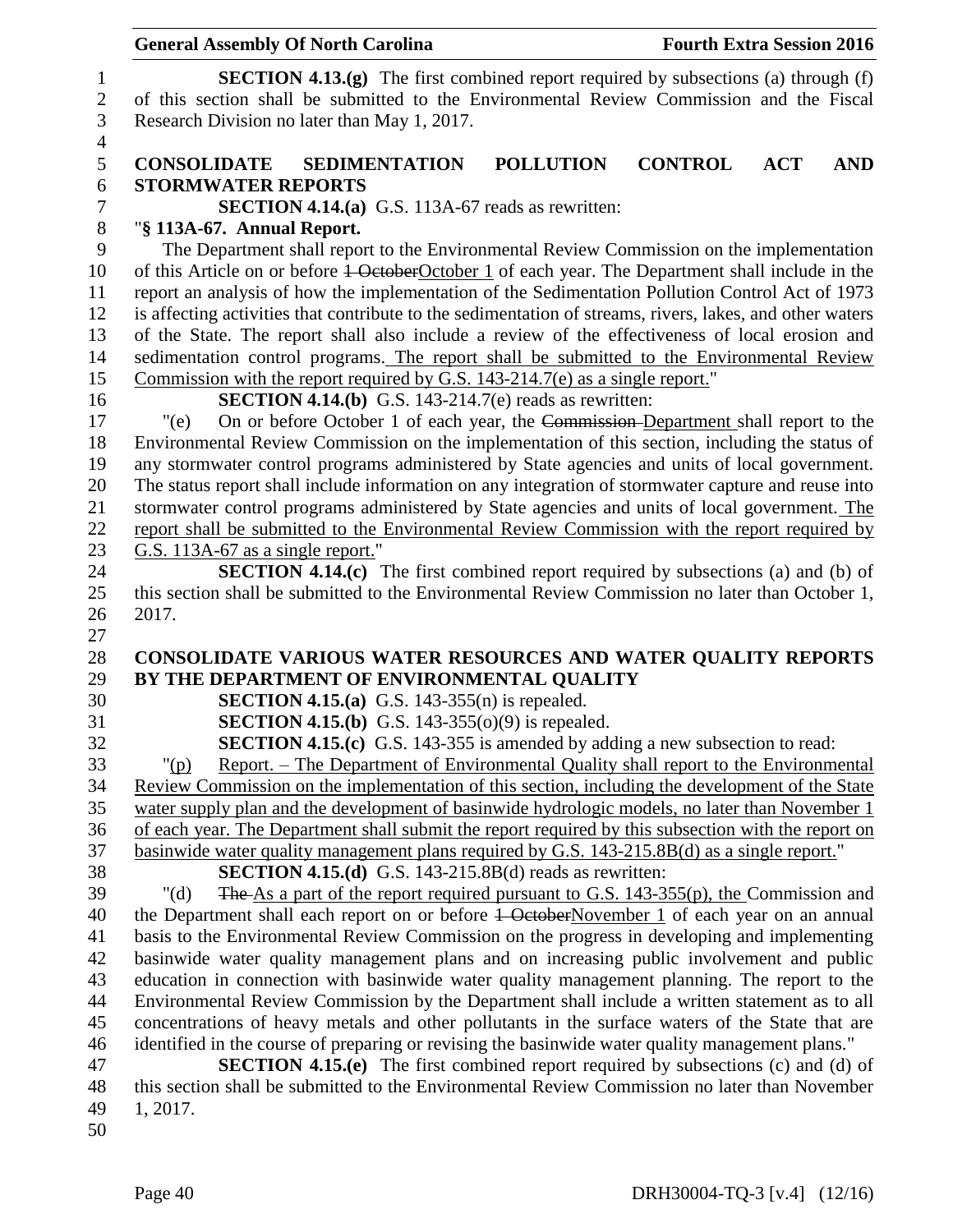**SECTION 4.13.(g)** The first combined report required by subsections (a) through (f) of this section shall be submitted to the Environmental Review Commission and the Fiscal Research Division no later than May 1, 2017.

**CONSOLIDATE SEDIMENTATION POLLUTION CONTROL ACT AND STORMWATER REPORTS**

**SECTION 4.14.(a)** G.S. 113A-67 reads as rewritten:

"**§ 113A-67. Annual Report.**

The Department shall report to the Environmental Review Commission on the implementation of this Article on or before ~~1 October~~October 1 of each year. The Department shall include in the report an analysis of how the implementation of the Sedimentation Pollution Control Act of 1973 is affecting activities that contribute to the sedimentation of streams, rivers, lakes, and other waters of the State. The report shall also include a review of the effectiveness of local erosion and sedimentation control programs. The report shall be submitted to the Environmental Review Commission with the report required by G.S. 143-214.7(e) as a single report."

**SECTION 4.14.(b)** G.S. 143-214.7(e) reads as rewritten:

"(e) On or before October 1 of each year, the ~~Commission~~ Department shall report to the Environmental Review Commission on the implementation of this section, including the status of any stormwater control programs administered by State agencies and units of local government. The status report shall include information on any integration of stormwater capture and reuse into stormwater control programs administered by State agencies and units of local government. The report shall be submitted to the Environmental Review Commission with the report required by G.S. 113A-67 as a single report."

**SECTION 4.14.(c)** The first combined report required by subsections (a) and (b) of this section shall be submitted to the Environmental Review Commission no later than October 1, 2017.

**CONSOLIDATE VARIOUS WATER RESOURCES AND WATER QUALITY REPORTS BY THE DEPARTMENT OF ENVIRONMENTAL QUALITY**

**SECTION 4.15.(a)** G.S. 143-355(n) is repealed.

**SECTION 4.15.(b)** G.S. 143-355(o)(9) is repealed.

**SECTION 4.15.(c)** G.S. 143-355 is amended by adding a new subsection to read:

"(p) Report. – The Department of Environmental Quality shall report to the Environmental Review Commission on the implementation of this section, including the development of the State water supply plan and the development of basinwide hydrologic models, no later than November 1 of each year. The Department shall submit the report required by this subsection with the report on basinwide water quality management plans required by G.S. 143-215.8B(d) as a single report."

**SECTION 4.15.(d)** G.S. 143-215.8B(d) reads as rewritten:

"(d) ~~The~~ As a part of the report required pursuant to G.S. 143-355(p), the Commission and the Department shall each report on or before ~~1 October~~November 1 of each year on an annual basis to the Environmental Review Commission on the progress in developing and implementing basinwide water quality management plans and on increasing public involvement and public education in connection with basinwide water quality management planning. The report to the Environmental Review Commission by the Department shall include a written statement as to all concentrations of heavy metals and other pollutants in the surface waters of the State that are identified in the course of preparing or revising the basinwide water quality management plans."

**SECTION 4.15.(e)** The first combined report required by subsections (c) and (d) of this section shall be submitted to the Environmental Review Commission no later than November 1, 2017.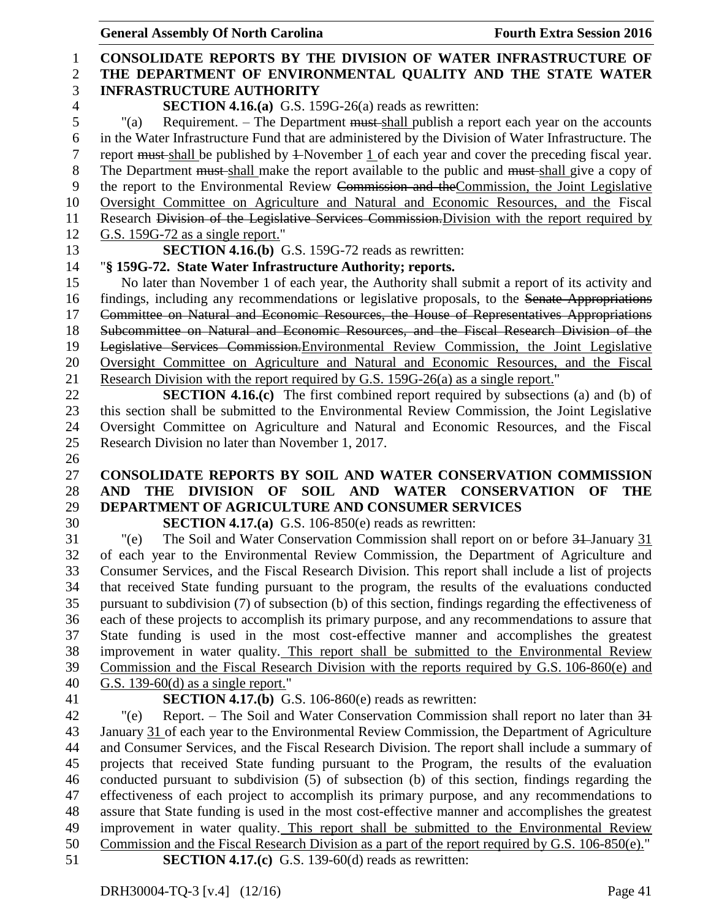**CONSOLIDATE REPORTS BY THE DIVISION OF WATER INFRASTRUCTURE OF THE DEPARTMENT OF ENVIRONMENTAL QUALITY AND THE STATE WATER INFRASTRUCTURE AUTHORITY**

**SECTION 4.16.(a)** G.S. 159G-26(a) reads as rewritten:

"(a) Requirement. – The Department ~~must~~ shall publish a report each year on the accounts in the Water Infrastructure Fund that are administered by the Division of Water Infrastructure. The report ~~must~~ shall be published by ~~1~~ November 1 of each year and cover the preceding fiscal year. The Department ~~must~~ shall make the report available to the public and ~~must~~ shall give a copy of the report to the Environmental Review ~~Commission and the~~Commission, the Joint Legislative Oversight Committee on Agriculture and Natural and Economic Resources, and the Fiscal Research ~~Division of the Legislative Services Commission.~~Division with the report required by G.S. 159G-72 as a single report."

**SECTION 4.16.(b)** G.S. 159G-72 reads as rewritten:

"**§ 159G-72. State Water Infrastructure Authority; reports.**

No later than November 1 of each year, the Authority shall submit a report of its activity and findings, including any recommendations or legislative proposals, to the ~~Senate Appropriations Committee on Natural and Economic Resources, the House of Representatives Appropriations Subcommittee on Natural and Economic Resources, and the Fiscal Research Division of the Legislative Services Commission.~~Environmental Review Commission, the Joint Legislative Oversight Committee on Agriculture and Natural and Economic Resources, and the Fiscal Research Division with the report required by G.S. 159G-26(a) as a single report."

**SECTION 4.16.(c)** The first combined report required by subsections (a) and (b) of this section shall be submitted to the Environmental Review Commission, the Joint Legislative Oversight Committee on Agriculture and Natural and Economic Resources, and the Fiscal Research Division no later than November 1, 2017.

**CONSOLIDATE REPORTS BY SOIL AND WATER CONSERVATION COMMISSION AND THE DIVISION OF SOIL AND WATER CONSERVATION OF THE DEPARTMENT OF AGRICULTURE AND CONSUMER SERVICES**

**SECTION 4.17.(a)** G.S. 106-850(e) reads as rewritten:

"(e) The Soil and Water Conservation Commission shall report on or before ~~31~~ January 31 of each year to the Environmental Review Commission, the Department of Agriculture and Consumer Services, and the Fiscal Research Division. This report shall include a list of projects that received State funding pursuant to the program, the results of the evaluations conducted pursuant to subdivision (7) of subsection (b) of this section, findings regarding the effectiveness of each of these projects to accomplish its primary purpose, and any recommendations to assure that State funding is used in the most cost-effective manner and accomplishes the greatest improvement in water quality. This report shall be submitted to the Environmental Review Commission and the Fiscal Research Division with the reports required by G.S. 106-860(e) and G.S. 139-60(d) as a single report."

**SECTION 4.17.(b)** G.S. 106-860(e) reads as rewritten:

"(e) Report. – The Soil and Water Conservation Commission shall report no later than ~~31~~ January 31 of each year to the Environmental Review Commission, the Department of Agriculture and Consumer Services, and the Fiscal Research Division. The report shall include a summary of projects that received State funding pursuant to the Program, the results of the evaluation conducted pursuant to subdivision (5) of subsection (b) of this section, findings regarding the effectiveness of each project to accomplish its primary purpose, and any recommendations to assure that State funding is used in the most cost-effective manner and accomplishes the greatest improvement in water quality. This report shall be submitted to the Environmental Review Commission and the Fiscal Research Division as a part of the report required by G.S. 106-850(e)."

**SECTION 4.17.(c)** G.S. 139-60(d) reads as rewritten: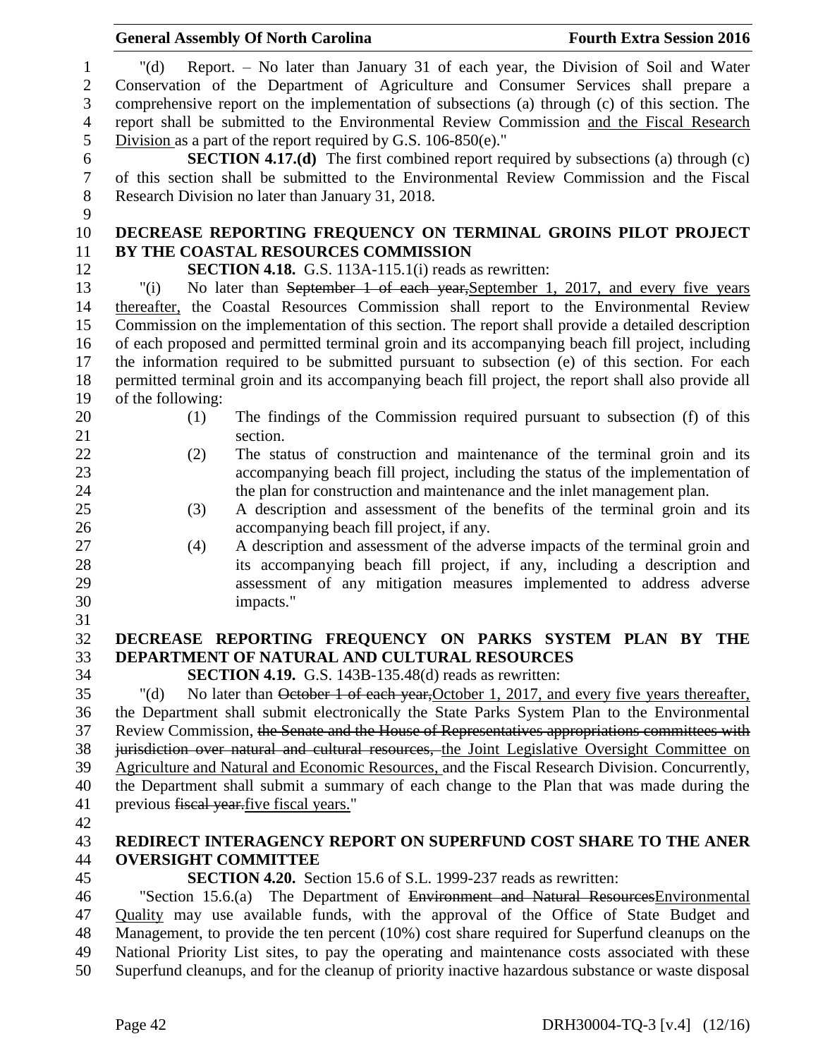"(d) Report. – No later than January 31 of each year, the Division of Soil and Water Conservation of the Department of Agriculture and Consumer Services shall prepare a comprehensive report on the implementation of subsections (a) through (c) of this section. The report shall be submitted to the Environmental Review Commission and the Fiscal Research Division as a part of the report required by G.S. 106-850(e)."

**SECTION 4.17.(d)** The first combined report required by subsections (a) through (c) of this section shall be submitted to the Environmental Review Commission and the Fiscal Research Division no later than January 31, 2018.

**DECREASE REPORTING FREQUENCY ON TERMINAL GROINS PILOT PROJECT BY THE COASTAL RESOURCES COMMISSION**

**SECTION 4.18.** G.S. 113A-115.1(i) reads as rewritten:

"(i) No later than ~~September 1 of each year,~~September 1, 2017, and every five years thereafter, the Coastal Resources Commission shall report to the Environmental Review Commission on the implementation of this section. The report shall provide a detailed description of each proposed and permitted terminal groin and its accompanying beach fill project, including the information required to be submitted pursuant to subsection (e) of this section. For each permitted terminal groin and its accompanying beach fill project, the report shall also provide all of the following:

(1) The findings of the Commission required pursuant to subsection (f) of this section.
(2) The status of construction and maintenance of the terminal groin and its accompanying beach fill project, including the status of the implementation of the plan for construction and maintenance and the inlet management plan.
(3) A description and assessment of the benefits of the terminal groin and its accompanying beach fill project, if any.
(4) A description and assessment of the adverse impacts of the terminal groin and its accompanying beach fill project, if any, including a description and assessment of any mitigation measures implemented to address adverse impacts."

**DECREASE REPORTING FREQUENCY ON PARKS SYSTEM PLAN BY THE DEPARTMENT OF NATURAL AND CULTURAL RESOURCES**

**SECTION 4.19.** G.S. 143B-135.48(d) reads as rewritten:

"(d) No later than ~~October 1 of each year,~~October 1, 2017, and every five years thereafter, the Department shall submit electronically the State Parks System Plan to the Environmental Review Commission, ~~the Senate and the House of Representatives appropriations committees with jurisdiction over natural and cultural resources,~~ the Joint Legislative Oversight Committee on Agriculture and Natural and Economic Resources, and the Fiscal Research Division. Concurrently, the Department shall submit a summary of each change to the Plan that was made during the previous ~~fiscal year.~~five fiscal years."

**REDIRECT INTERAGENCY REPORT ON SUPERFUND COST SHARE TO THE ANER OVERSIGHT COMMITTEE**

**SECTION 4.20.** Section 15.6 of S.L. 1999-237 reads as rewritten:

"Section 15.6.(a) The Department of ~~Environment and Natural Resources~~Environmental Quality may use available funds, with the approval of the Office of State Budget and Management, to provide the ten percent (10%) cost share required for Superfund cleanups on the National Priority List sites, to pay the operating and maintenance costs associated with these Superfund cleanups, and for the cleanup of priority inactive hazardous substance or waste disposal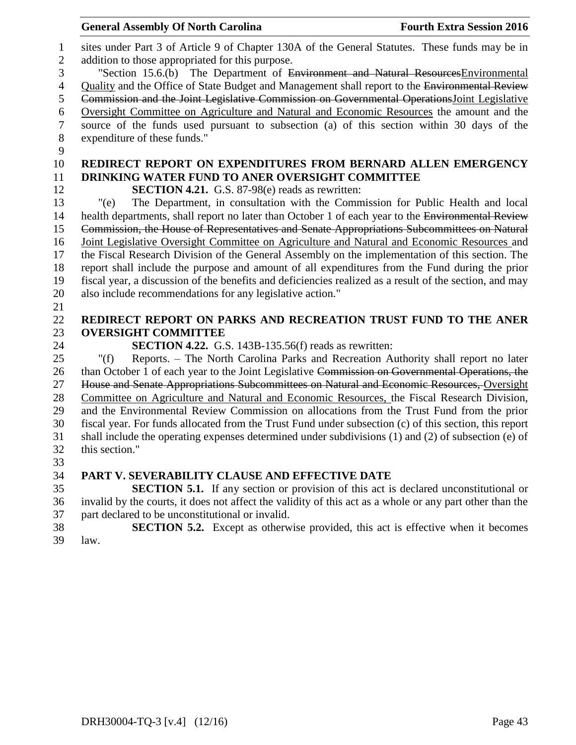sites under Part 3 of Article 9 of Chapter 130A of the General Statutes. These funds may be in addition to those appropriated for this purpose.

"Section 15.6.(b) The Department of ~~Environment and Natural Resources~~Environmental Quality and the Office of State Budget and Management shall report to the ~~Environmental Review Commission and the Joint Legislative Commission on Governmental Operations~~Joint Legislative Oversight Committee on Agriculture and Natural and Economic Resources the amount and the source of the funds used pursuant to subsection (a) of this section within 30 days of the expenditure of these funds."

**REDIRECT REPORT ON EXPENDITURES FROM BERNARD ALLEN EMERGENCY DRINKING WATER FUND TO ANER OVERSIGHT COMMITTEE**

**SECTION 4.21.** G.S. 87-98(e) reads as rewritten:

"(e) The Department, in consultation with the Commission for Public Health and local health departments, shall report no later than October 1 of each year to the ~~Environmental Review Commission, the House of Representatives and Senate Appropriations Subcommittees on Natural~~ Joint Legislative Oversight Committee on Agriculture and Natural and Economic Resources and the Fiscal Research Division of the General Assembly on the implementation of this section. The report shall include the purpose and amount of all expenditures from the Fund during the prior fiscal year, a discussion of the benefits and deficiencies realized as a result of the section, and may also include recommendations for any legislative action."

**REDIRECT REPORT ON PARKS AND RECREATION TRUST FUND TO THE ANER OVERSIGHT COMMITTEE**

**SECTION 4.22.** G.S. 143B-135.56(f) reads as rewritten:

"(f) Reports. – The North Carolina Parks and Recreation Authority shall report no later than October 1 of each year to the Joint Legislative ~~Commission on Governmental Operations, the House and Senate Appropriations Subcommittees on Natural and Economic Resources,~~ Oversight Committee on Agriculture and Natural and Economic Resources, the Fiscal Research Division, and the Environmental Review Commission on allocations from the Trust Fund from the prior fiscal year. For funds allocated from the Trust Fund under subsection (c) of this section, this report shall include the operating expenses determined under subdivisions (1) and (2) of subsection (e) of this section."

**PART V. SEVERABILITY CLAUSE AND EFFECTIVE DATE**

**SECTION 5.1.** If any section or provision of this act is declared unconstitutional or invalid by the courts, it does not affect the validity of this act as a whole or any part other than the part declared to be unconstitutional or invalid.

**SECTION 5.2.** Except as otherwise provided, this act is effective when it becomes law.